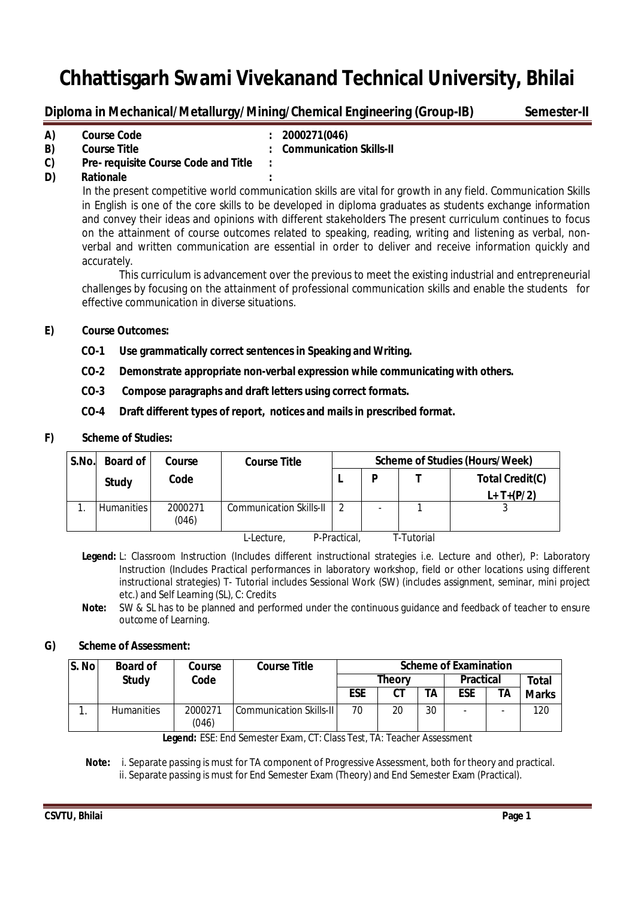# Chhattisgarh Swami Vivekanand Technical University, Bhilai

**Diploma in Mechanical/Metallurgy/Mining/Chemical Engineering (Group-IB)** **Semester-II**

**A) Course Code : 2000271(046)**

**B) Course Title : Communication Skills-II**

**C) Pre- requisite Course Code and Title :**

**D) Rationale :**

In the present competitive world communication skills are vital for growth in any field. Communication Skills in English is one of the core skills to be developed in diploma graduates as students exchange information and convey their ideas and opinions with different stakeholders The present curriculum continues to focus on the attainment of course outcomes related to speaking, reading, writing and listening as verbal, non-verbal and written communication are essential in order to deliver and receive information quickly and accurately.

This curriculum is advancement over the previous to meet the existing industrial and entrepreneurial challenges by focusing on the attainment of professional communication skills and enable the students for effective communication in diverse situations.

**E) Course Outcomes:**

- **CO-1 Use grammatically correct sentences in Speaking and Writing.**
- **CO-2 Demonstrate appropriate non-verbal expression while communicating with others.**
- **CO-3 Compose paragraphs and draft letters using correct formats.**
- **CO-4 Draft different types of report, notices and mails in prescribed format.**

**F) Scheme of Studies:**

| S.No. | Board of Study | Course Code | Course Title | Scheme of Studies (Hours/Week) | | | |
|---|---|---|---|---|---|---|---|
| | | | | L | P | T | Total Credit(C) L+T+(P/2) |
| 1. | Humanities | 2000271 (046) | Communication Skills-II | 2 | - | 1 | 3 |

L-Lecture, P-Practical, T-Tutorial

**Legend:** L: Classroom Instruction (Includes different instructional strategies i.e. Lecture and other), P: Laboratory Instruction (Includes Practical performances in laboratory workshop, field or other locations using different instructional strategies) T- Tutorial includes Sessional Work (SW) (includes assignment, seminar, mini project etc.) and Self Learning (SL), C: Credits

**Note:** SW & SL has to be planned and performed under the continuous guidance and feedback of teacher to ensure outcome of Learning.

**G) Scheme of Assessment:**

| S. No | Board of Study | Course Code | Course Title | Scheme of Examination | | | | | |
|---|---|---|---|---|---|---|---|---|---|
| | | | | Theory | | | Practical | | Total Marks |
| | | | | ESE | CT | TA | ESE | TA | |
| 1. | Humanities | 2000271 (046) | Communication Skills-II | 70 | 20 | 30 | - | - | 120 |

**Legend:** ESE: End Semester Exam, CT: Class Test, TA: Teacher Assessment

**Note:** i. Separate passing is must for TA component of Progressive Assessment, both for theory and practical.
ii. Separate passing is must for End Semester Exam (Theory) and End Semester Exam (Practical).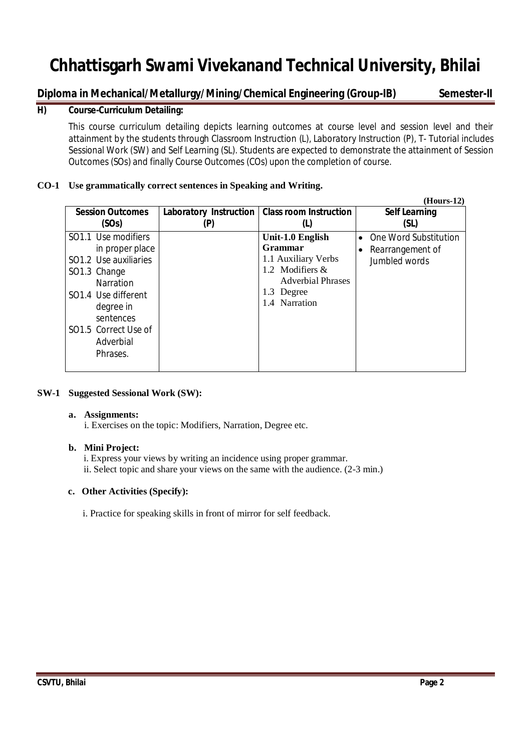# Chhattisgarh Swami Vivekanand Technical University, Bhilai

**Diploma in Mechanical/Metallurgy/Mining/Chemical Engineering (Group-IB) Semester-II**

## H) Course-Curriculum Detailing:

This course curriculum detailing depicts learning outcomes at course level and session level and their attainment by the students through Classroom Instruction (L), Laboratory Instruction (P), T- Tutorial includes Sessional Work (SW) and Self Learning (SL). Students are expected to demonstrate the attainment of Session Outcomes (SOs) and finally Course Outcomes (COs) upon the completion of course.

**CO-1 Use grammatically correct sentences in Speaking and Writing.**

**(Hours-12)**

| Session Outcomes (SOs) | Laboratory Instruction (P) | Class room Instruction (L) | Self Learning (SL) |
|---|---|---|---|
| SO1.1 Use modifiers in proper place<br>SO1.2 Use auxiliaries<br>SO1.3 Change Narration<br>SO1.4 Use different degree in sentences<br>SO1.5 Correct Use of Adverbial Phrases. | | **Unit-1.0 English Grammar**<br>1.1 Auxiliary Verbs<br>1.2 Modifiers & Adverbial Phrases<br>1.3 Degree<br>1.4 Narration | • One Word Substitution<br>• Rearrangement of Jumbled words |

**SW-1 Suggested Sessional Work (SW):**

**a. Assignments:**

i. Exercises on the topic: Modifiers, Narration, Degree etc.

**b. Mini Project:**

i. Express your views by writing an incidence using proper grammar.
ii. Select topic and share your views on the same with the audience. (2-3 min.)

**c. Other Activities (Specify):**

i. Practice for speaking skills in front of mirror for self feedback.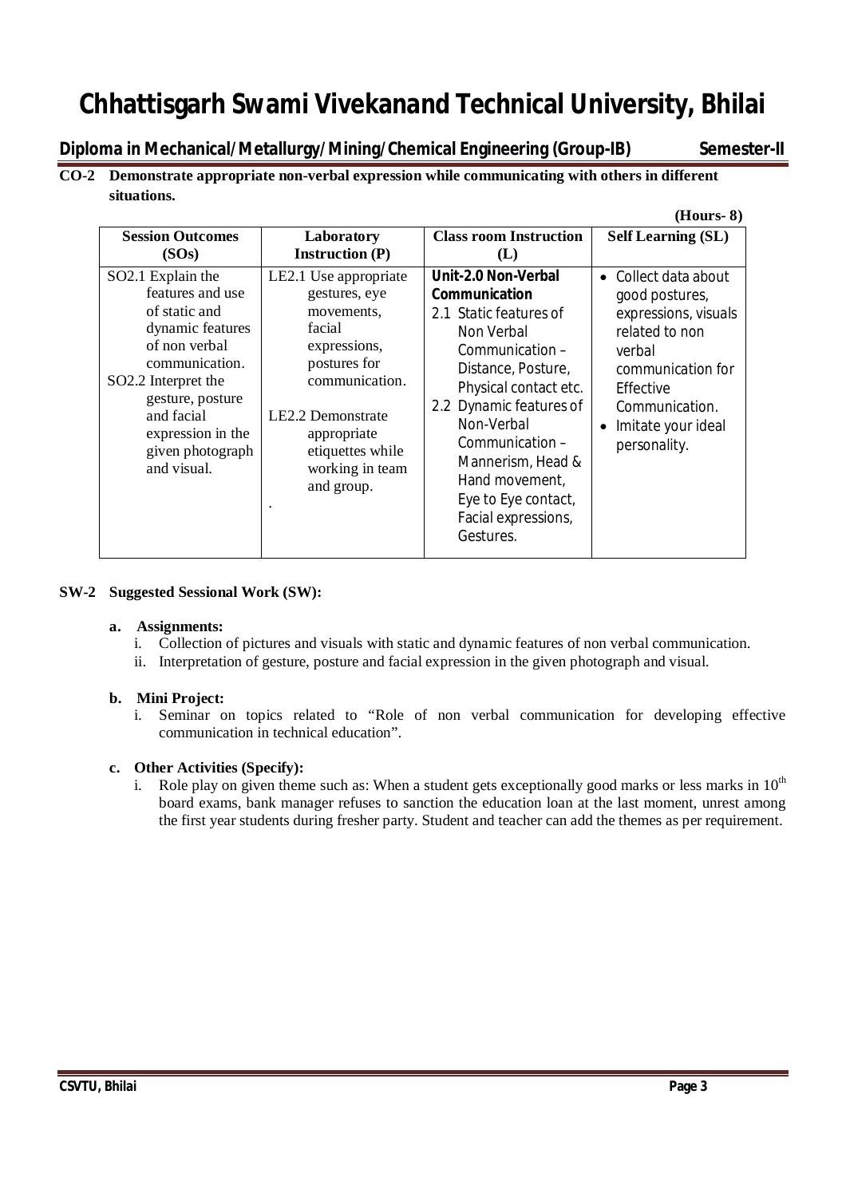**CO-2 Demonstrate appropriate non-verbal expression while communicating with others in different situations.**

**(Hours- 8)**

| Session Outcomes (SOs) | Laboratory Instruction (P) | Class room Instruction (L) | Self Learning (SL) |
|---|---|---|---|
| SO2.1 Explain the features and use of static and dynamic features of non verbal communication.<br>SO2.2 Interpret the gesture, posture and facial expression in the given photograph and visual. | LE2.1 Use appropriate gestures, eye movements, facial expressions, postures for communication.<br>LE2.2 Demonstrate appropriate etiquettes while working in team and group.<br>. | **Unit-2.0 Non-Verbal Communication**<br>2.1 Static features of Non Verbal Communication – Distance, Posture, Physical contact etc.<br>2.2 Dynamic features of Non-Verbal Communication – Mannerism, Head & Hand movement, Eye to Eye contact, Facial expressions, Gestures. | • Collect data about good postures, expressions, visuals related to non verbal communication for Effective Communication.<br>• Imitate your ideal personality. |

**SW-2 Suggested Sessional Work (SW):**

**a. Assignments:**

i. Collection of pictures and visuals with static and dynamic features of non verbal communication.

ii. Interpretation of gesture, posture and facial expression in the given photograph and visual.

**b. Mini Project:**

i. Seminar on topics related to "Role of non verbal communication for developing effective communication in technical education".

**c. Other Activities (Specify):**

i. Role play on given theme such as: When a student gets exceptionally good marks or less marks in $10^{th}$ board exams, bank manager refuses to sanction the education loan at the last moment, unrest among the first year students during fresher party. Student and teacher can add the themes as per requirement.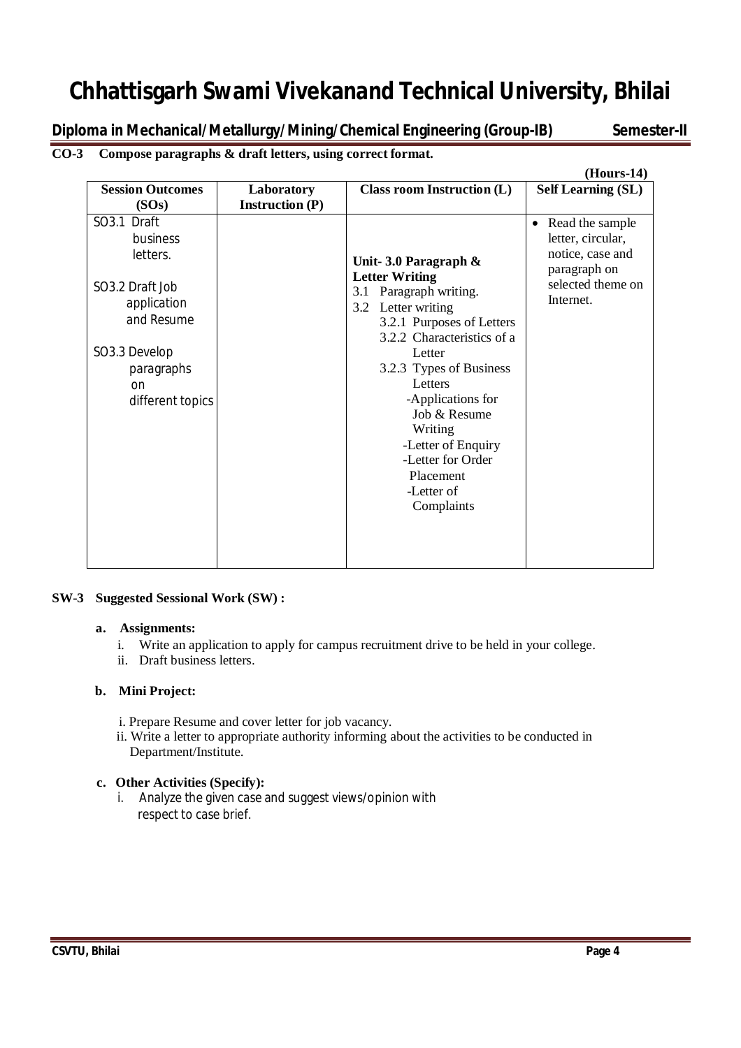**CO-3 Compose paragraphs & draft letters, using correct format.**

**(Hours-14)**

| Session Outcomes (SOs) | Laboratory Instruction (P) | Class room Instruction (L) | Self Learning (SL) |
|---|---|---|---|
| SO3.1 Draft business letters.<br><br>SO3.2 Draft Job application and Resume<br><br>SO3.3 Develop paragraphs on different topics | | **Unit- 3.0 Paragraph & Letter Writing**<br>3.1 Paragraph writing.<br>3.2 Letter writing<br>3.2.1 Purposes of Letters<br>3.2.2 Characteristics of a Letter<br>3.2.3 Types of Business Letters<br>-Applications for Job & Resume Writing<br>-Letter of Enquiry<br>-Letter for Order Placement<br>-Letter of Complaints | • Read the sample letter, circular, notice, case and paragraph on selected theme on Internet. |

**SW-3 Suggested Sessional Work (SW) :**

**a. Assignments:**

i. Write an application to apply for campus recruitment drive to be held in your college.
ii. Draft business letters.

**b. Mini Project:**

i. Prepare Resume and cover letter for job vacancy.
ii. Write a letter to appropriate authority informing about the activities to be conducted in Department/Institute.

**c. Other Activities (Specify):**

i. Analyze the given case and suggest views/opinion with respect to case brief.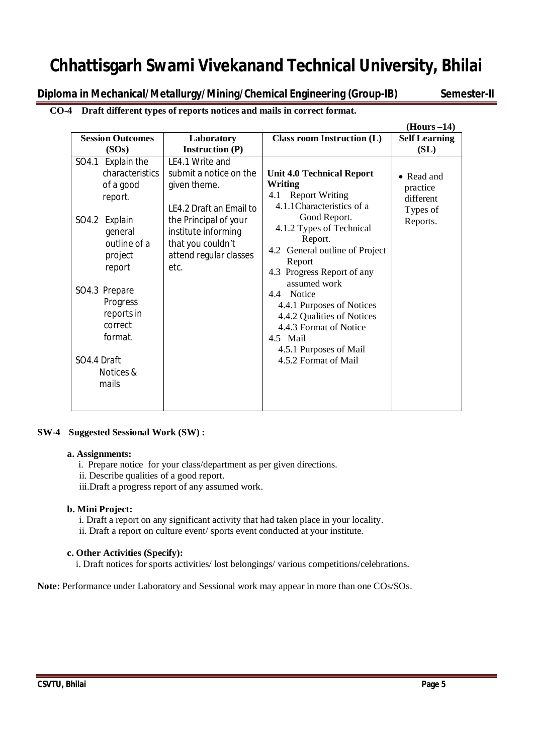# Chhattisgarh Swami Vivekanand Technical University, Bhilai

**Diploma in Mechanical/Metallurgy/Mining/Chemical Engineering (Group-IB) Semester-II**

**CO-4 Draft different types of reports notices and mails in correct format.**

**(Hours –14)**

| Session Outcomes (SOs) | Laboratory Instruction (P) | Class room Instruction (L) | Self Learning (SL) |
|---|---|---|---|
| SO4.1 Explain the characteristics of a good report.<br><br>SO4.2 Explain general outline of a project report<br><br>SO4.3 Prepare Progress reports in correct format.<br><br>SO4.4 Draft Notices & mails | LE4.1 Write and submit a notice on the given theme.<br><br>LE4.2 Draft an Email to the Principal of your institute informing that you couldn't attend regular classes etc. | **Unit 4.0 Technical Report Writing**<br>4.1 Report Writing<br>4.1.1Characteristics of a Good Report.<br>4.1.2 Types of Technical Report.<br>4.2 General outline of Project Report<br>4.3 Progress Report of any assumed work<br>4.4 Notice<br>4.4.1 Purposes of Notices<br>4.4.2 Qualities of Notices<br>4.4.3 Format of Notice<br>4.5 Mail<br>4.5.1 Purposes of Mail<br>4.5.2 Format of Mail | • Read and practice different Types of Reports. |

**SW-4 Suggested Sessional Work (SW) :**

**a. Assignments:**

i. Prepare notice for your class/department as per given directions.
ii. Describe qualities of a good report.
iii.Draft a progress report of any assumed work.

**b. Mini Project:**

i. Draft a report on any significant activity that had taken place in your locality.
ii. Draft a report on culture event/ sports event conducted at your institute.

**c. Other Activities (Specify):**

i. Draft notices for sports activities/ lost belongings/ various competitions/celebrations.

**Note:** Performance under Laboratory and Sessional work may appear in more than one COs/SOs.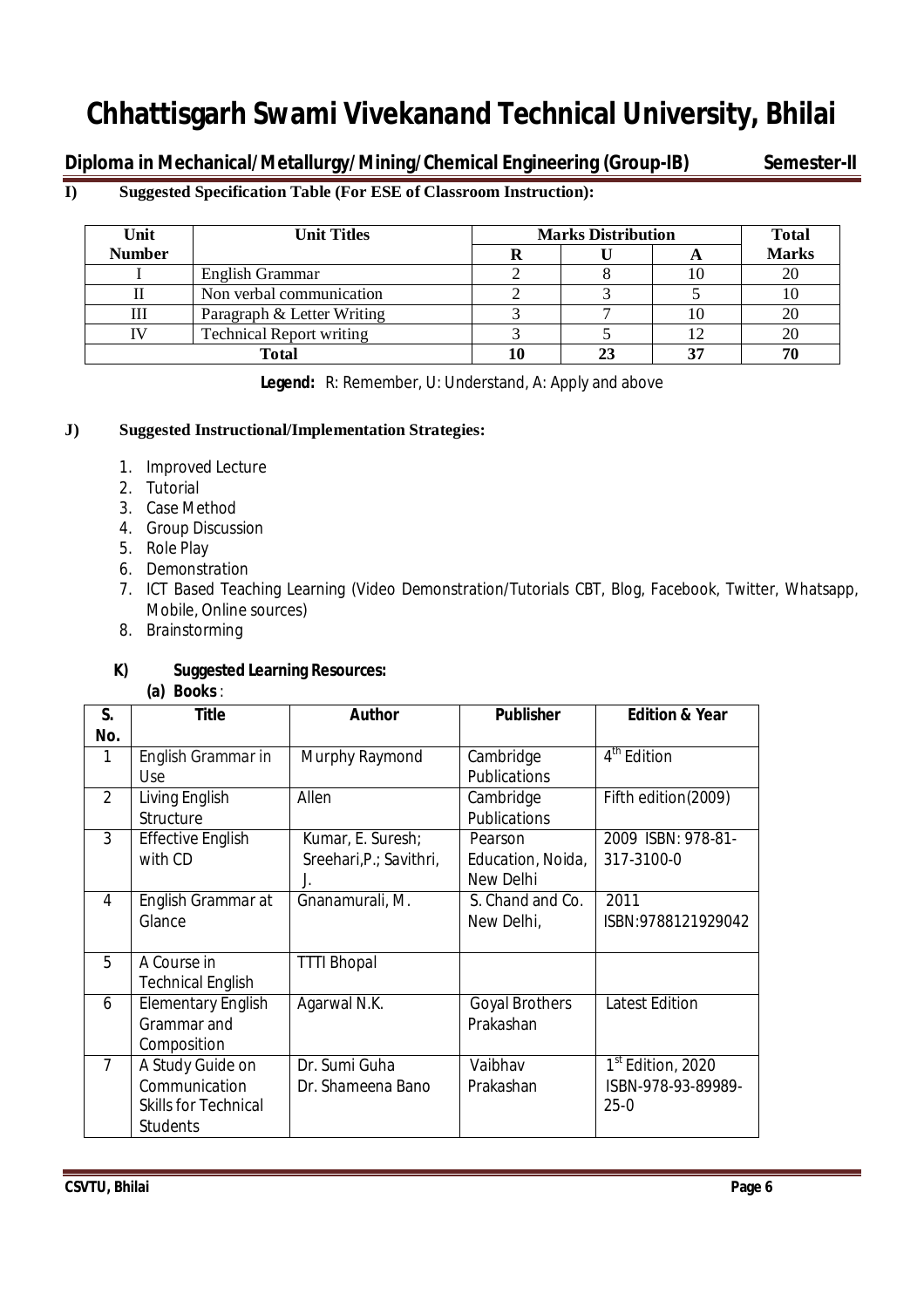# Chhattisgarh Swami Vivekanand Technical University, Bhilai

**Diploma in Mechanical/Metallurgy/Mining/Chemical Engineering (Group-IB) Semester-II**

**I) Suggested Specification Table (For ESE of Classroom Instruction):**

| Unit Number | Unit Titles | Marks Distribution | | | Total Marks |
|---|---|---|---|---|---|
| | | R | U | A | |
| I | English Grammar | 2 | 8 | 10 | 20 |
| II | Non verbal communication | 2 | 3 | 5 | 10 |
| III | Paragraph & Letter Writing | 3 | 7 | 10 | 20 |
| IV | Technical Report writing | 3 | 5 | 12 | 20 |
| **Total** | | **10** | **23** | **37** | **70** |

**Legend:** R: Remember, U: Understand, A: Apply and above

**J) Suggested Instructional/Implementation Strategies:**

1. Improved Lecture
2. Tutorial
3. Case Method
4. Group Discussion
5. Role Play
6. Demonstration
7. ICT Based Teaching Learning (Video Demonstration/Tutorials CBT, Blog, Facebook, Twitter, Whatsapp, Mobile, Online sources)
8. Brainstorming

**K) Suggested Learning Resources:**

**(a) Books** :

| S. No. | Title | Author | Publisher | Edition & Year |
|---|---|---|---|---|
| 1 | English Grammar in Use | Murphy Raymond | Cambridge Publications | 4th Edition |
| 2 | Living English Structure | Allen | Cambridge Publications | Fifth edition(2009) |
| 3 | Effective English with CD | Kumar, E. Suresh; Sreehari,P.; Savithri, J. | Pearson Education, Noida, New Delhi | 2009 ISBN: 978-81-317-3100-0 |
| 4 | English Grammar at Glance | Gnanamurali, M. | S. Chand and Co. New Delhi, | 2011 ISBN:9788121929042 |
| 5 | A Course in Technical English | TTTI Bhopal | | |
| 6 | Elementary English Grammar and Composition | Agarwal N.K. | Goyal Brothers Prakashan | Latest Edition |
| 7 | A Study Guide on Communication Skills for Technical Students | Dr. Sumi Guha Dr. Shameena Bano | Vaibhav Prakashan | 1st Edition, 2020 ISBN-978-93-89989-25-0 |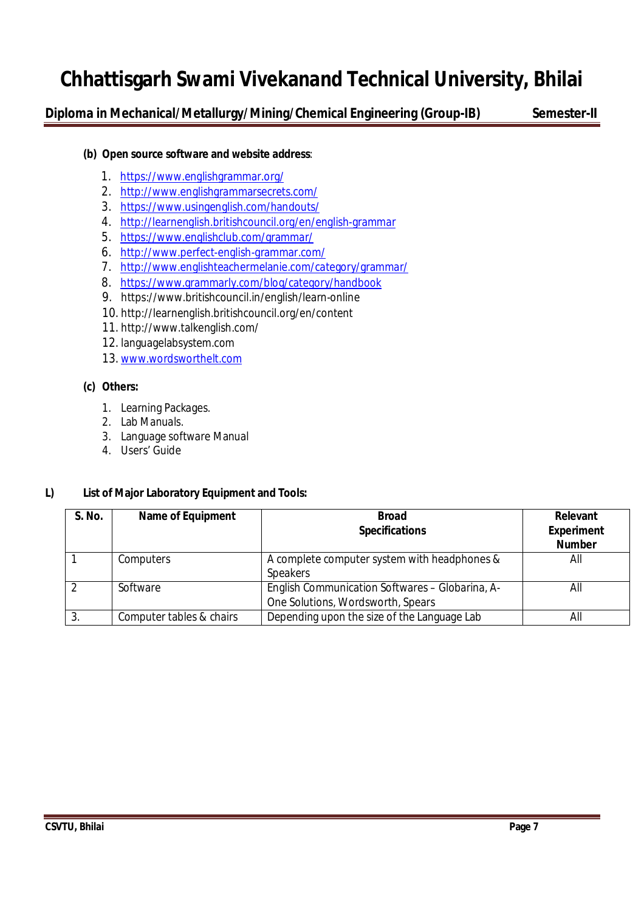**(b) Open source software and website address**:

1. https://www.englishgrammar.org/
2. http://www.englishgrammarsecrets.com/
3. https://www.usingenglish.com/handouts/
4. http://learnenglish.britishcouncil.org/en/english-grammar
5. https://www.englishclub.com/grammar/
6. http://www.perfect-english-grammar.com/
7. http://www.englishteachermelanie.com/category/grammar/
8. https://www.grammarly.com/blog/category/handbook
9. https://www.britishcouncil.in/english/learn-online
10. http://learnenglish.britishcouncil.org/en/content
11. http://www.talkenglish.com/
12. languagelabsystem.com
13. www.wordsworthelt.com

**(c) Others:**

1. Learning Packages.
2. Lab Manuals.
3. Language software Manual
4. Users' Guide

**L) List of Major Laboratory Equipment and Tools:**

| S. No. | Name of Equipment | Broad Specifications | Relevant Experiment Number |
|---|---|---|---|
| 1 | Computers | A complete computer system with headphones & Speakers | All |
| 2 | Software | English Communication Softwares – Globarina, A-One Solutions, Wordsworth, Spears | All |
| 3. | Computer tables & chairs | Depending upon the size of the Language Lab | All |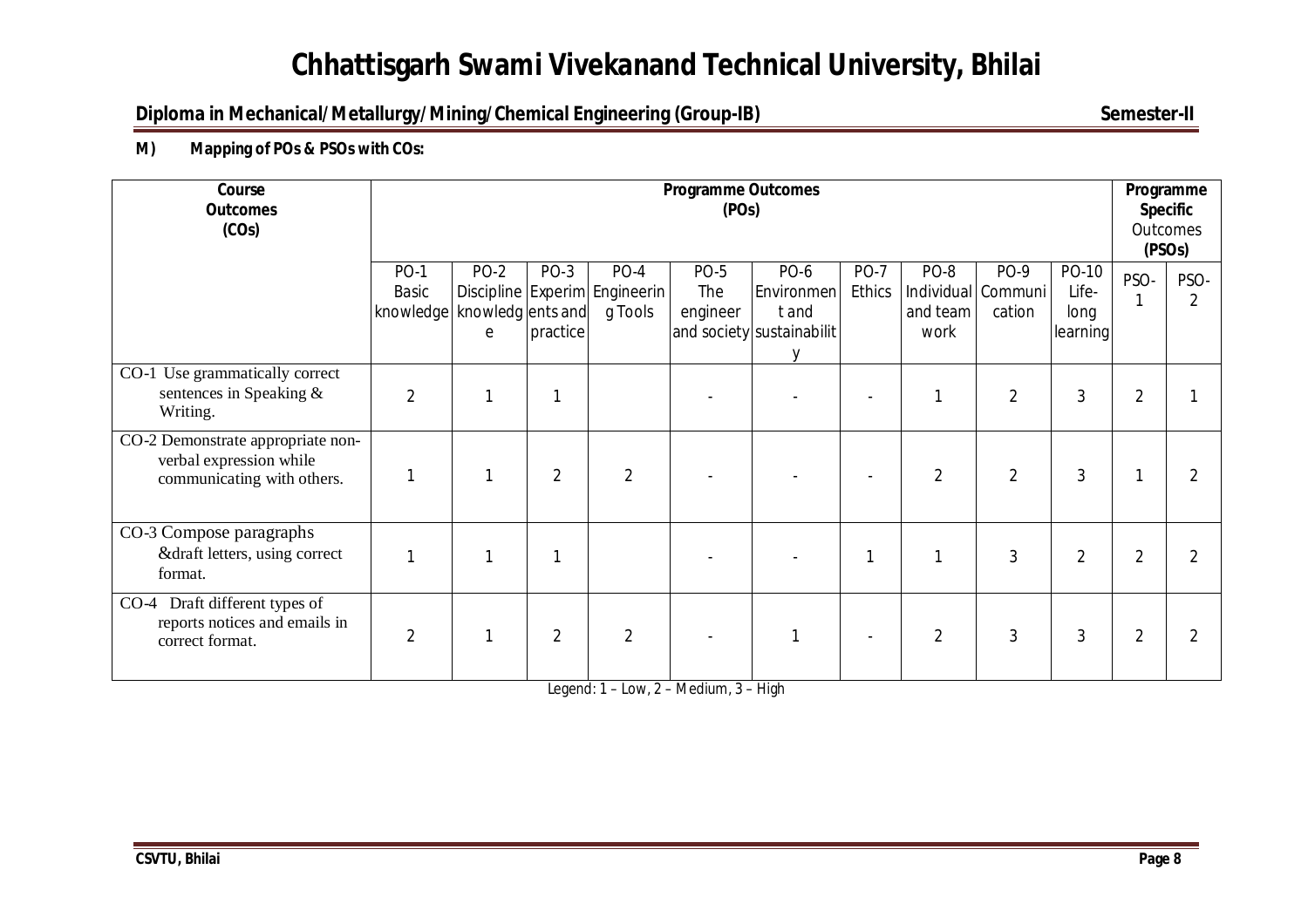**M) Mapping of POs & PSOs with COs:**

| Course Outcomes (COs) | Programme Outcomes (POs) | | | | | | | | | | Programme Specific Outcomes (PSOs) | |
|---|---|---|---|---|---|---|---|---|---|---|---|---|
| | PO-1 Basic knowledge | PO-2 Discipline knowledge | PO-3 Experiments and practice | PO-4 Engineering Tools | PO-5 The engineer and society | PO-6 Environment and sustainability | PO-7 Ethics | PO-8 Individual and team work | PO-9 Communication | PO-10 Life-long learning | PSO-1 | PSO-2 |
| CO-1 Use grammatically correct sentences in Speaking & Writing. | 2 | 1 | 1 | | - | - | - | 1 | 2 | 3 | 2 | 1 |
| CO-2 Demonstrate appropriate non-verbal expression while communicating with others. | 1 | 1 | 2 | 2 | - | - | - | 2 | 2 | 3 | 1 | 2 |
| CO-3 Compose paragraphs &draft letters, using correct format. | 1 | 1 | 1 | | - | - | 1 | 1 | 3 | 2 | 2 | 2 |
| CO-4 Draft different types of reports notices and emails in correct format. | 2 | 1 | 2 | 2 | - | 1 | - | 2 | 3 | 3 | 2 | 2 |

Legend: 1 – Low, 2 – Medium, 3 – High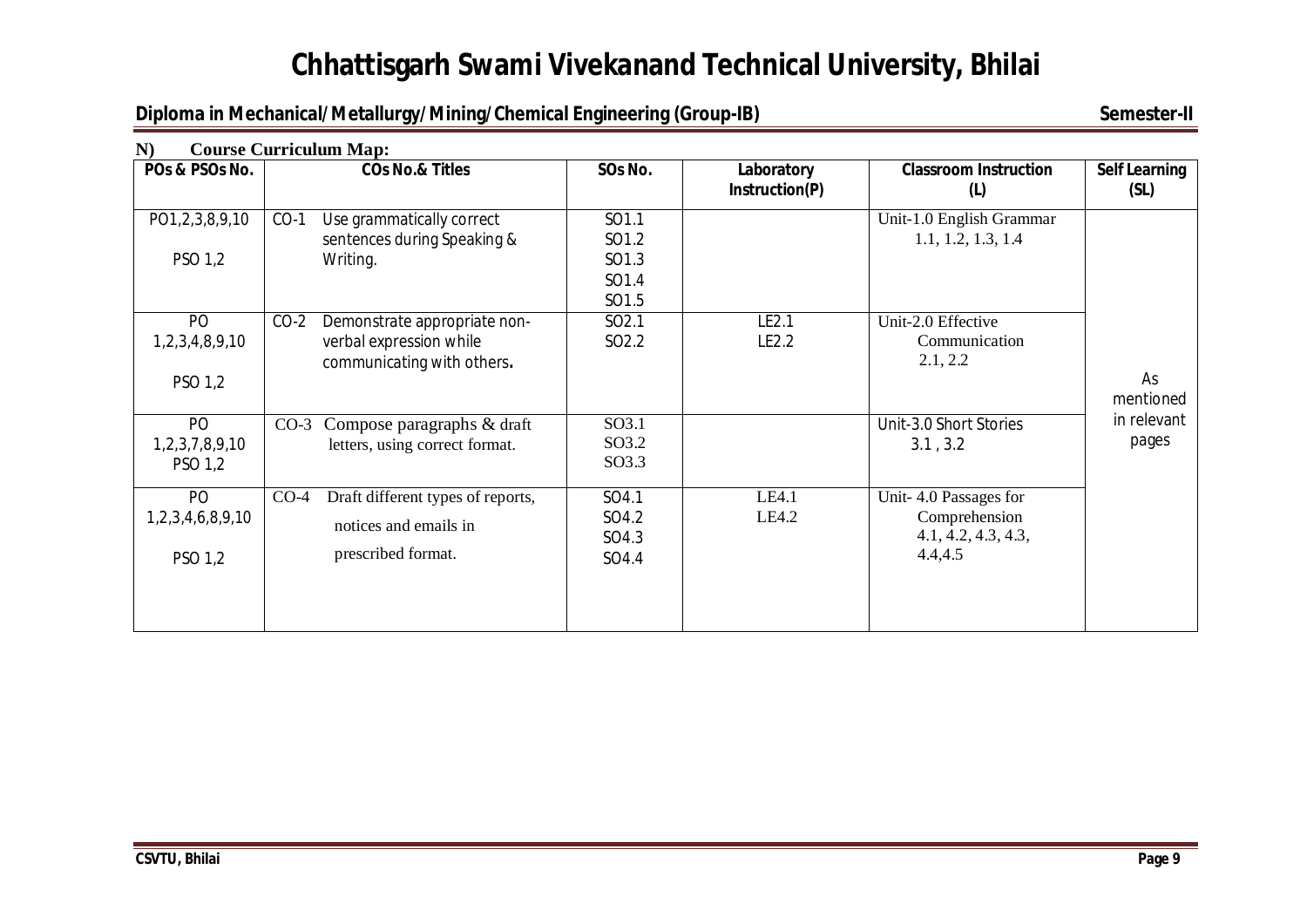**N) Course Curriculum Map:**

| POs & PSOs No. | COs No.& Titles | SOs No. | Laboratory Instruction(P) | Classroom Instruction (L) | Self Learning (SL) |
|---|---|---|---|---|---|
| PO1,2,3,8,9,10<br>PSO 1,2 | CO-1 Use grammatically correct sentences during Speaking & Writing. | SO1.1<br>SO1.2<br>SO1.3<br>SO1.4<br>SO1.5 | | Unit-1.0 English Grammar<br>1.1, 1.2, 1.3, 1.4 | As mentioned in relevant pages |
| PO 1,2,3,4,8,9,10<br>PSO 1,2 | CO-2 Demonstrate appropriate non-verbal expression while communicating with others. | SO2.1<br>SO2.2 | LE2.1<br>LE2.2 | Unit-2.0 Effective Communication<br>2.1, 2.2 | |
| PO 1,2,3,7,8,9,10<br>PSO 1,2 | CO-3 Compose paragraphs & draft letters, using correct format. | SO3.1<br>SO3.2<br>SO3.3 | | Unit-3.0 Short Stories<br>3.1 , 3.2 | |
| PO 1,2,3,4,6,8,9,10<br>PSO 1,2 | CO-4 Draft different types of reports, notices and emails in prescribed format. | SO4.1<br>SO4.2<br>SO4.3<br>SO4.4 | LE4.1<br>LE4.2 | Unit- 4.0 Passages for Comprehension<br>4.1, 4.2, 4.3, 4.3, 4.4,4.5 | |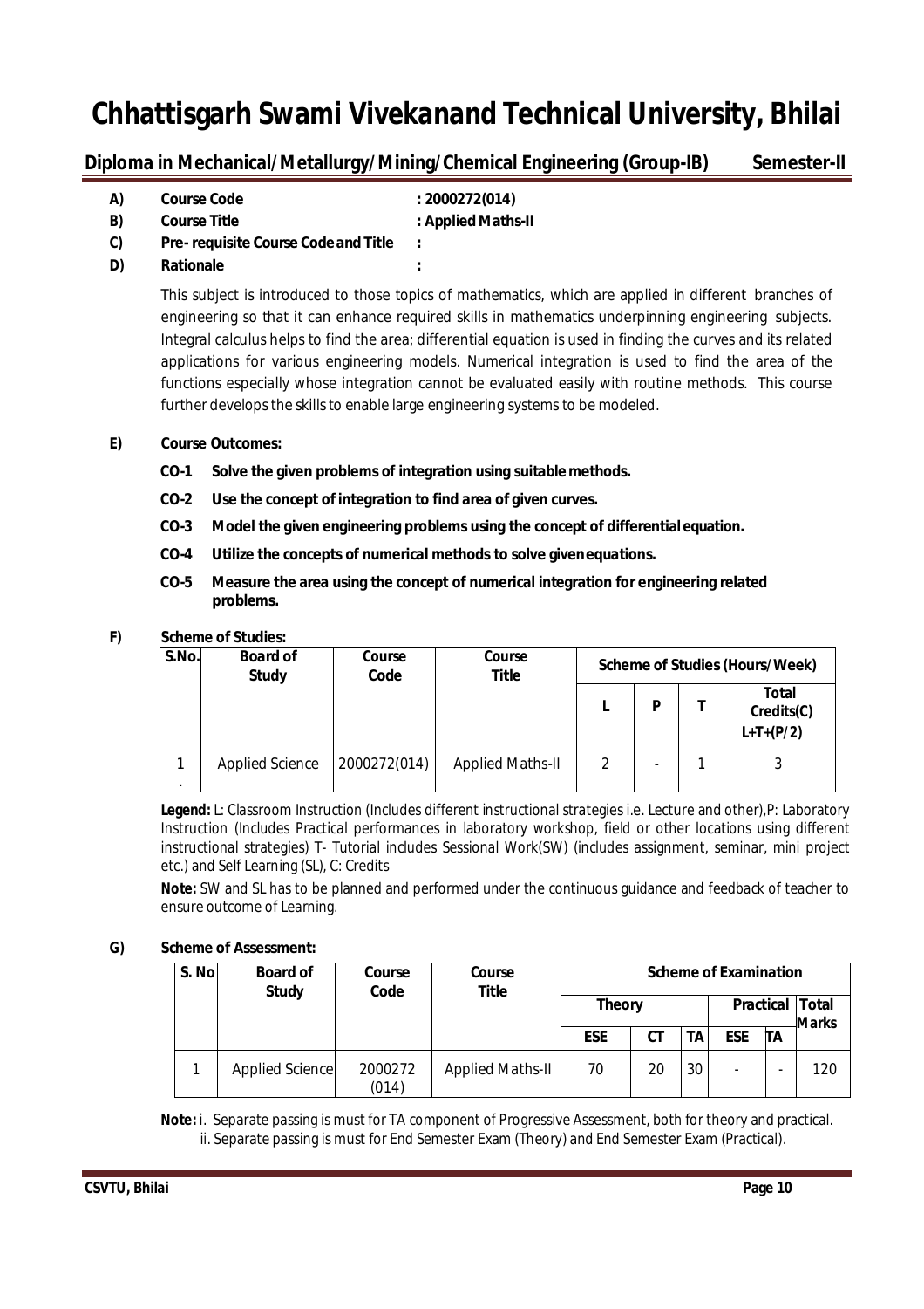# Chhattisgarh Swami Vivekanand Technical University, Bhilai

**Diploma in Mechanical/Metallurgy/Mining/Chemical Engineering (Group-IB)** **Semester-II**

**A) Course Code** : **2000272(014)**

**B) Course Title** : **Applied Maths-II**

**C) Pre- requisite Course Code and Title** :

**D) Rationale** :

This subject is introduced to those topics of mathematics, which are applied in different branches of engineering so that it can enhance required skills in mathematics underpinning engineering subjects. Integral calculus helps to find the area; differential equation is used in finding the curves and its related applications for various engineering models. Numerical integration is used to find the area of the functions especially whose integration cannot be evaluated easily with routine methods. This course further develops the skills to enable large engineering systems to be modeled.

**E) Course Outcomes:**

- **CO-1 Solve the given problems of integration using suitable methods.**
- **CO-2 Use the concept of integration to find area of given curves.**
- **CO-3 Model the given engineering problems using the concept of differential equation.**
- **CO-4 Utilize the concepts of numerical methods to solve given equations.**
- **CO-5 Measure the area using the concept of numerical integration for engineering related problems.**

**F) Scheme of Studies:**

| S.No. | Board of Study | Course Code | Course Title | Scheme of Studies (Hours/Week) | | | |
|---|---|---|---|---|---|---|---|
| | | | | L | P | T | Total Credits(C) L+T+(P/2) |
| 1. | Applied Science | 2000272(014) | Applied Maths-II | 2 | - | 1 | 3 |

**Legend:** L: Classroom Instruction (Includes different instructional strategies i.e. Lecture and other),P: Laboratory Instruction (Includes Practical performances in laboratory workshop, field or other locations using different instructional strategies) T- Tutorial includes Sessional Work(SW) (includes assignment, seminar, mini project etc.) and Self Learning (SL), C: Credits

**Note:** SW and SL has to be planned and performed under the continuous guidance and feedback of teacher to ensure outcome of Learning.

**G) Scheme of Assessment:**

| S. No | Board of Study | Course Code | Course Title | Scheme of Examination | | | | | |
|---|---|---|---|---|---|---|---|---|---|
| | | | | Theory | | | Practical | | Total Marks |
| | | | | ESE | CT | TA | ESE | TA | |
| 1 | Applied Science | 2000272 (014) | Applied Maths-II | 70 | 20 | 30 | - | - | 120 |

**Note:** i. Separate passing is must for TA component of Progressive Assessment, both for theory and practical.
ii. Separate passing is must for End Semester Exam (Theory) and End Semester Exam (Practical).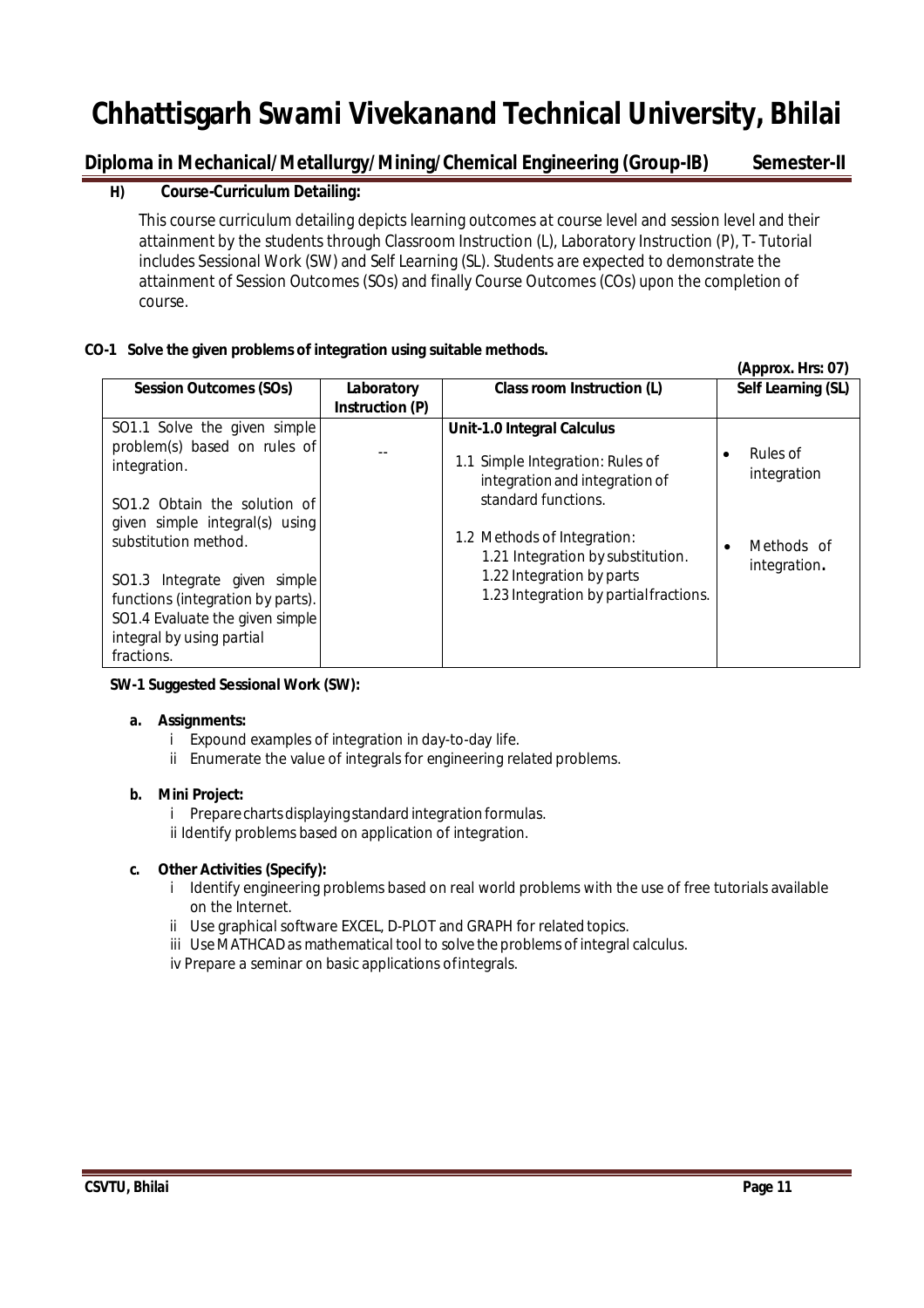# Chhattisgarh Swami Vivekanand Technical University, Bhilai

## Diploma in Mechanical/Metallurgy/Mining/Chemical Engineering (Group-IB) Semester-II

**H) Course-Curriculum Detailing:**

This course curriculum detailing depicts learning outcomes at course level and session level and their attainment by the students through Classroom Instruction (L), Laboratory Instruction (P), T- Tutorial includes Sessional Work (SW) and Self Learning (SL). Students are expected to demonstrate the attainment of Session Outcomes (SOs) and finally Course Outcomes (COs) upon the completion of course.

**CO-1 Solve the given problems of integration using suitable methods.**

**(Approx. Hrs: 07)**

| Session Outcomes (SOs) | Laboratory Instruction (P) | Class room Instruction (L) | Self Learning (SL) |
|---|---|---|---|
| SO1.1 Solve the given simple problem(s) based on rules of integration.<br><br>SO1.2 Obtain the solution of given simple integral(s) using substitution method.<br><br>SO1.3 Integrate given simple functions (integration by parts).<br>SO1.4 Evaluate the given simple integral by using partial fractions. | -- | **Unit-1.0 Integral Calculus**<br><br>1.1 Simple Integration: Rules of integration and integration of standard functions.<br><br>1.2 Methods of Integration:<br>1.21 Integration by substitution.<br>1.22 Integration by parts<br>1.23 Integration by partial fractions. | • Rules of integration<br><br>• Methods of integration. |

**SW-1 Suggested Sessional Work (SW):**

**a. Assignments:**

i Expound examples of integration in day-to-day life.

ii Enumerate the value of integrals for engineering related problems.

**b. Mini Project:**

i Prepare charts displaying standard integration formulas.

ii Identify problems based on application of integration.

**c. Other Activities (Specify):**

i Identify engineering problems based on real world problems with the use of free tutorials available on the Internet.

ii Use graphical software EXCEL, D-PLOT and GRAPH for related topics.

iii Use MATHCAD as mathematical tool to solve the problems of integral calculus.

iv Prepare a seminar on basic applications of integrals.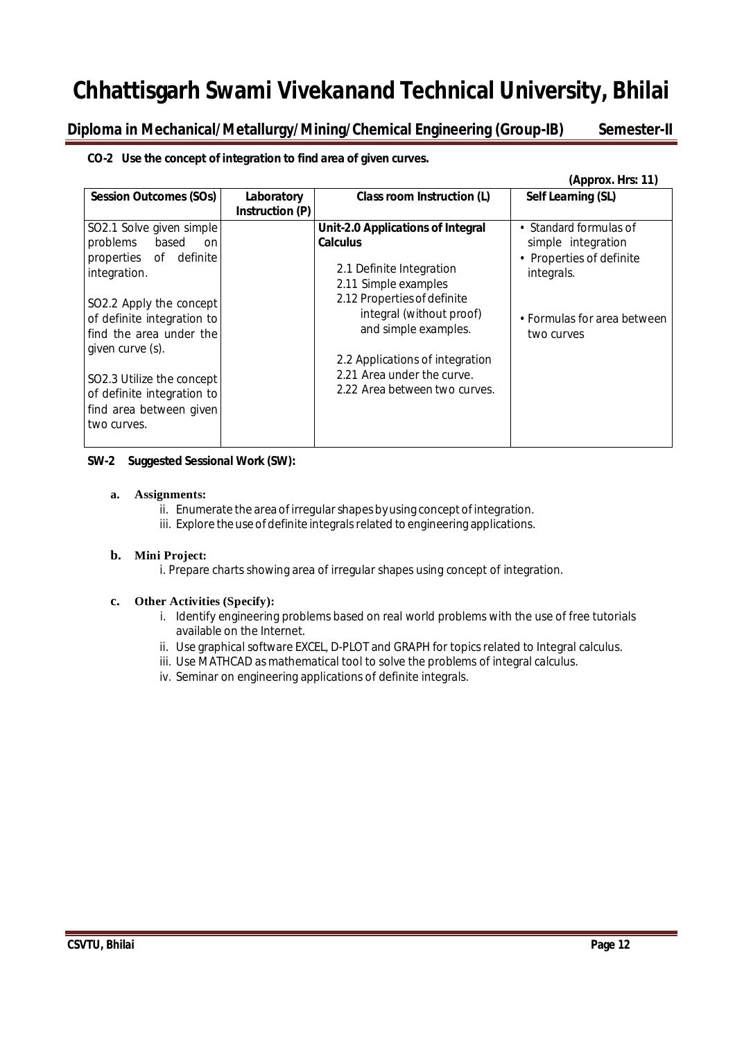**CO-2 Use the concept of integration to find area of given curves.**

**(Approx. Hrs: 11)**

| Session Outcomes (SOs) | Laboratory Instruction (P) | Class room Instruction (L) | Self Learning (SL) |
|---|---|---|---|
| SO2.1 Solve given simple problems based on properties of definite integration.<br><br>SO2.2 Apply the concept of definite integration to find the area under the given curve (s).<br><br>SO2.3 Utilize the concept of definite integration to find area between given two curves. | | **Unit-2.0 Applications of Integral Calculus**<br><br>2.1 Definite Integration<br>2.11 Simple examples<br>2.12 Properties of definite integral (without proof) and simple examples.<br><br>2.2 Applications of integration<br>2.21 Area under the curve.<br>2.22 Area between two curves. | • Standard formulas of simple integration<br>• Properties of definite integrals.<br><br>• Formulas for area between two curves |

**SW-2 Suggested Sessional Work (SW):**

**a. Assignments:**

ii. Enumerate the area of irregular shapes by using concept of integration.
iii. Explore the use of definite integrals related to engineering applications.

**b. Mini Project:**

i. Prepare charts showing area of irregular shapes using concept of integration.

**c. Other Activities (Specify):**

i. Identify engineering problems based on real world problems with the use of free tutorials available on the Internet.
ii. Use graphical software EXCEL, D-PLOT and GRAPH for topics related to Integral calculus.
iii. Use MATHCAD as mathematical tool to solve the problems of integral calculus.
iv. Seminar on engineering applications of definite integrals.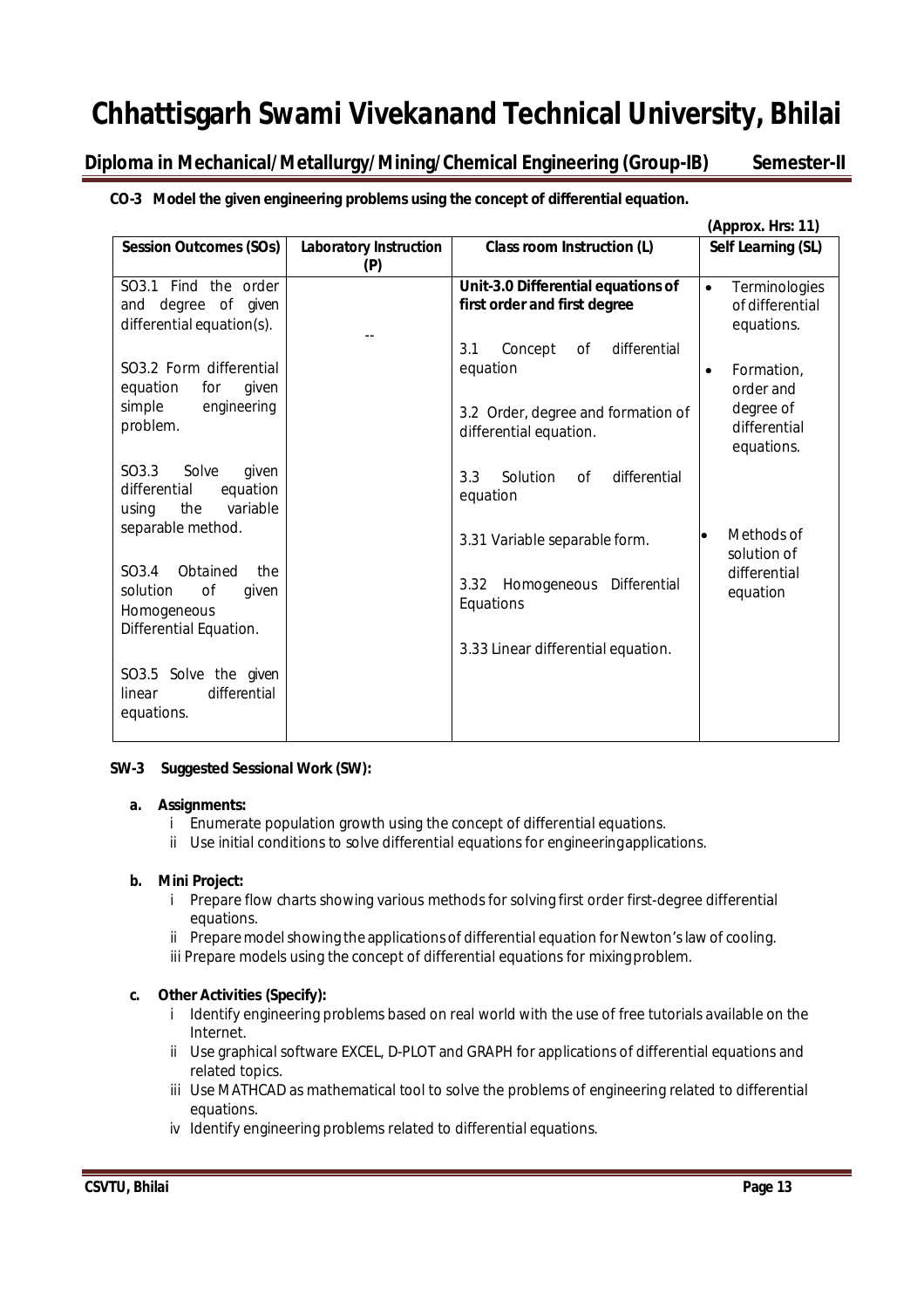# Chhattisgarh Swami Vivekanand Technical University, Bhilai

## Diploma in Mechanical/Metallurgy/Mining/Chemical Engineering (Group-IB) Semester-II

**CO-3 Model the given engineering problems using the concept of differential equation.**

**(Approx. Hrs: 11)**

| Session Outcomes (SOs) | Laboratory Instruction (P) | Class room Instruction (L) | Self Learning (SL) |
|---|---|---|---|
| SO3.1 Find the order and degree of given differential equation(s).<br><br>SO3.2 Form differential equation for given simple engineering problem.<br><br>SO3.3 Solve given differential equation using the variable separable method.<br><br>SO3.4 Obtained the solution of given Homogeneous Differential Equation.<br><br>SO3.5 Solve the given linear differential equations. | -- | **Unit-3.0 Differential equations of first order and first degree**<br><br>3.1 Concept of differential equation<br><br>3.2 Order, degree and formation of differential equation.<br><br>3.3 Solution of differential equation<br><br>3.31 Variable separable form.<br><br>3.32 Homogeneous Differential Equations<br><br>3.33 Linear differential equation. | • Terminologies of differential equations.<br><br>• Formation, order and degree of differential equations.<br><br>• Methods of solution of differential equation |

**SW-3 Suggested Sessional Work (SW):**

**a. Assignments:**

i Enumerate population growth using the concept of differential equations.

ii Use initial conditions to solve differential equations for engineeringapplications.

**b. Mini Project:**

i Prepare flow charts showing various methods for solving first order first-degree differential equations.

ii Prepare model showing the applications of differential equation for Newton's law of cooling.

iii Prepare models using the concept of differential equations for mixingproblem.

**c. Other Activities (Specify):**

i Identify engineering problems based on real world with the use of free tutorials available on the Internet.

ii Use graphical software EXCEL, D-PLOT and GRAPH for applications of differential equations and related topics.

iii Use MATHCAD as mathematical tool to solve the problems of engineering related to differential equations.

iv Identify engineering problems related to differential equations.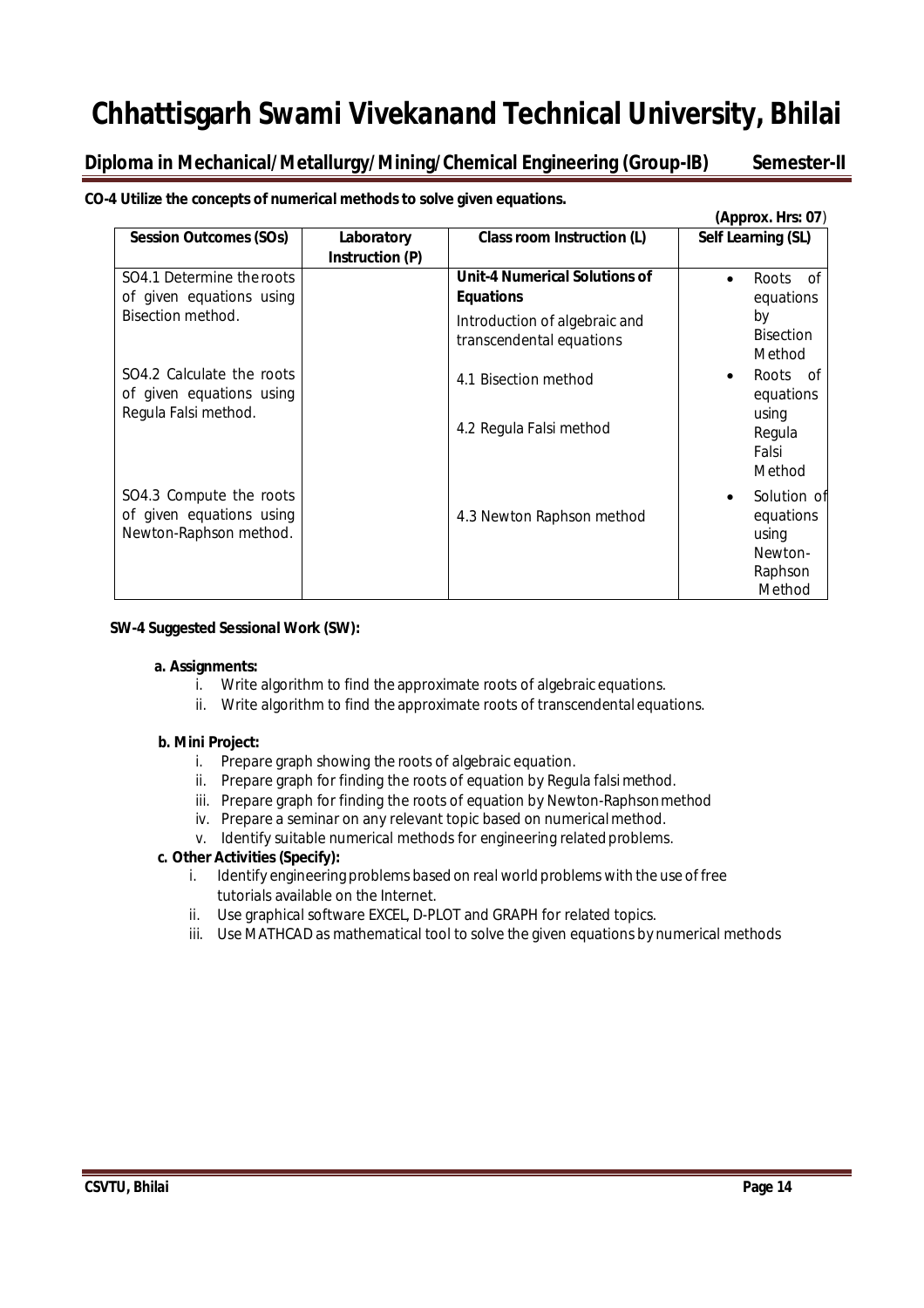**CO-4 Utilize the concepts of numerical methods to solve given equations.**

**(Approx. Hrs: 07)**

| Session Outcomes (SOs) | Laboratory Instruction (P) | Class room Instruction (L) | Self Learning (SL) |
|---|---|---|---|
| SO4.1 Determine the roots of given equations using Bisection method. | | **Unit-4 Numerical Solutions of Equations**<br><br>Introduction of algebraic and transcendental equations<br><br>4.1 Bisection method | • Roots of equations by Bisection Method |
| SO4.2 Calculate the roots of given equations using Regula Falsi method. | | 4.2 Regula Falsi method | • Roots of equations using Regula Falsi Method |
| SO4.3 Compute the roots of given equations using Newton-Raphson method. | | 4.3 Newton Raphson method | • Solution of equations using Newton-Raphson Method |

**SW-4 Suggested Sessional Work (SW):**

**a. Assignments:**

i. Write algorithm to find the approximate roots of algebraic equations.
ii. Write algorithm to find the approximate roots of transcendental equations.

**b. Mini Project:**

i. Prepare graph showing the roots of algebraic equation.
ii. Prepare graph for finding the roots of equation by Regula falsi method.
iii. Prepare graph for finding the roots of equation by Newton-Raphson method
iv. Prepare a seminar on any relevant topic based on numerical method.
v. Identify suitable numerical methods for engineering related problems.

**c. Other Activities (Specify):**

i. Identify engineering problems based on real world problems with the use of free tutorials available on the Internet.
ii. Use graphical software EXCEL, D-PLOT and GRAPH for related topics.
iii. Use MATHCAD as mathematical tool to solve the given equations by numerical methods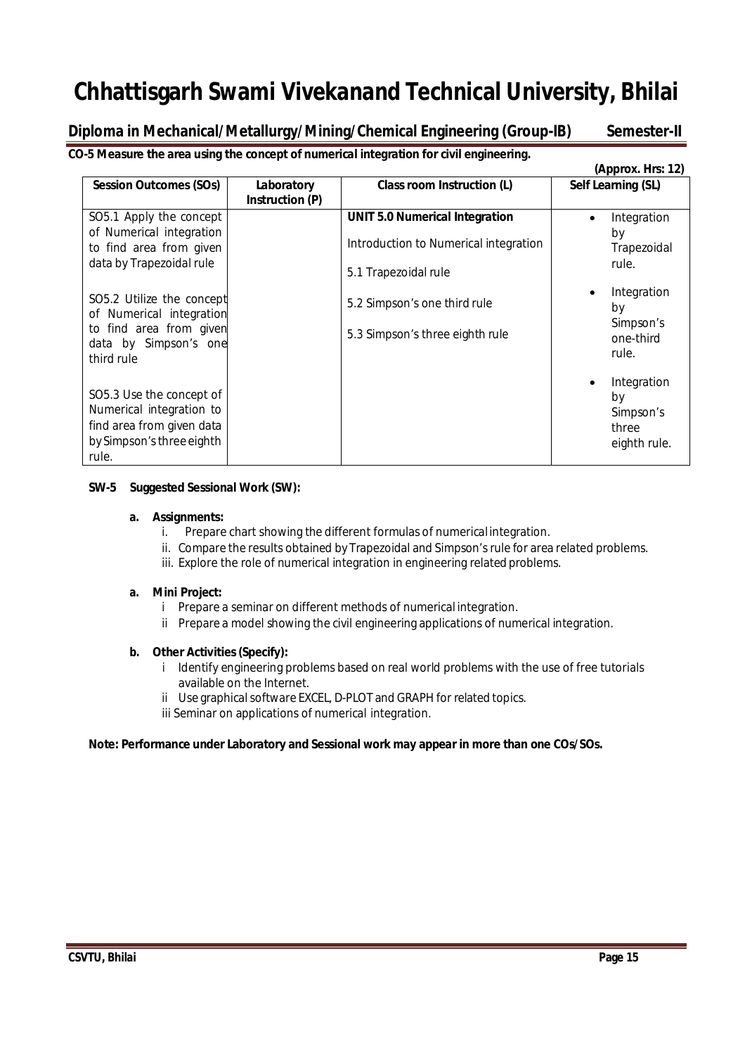# Chhattisgarh Swami Vivekanand Technical University, Bhilai

## Diploma in Mechanical/Metallurgy/Mining/Chemical Engineering (Group-IB) Semester-II

**CO-5 Measure the area using the concept of numerical integration for civil engineering.**

**(Approx. Hrs: 12)**

| Session Outcomes (SOs) | Laboratory Instruction (P) | Class room Instruction (L) | Self Learning (SL) |
|---|---|---|---|
| SO5.1 Apply the concept of Numerical integration to find area from given data by Trapezoidal rule<br><br>SO5.2 Utilize the concept of Numerical integration to find area from given data by Simpson's one third rule<br><br>SO5.3 Use the concept of Numerical integration to find area from given data by Simpson's three eighth rule. | | **UNIT 5.0 Numerical Integration**<br><br>Introduction to Numerical integration<br><br>5.1 Trapezoidal rule<br><br>5.2 Simpson's one third rule<br><br>5.3 Simpson's three eighth rule | • Integration by Trapezoidal rule.<br>• Integration by Simpson's one-third rule.<br>• Integration by Simpson's three eighth rule. |

**SW-5 Suggested Sessional Work (SW):**

**a. Assignments:**

i. Prepare chart showing the different formulas of numerical integration.

ii. Compare the results obtained by Trapezoidal and Simpson's rule for area related problems.

iii. Explore the role of numerical integration in engineering related problems.

**a. Mini Project:**

i Prepare a seminar on different methods of numerical integration.

ii Prepare a model showing the civil engineering applications of numerical integration.

**b. Other Activities (Specify):**

i Identify engineering problems based on real world problems with the use of free tutorials available on the Internet.

ii Use graphical software EXCEL, D-PLOT and GRAPH for related topics.

iii Seminar on applications of numerical integration.

**Note: Performance under Laboratory and Sessional work may appear in more than one COs/SOs.**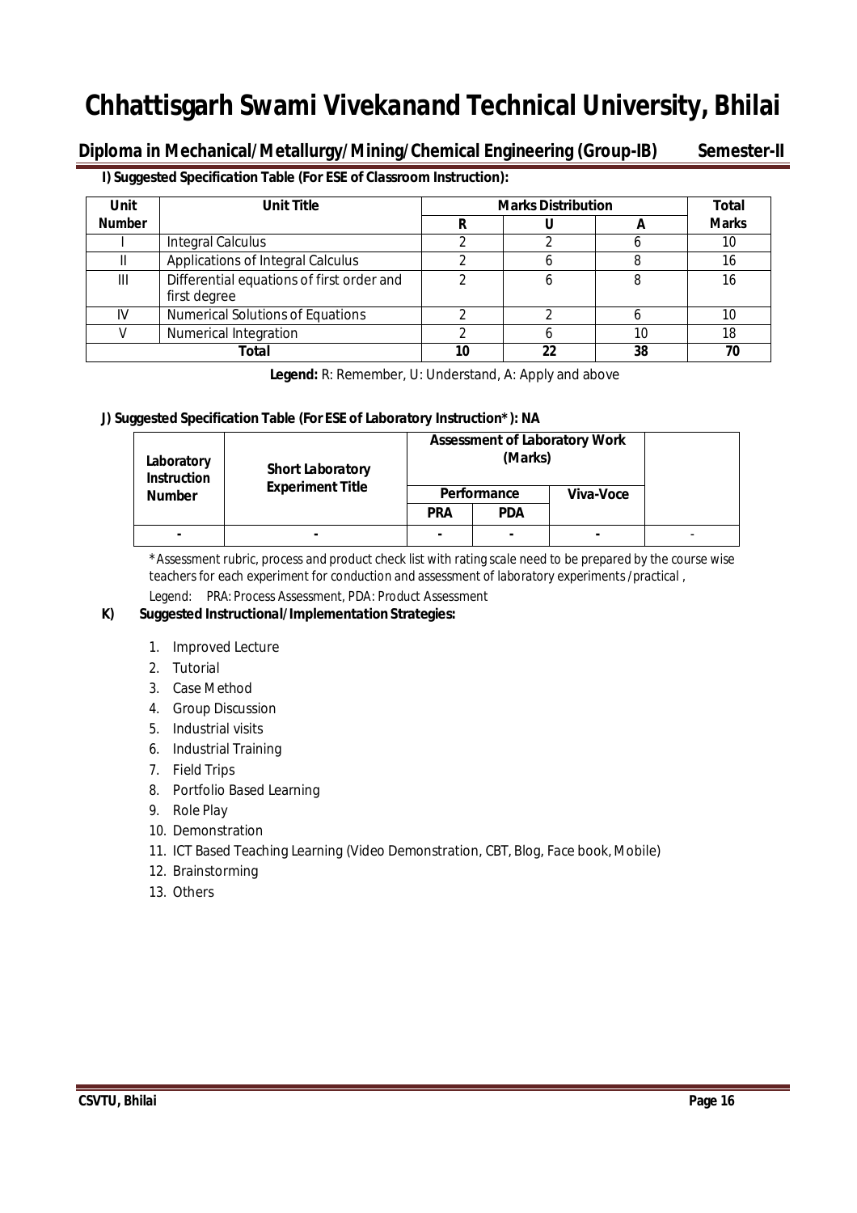# Chhattisgarh Swami Vivekanand Technical University, Bhilai

## Diploma in Mechanical/Metallurgy/Mining/Chemical Engineering (Group-IB) Semester-II

**I) Suggested Specification Table (For ESE of Classroom Instruction):**

| Unit Number | Unit Title | Marks Distribution | | | Total Marks |
|---|---|---|---|---|---|
| | | R | U | A | |
| I | Integral Calculus | 2 | 2 | 6 | 10 |
| II | Applications of Integral Calculus | 2 | 6 | 8 | 16 |
| III | Differential equations of first order and first degree | 2 | 6 | 8 | 16 |
| IV | Numerical Solutions of Equations | 2 | 2 | 6 | 10 |
| V | Numerical Integration | 2 | 6 | 10 | 18 |
| **Total** | | **10** | **22** | **38** | **70** |

**Legend:** R: Remember, U: Understand, A: Apply and above

**J) Suggested Specification Table (For ESE of Laboratory Instruction*): NA**

| Laboratory Instruction Number | Short Laboratory Experiment Title | Assessment of Laboratory Work (Marks) | | | |
|---|---|---|---|---|---|
| | | Performance | | Viva-Voce | |
| | | PRA | PDA | | |
| - | - | - | - | - | - |

*Assessment rubric, process and product check list with rating scale need to be prepared by the course wise teachers for each experiment for conduction and assessment of laboratory experiments /practical ,

Legend: PRA: Process Assessment, PDA: Product Assessment

**K) Suggested Instructional/Implementation Strategies:**

1. Improved Lecture
2. Tutorial
3. Case Method
4. Group Discussion
5. Industrial visits
6. Industrial Training
7. Field Trips
8. Portfolio Based Learning
9. Role Play
10. Demonstration
11. ICT Based Teaching Learning (Video Demonstration, CBT, Blog, Face book, Mobile)
12. Brainstorming
13. Others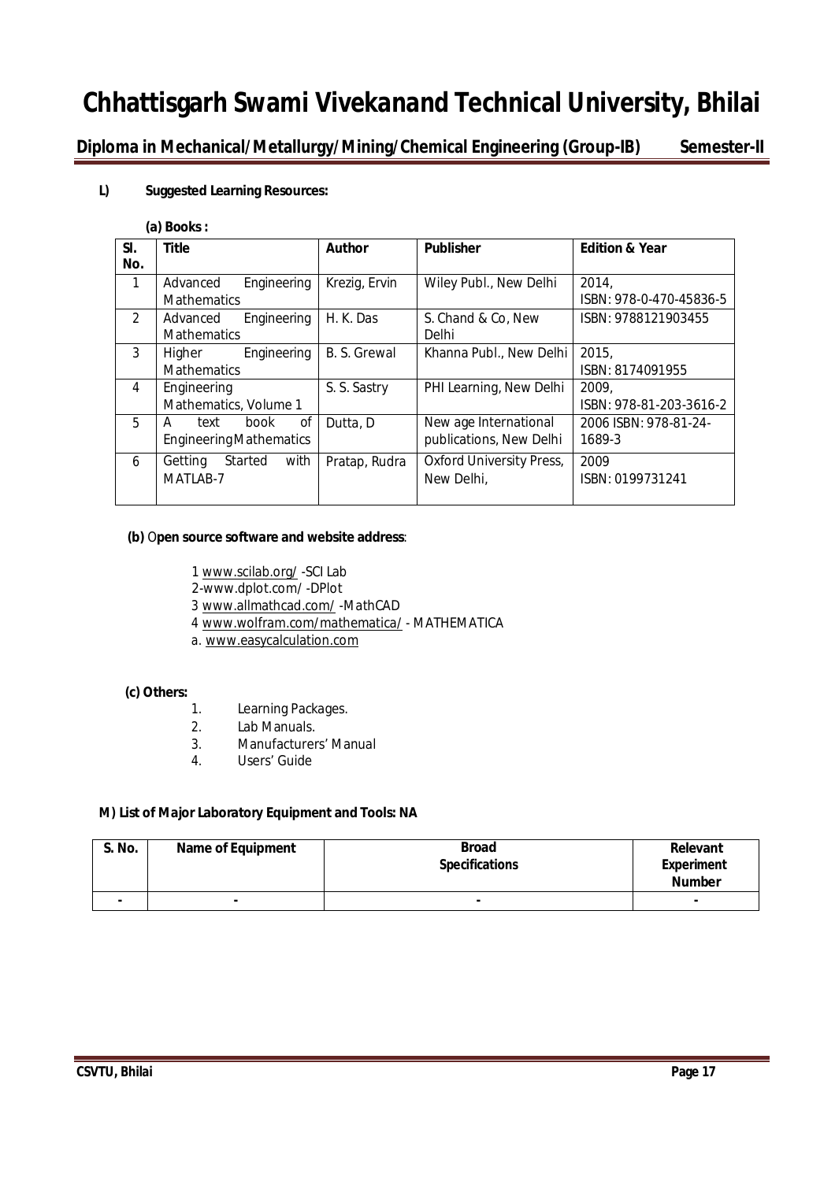**L) Suggested Learning Resources:**

**(a) Books :**

| Sl. No. | Title | Author | Publisher | Edition & Year |
|---|---|---|---|---|
| 1 | Advanced Engineering Mathematics | Krezig, Ervin | Wiley Publ., New Delhi | 2014, ISBN: 978-0-470-45836-5 |
| 2 | Advanced Engineering Mathematics | H. K. Das | S. Chand & Co, New Delhi | ISBN: 9788121903455 |
| 3 | Higher Engineering Mathematics | B. S. Grewal | Khanna Publ., New Delhi | 2015, ISBN: 8174091955 |
| 4 | Engineering Mathematics, Volume 1 | S. S. Sastry | PHI Learning, New Delhi | 2009, ISBN: 978-81-203-3616-2 |
| 5 | A text book of EngineeringMathematics | Dutta, D | New age International publications, New Delhi | 2006 ISBN: 978-81-24-1689-3 |
| 6 | Getting Started with MATLAB-7 | Pratap, Rudra | Oxford University Press, New Delhi, | 2009 ISBN: 0199731241 |

**(b) Open source software and website address**:

1 www.scilab.org/ -SCI Lab
2-www.dplot.com/ -DPlot
3 www.allmathcad.com/ -MathCAD
4 www.wolfram.com/mathematica/ - MATHEMATICA
a. www.easycalculation.com

**(c) Others:**

1. Learning Packages.
2. Lab Manuals.
3. Manufacturers' Manual
4. Users' Guide

**M) List of Major Laboratory Equipment and Tools: NA**

| S. No. | Name of Equipment | Broad Specifications | Relevant Experiment Number |
|---|---|---|---|
| - | - | - | - |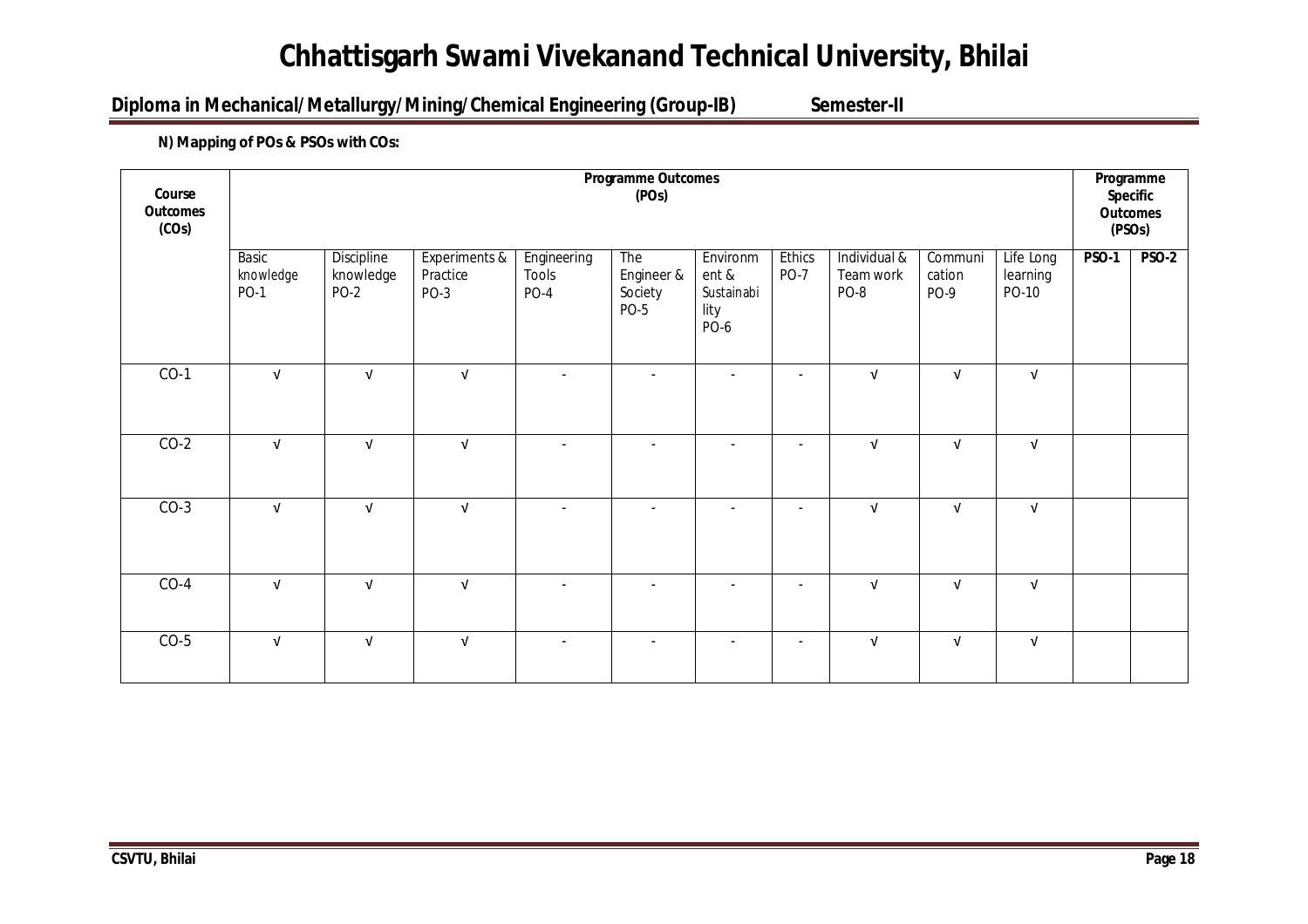# Chhattisgarh Swami Vivekanand Technical University, Bhilai

**Diploma in Mechanical/Metallurgy/Mining/Chemical Engineering (Group-IB) Semester-II**

**N) Mapping of POs & PSOs with COs:**

| Course Outcomes (COs) | Programme Outcomes (POs) | | | | | | | | | | Programme Specific Outcomes (PSOs) | |
|---|---|---|---|---|---|---|---|---|---|---|---|---|
| | Basic knowledge PO-1 | Discipline knowledge PO-2 | Experiments & Practice PO-3 | Engineering Tools PO-4 | The Engineer & Society PO-5 | Environment & Sustainability PO-6 | Ethics PO-7 | Individual & Team work PO-8 | Communication PO-9 | Life Long learning PO-10 | **PSO-1** | **PSO-2** |
| CO-1 | √ | √ | √ | - | - | - | - | √ | √ | √ | | |
| CO-2 | √ | √ | √ | - | - | - | - | √ | √ | √ | | |
| CO-3 | √ | √ | √ | - | - | - | - | √ | √ | √ | | |
| CO-4 | √ | √ | √ | - | - | - | - | √ | √ | √ | | |
| CO-5 | √ | √ | √ | - | - | - | - | √ | √ | √ | | |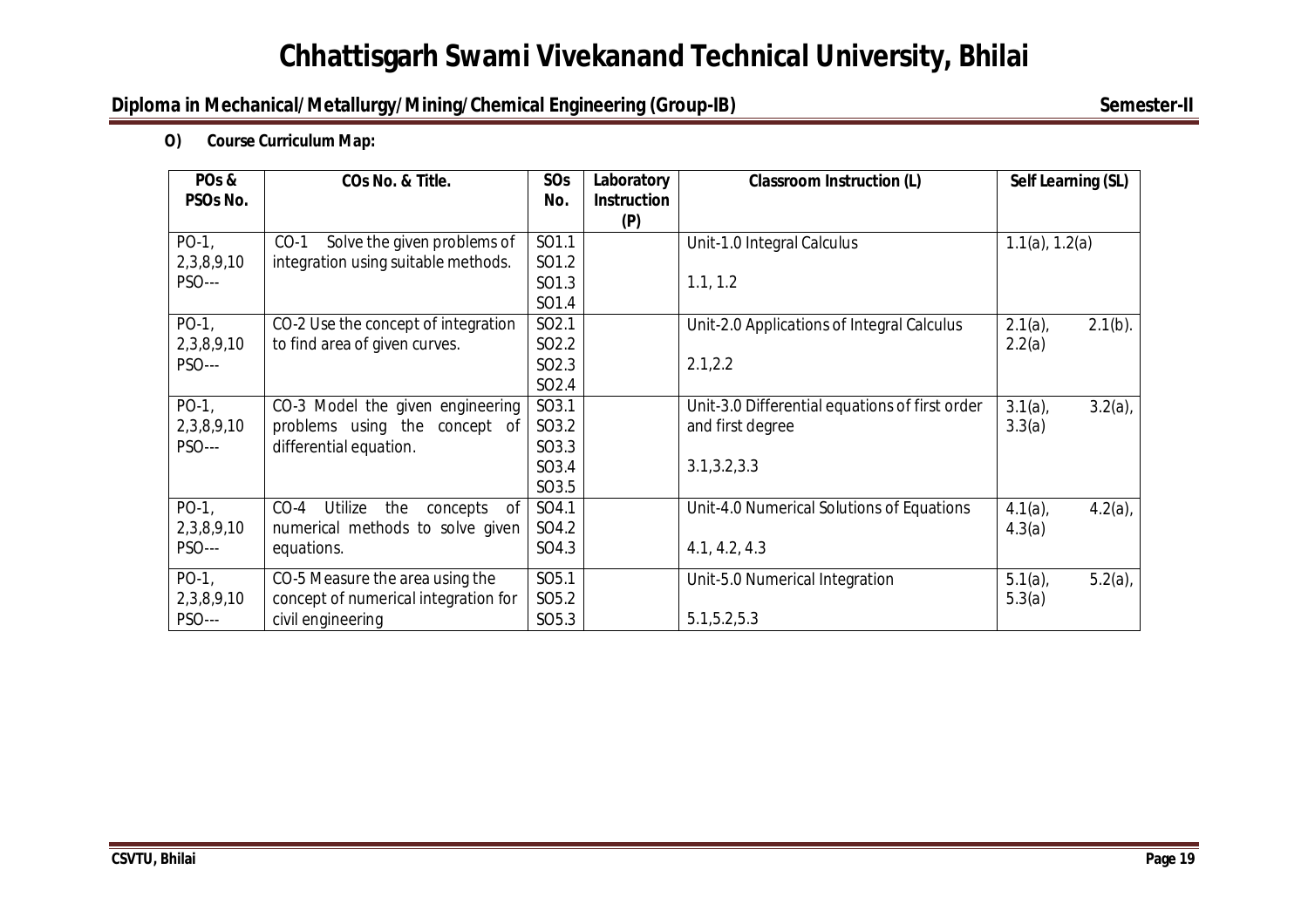**O) Course Curriculum Map:**

| POs & PSOs No. | COs No. & Title. | SOs No. | Laboratory Instruction (P) | Classroom Instruction (L) | Self Learning (SL) |
|---|---|---|---|---|---|
| PO-1, 2,3,8,9,10 PSO--- | CO-1 Solve the given problems of integration using suitable methods. | SO1.1 SO1.2 SO1.3 SO1.4 | | Unit-1.0 Integral Calculus<br>1.1, 1.2 | 1.1(a), 1.2(a) |
| PO-1, 2,3,8,9,10 PSO--- | CO-2 Use the concept of integration to find area of given curves. | SO2.1 SO2.2 SO2.3 SO2.4 | | Unit-2.0 Applications of Integral Calculus<br>2.1,2.2 | 2.1(a), 2.1(b). 2.2(a) |
| PO-1, 2,3,8,9,10 PSO--- | CO-3 Model the given engineering problems using the concept of differential equation. | SO3.1 SO3.2 SO3.3 SO3.4 SO3.5 | | Unit-3.0 Differential equations of first order and first degree<br>3.1,3.2,3.3 | 3.1(a), 3.2(a), 3.3(a) |
| PO-1, 2,3,8,9,10 PSO--- | CO-4 Utilize the concepts of numerical methods to solve given equations. | SO4.1 SO4.2 SO4.3 | | Unit-4.0 Numerical Solutions of Equations<br>4.1, 4.2, 4.3 | 4.1(a), 4.2(a), 4.3(a) |
| PO-1, 2,3,8,9,10 PSO--- | CO-5 Measure the area using the concept of numerical integration for civil engineering | SO5.1 SO5.2 SO5.3 | | Unit-5.0 Numerical Integration<br>5.1,5.2,5.3 | 5.1(a), 5.2(a), 5.3(a) |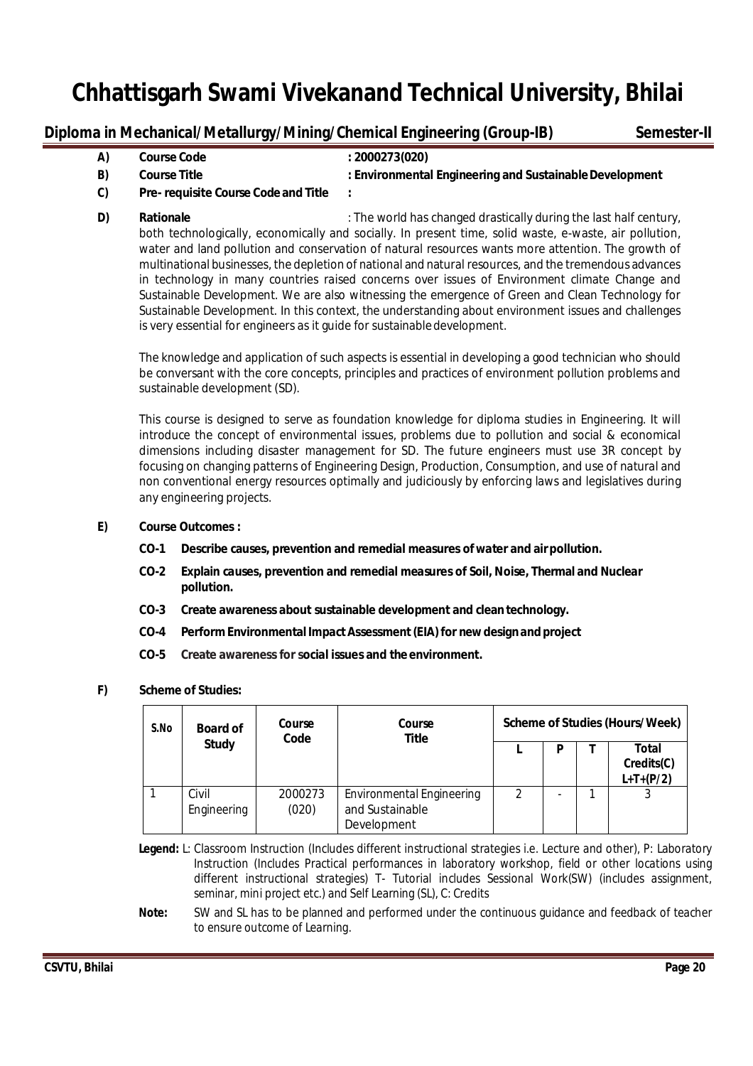# Chhattisgarh Swami Vivekanand Technical University, Bhilai

## Diploma in Mechanical/Metallurgy/Mining/Chemical Engineering (Group-IB) Semester-II

**A) Course Code** : **2000273(020)**

**B) Course Title** : **Environmental Engineering and Sustainable Development**

**C) Pre- requisite Course Code and Title** :

**D) Rationale** : The world has changed drastically during the last half century, both technologically, economically and socially. In present time, solid waste, e-waste, air pollution, water and land pollution and conservation of natural resources wants more attention. The growth of multinational businesses, the depletion of national and natural resources, and the tremendous advances in technology in many countries raised concerns over issues of Environment climate Change and Sustainable Development. We are also witnessing the emergence of Green and Clean Technology for Sustainable Development. In this context, the understanding about environment issues and challenges is very essential for engineers as it guide for sustainable development.

The knowledge and application of such aspects is essential in developing a good technician who should be conversant with the core concepts, principles and practices of environment pollution problems and sustainable development (SD).

This course is designed to serve as foundation knowledge for diploma studies in Engineering. It will introduce the concept of environmental issues, problems due to pollution and social & economical dimensions including disaster management for SD. The future engineers must use 3R concept by focusing on changing patterns of Engineering Design, Production, Consumption, and use of natural and non conventional energy resources optimally and judiciously by enforcing laws and legislatives during any engineering projects.

**E) Course Outcomes :**

- **CO-1 Describe causes, prevention and remedial measures of water and air pollution.**
- **CO-2 Explain causes, prevention and remedial measures of Soil, Noise, Thermal and Nuclear pollution.**
- **CO-3 Create awareness about sustainable development and clean technology.**
- **CO-4 Perform Environmental Impact Assessment (EIA) for new design and project**
- **CO-5 Create awareness for social issues and the environment.**

**F) Scheme of Studies:**

| S.No | Board of Study | Course Code | Course Title | Scheme of Studies (Hours/Week) | | | |
|---|---|---|---|---|---|---|---|
| | | | | L | P | T | Total Credits(C) L+T+(P/2) |
| 1 | Civil Engineering | 2000273 (020) | Environmental Engineering and Sustainable Development | 2 | - | 1 | 3 |

**Legend:** L: Classroom Instruction (Includes different instructional strategies i.e. Lecture and other), P: Laboratory Instruction (Includes Practical performances in laboratory workshop, field or other locations using different instructional strategies) T- Tutorial includes Sessional Work(SW) (includes assignment, seminar, mini project etc.) and Self Learning (SL), C: Credits

**Note:** SW and SL has to be planned and performed under the continuous guidance and feedback of teacher to ensure outcome of Learning.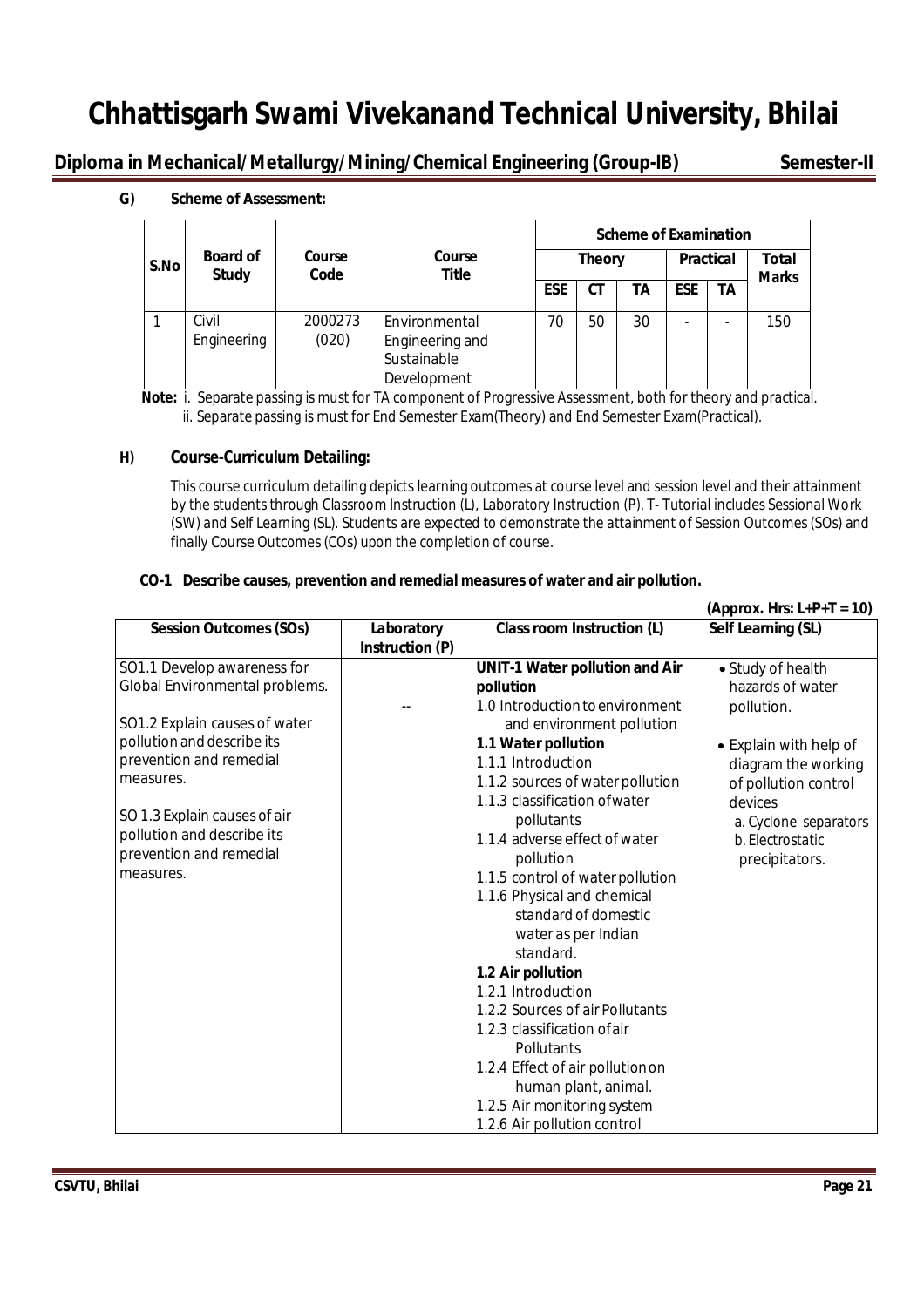**G) Scheme of Assessment:**

| S.No | Board of Study | Course Code | Course Title | Scheme of Examination | | | | | |
|---|---|---|---|---|---|---|---|---|---|
| | | | | Theory | | | Practical | | Total Marks |
| | | | | ESE | CT | TA | ESE | TA | |
| 1 | Civil Engineering | 2000273 (020) | Environmental Engineering and Sustainable Development | 70 | 50 | 30 | - | - | 150 |

**Note:** i. Separate passing is must for TA component of Progressive Assessment, both for theory and practical.
ii. Separate passing is must for End Semester Exam(Theory) and End Semester Exam(Practical).

**H) Course-Curriculum Detailing:**

This course curriculum detailing depicts learning outcomes at course level and session level and their attainment by the students through Classroom Instruction (L), Laboratory Instruction (P), T- Tutorial includes Sessional Work (SW) and Self Learning (SL). Students are expected to demonstrate the attainment of Session Outcomes (SOs) and finally Course Outcomes (COs) upon the completion of course.

**CO-1 Describe causes, prevention and remedial measures of water and air pollution.**

**(Approx. Hrs: L+P+T = 10)**

| Session Outcomes (SOs) | Laboratory Instruction (P) | Class room Instruction (L) | Self Learning (SL) |
|---|---|---|---|
| SO1.1 Develop awareness for Global Environmental problems.<br><br>SO1.2 Explain causes of water pollution and describe its prevention and remedial measures.<br><br>SO 1.3 Explain causes of air pollution and describe its prevention and remedial measures. | -- | **UNIT-1 Water pollution and Air pollution**<br>1.0 Introduction to environment and environment pollution<br>**1.1 Water pollution**<br>1.1.1 Introduction<br>1.1.2 sources of water pollution<br>1.1.3 classification of water pollutants<br>1.1.4 adverse effect of water pollution<br>1.1.5 control of water pollution<br>1.1.6 Physical and chemical standard of domestic water as per Indian standard.<br>**1.2 Air pollution**<br>1.2.1 Introduction<br>1.2.2 Sources of air Pollutants<br>1.2.3 classification of air Pollutants<br>1.2.4 Effect of air pollution on human plant, animal.<br>1.2.5 Air monitoring system<br>1.2.6 Air pollution control | • Study of health hazards of water pollution.<br><br>• Explain with help of diagram the working of pollution control devices<br>a. Cyclone separators<br>b. Electrostatic precipitators. |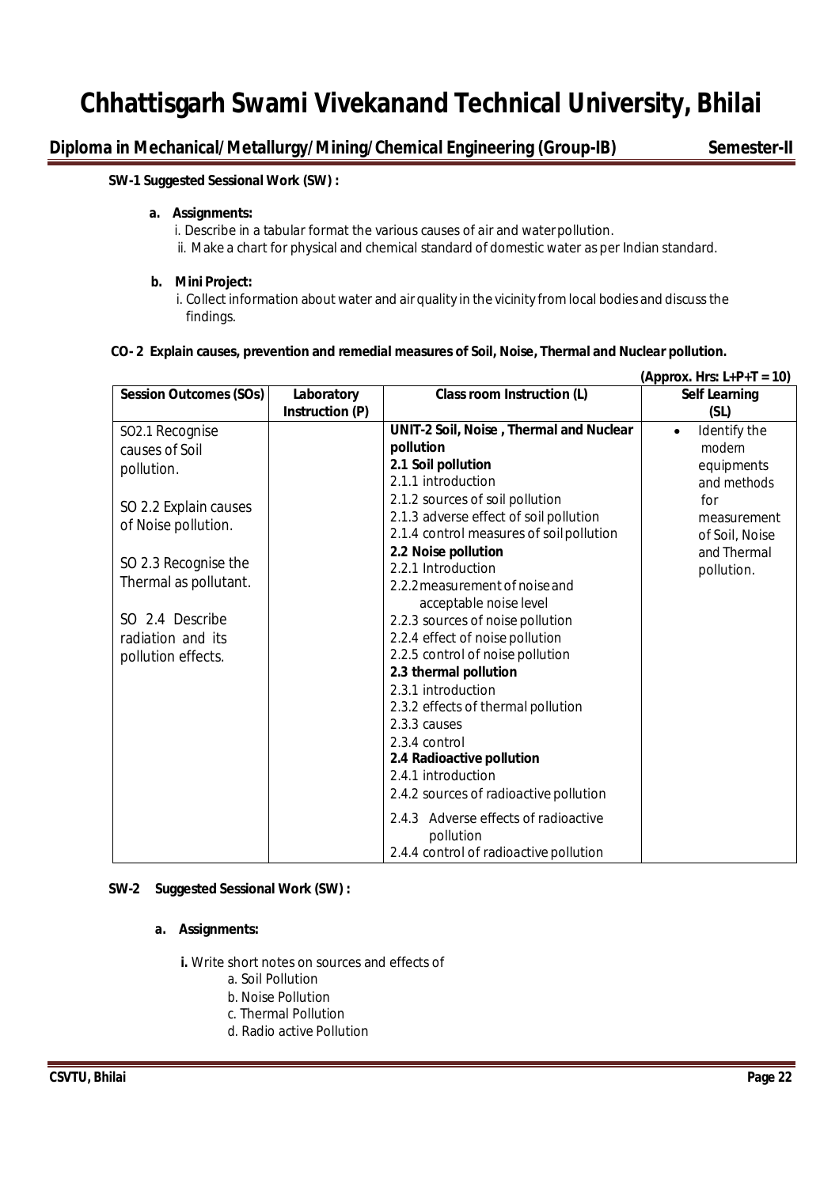**SW-1 Suggested Sessional Work (SW) :**

**a. Assignments:**

i. Describe in a tabular format the various causes of air and water pollution.

ii. Make a chart for physical and chemical standard of domestic water as per Indian standard.

**b. Mini Project:**

i. Collect information about water and air quality in the vicinity from local bodies and discuss the findings.

**CO- 2 Explain causes, prevention and remedial measures of Soil, Noise, Thermal and Nuclear pollution.**

**(Approx. Hrs: L+P+T = 10)**

| **Session Outcomes (SOs)** | **Laboratory Instruction (P)** | **Class room Instruction (L)** | **Self Learning (SL)** |
|---|---|---|---|
| SO2.1 Recognise causes of Soil pollution.<br><br>SO 2.2 Explain causes of Noise pollution.<br><br>SO 2.3 Recognise the Thermal as pollutant.<br><br>SO 2.4 Describe radiation and its pollution effects. | | **UNIT-2 Soil, Noise , Thermal and Nuclear pollution**<br>**2.1 Soil pollution**<br>2.1.1 introduction<br>2.1.2 sources of soil pollution<br>2.1.3 adverse effect of soil pollution<br>2.1.4 control measures of soil pollution<br>**2.2 Noise pollution**<br>2.2.1 Introduction<br>2.2.2 measurement of noise and acceptable noise level<br>2.2.3 sources of noise pollution<br>2.2.4 effect of noise pollution<br>2.2.5 control of noise pollution<br>**2.3 thermal pollution**<br>2.3.1 introduction<br>2.3.2 effects of thermal pollution<br>2.3.3 causes<br>2.3.4 control<br>**2.4 Radioactive pollution**<br>2.4.1 introduction<br>2.4.2 sources of radioactive pollution<br>2.4.3 Adverse effects of radioactive pollution<br>2.4.4 control of radioactive pollution | • Identify the modern equipments and methods for measurement of Soil, Noise and Thermal pollution. |

**SW-2 Suggested Sessional Work (SW) :**

**a. Assignments:**

**i.** Write short notes on sources and effects of

a. Soil Pollution

b. Noise Pollution

c. Thermal Pollution

d. Radio active Pollution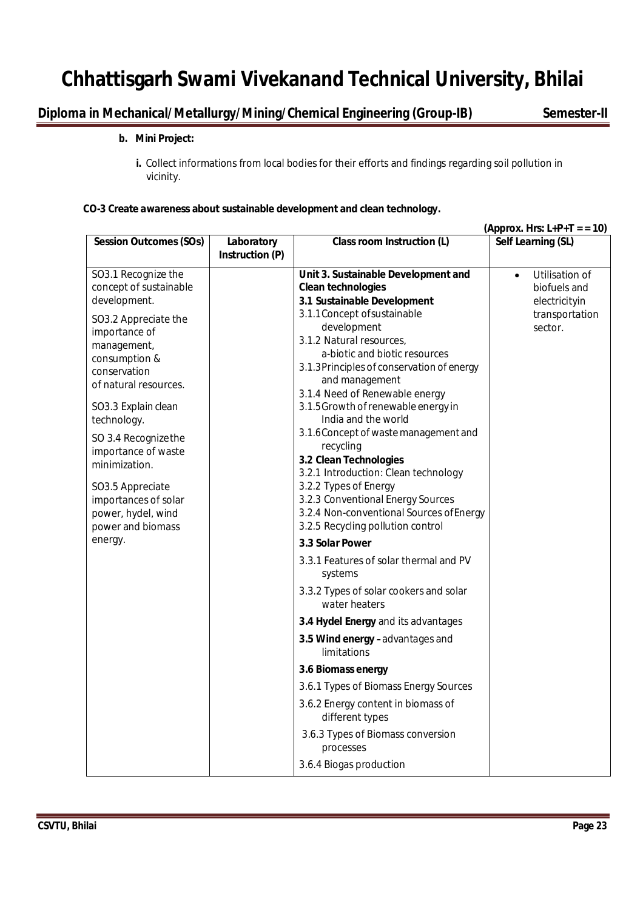**b. Mini Project:**

**i.** Collect informations from local bodies for their efforts and findings regarding soil pollution in vicinity.

**CO-3 Create awareness about sustainable development and clean technology.**

**(Approx. Hrs: L+P+T = = 10)**

| Session Outcomes (SOs) | Laboratory Instruction (P) | Class room Instruction (L) | Self Learning (SL) |
|---|---|---|---|
| SO3.1 Recognize the concept of sustainable development.<br><br>SO3.2 Appreciate the importance of management, consumption & conservation of natural resources.<br><br>SO3.3 Explain clean technology.<br><br>SO 3.4 Recognize the importance of waste minimization.<br><br>SO3.5 Appreciate importances of solar power, hydel, wind power and biomass energy. | | **Unit 3. Sustainable Development and Clean technologies**<br>**3.1 Sustainable Development**<br>3.1.1 Concept of sustainable development<br>3.1.2 Natural resources, a-biotic and biotic resources<br>3.1.3 Principles of conservation of energy and management<br>3.1.4 Need of Renewable energy<br>3.1.5 Growth of renewable energy in India and the world<br>3.1.6 Concept of waste management and recycling<br>**3.2 Clean Technologies**<br>3.2.1 Introduction: Clean technology<br>3.2.2 Types of Energy<br>3.2.3 Conventional Energy Sources<br>3.2.4 Non-conventional Sources of Energy<br>3.2.5 Recycling pollution control<br>**3.3 Solar Power**<br>3.3.1 Features of solar thermal and PV systems<br>3.3.2 Types of solar cookers and solar water heaters<br>**3.4 Hydel Energy** and its advantages<br>**3.5 Wind energy** – advantages and limitations<br>**3.6 Biomass energy**<br>3.6.1 Types of Biomass Energy Sources<br>3.6.2 Energy content in biomass of different types<br>3.6.3 Types of Biomass conversion processes<br>3.6.4 Biogas production | • Utilisation of biofuels and electricityin transportation sector. |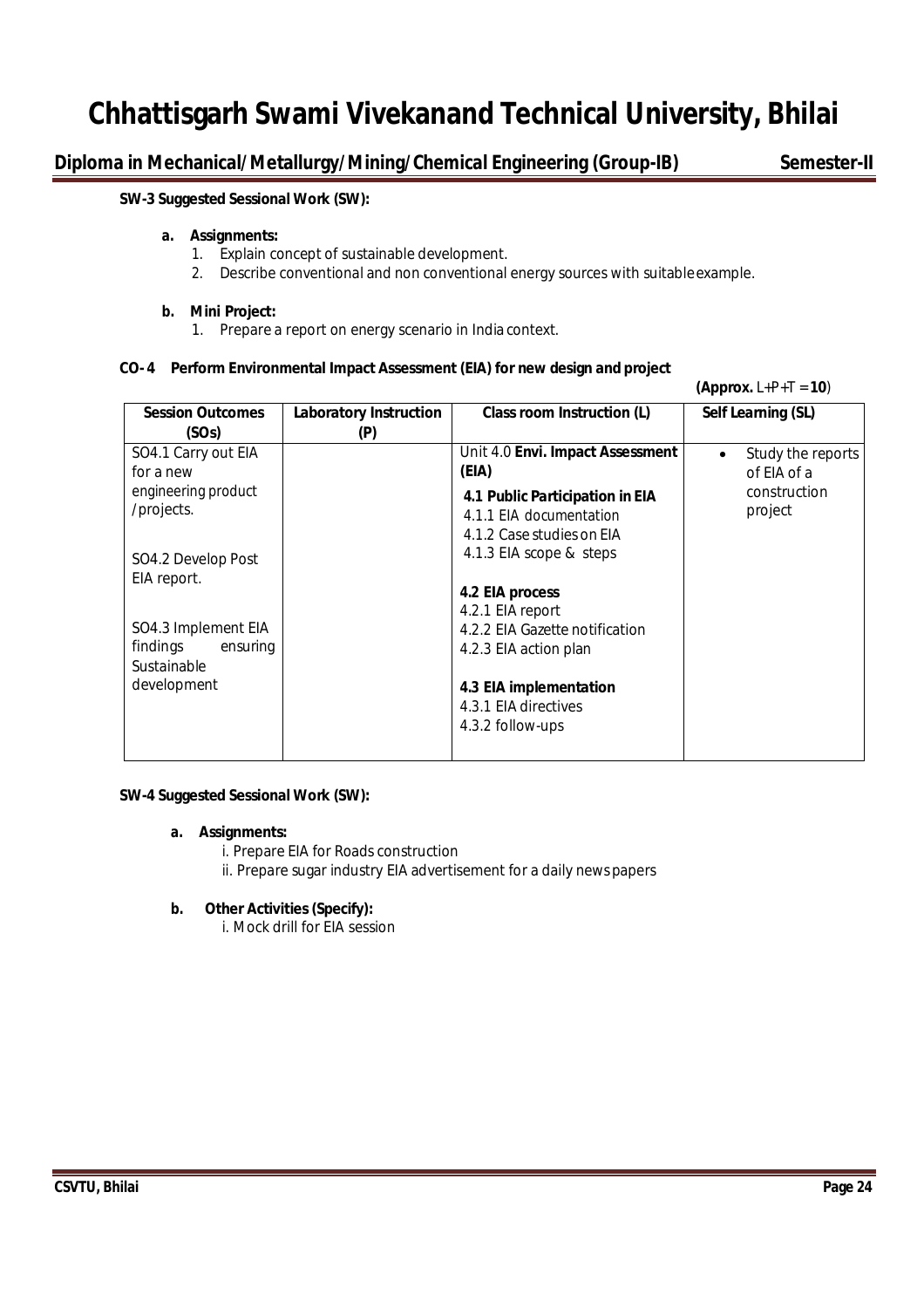**SW-3 Suggested Sessional Work (SW):**

**a. Assignments:**

1. Explain concept of sustainable development.
2. Describe conventional and non conventional energy sources with suitable example.

**b. Mini Project:**

1. Prepare a report on energy scenario in India context.

**CO- 4 Perform Environmental Impact Assessment (EIA) for new design and project**

**(Approx.** L+P+T = **10**)

| Session Outcomes (SOs) | Laboratory Instruction (P) | Class room Instruction (L) | Self Learning (SL) |
|---|---|---|---|
| SO4.1 Carry out EIA for a new engineering product /projects.<br><br>SO4.2 Develop Post EIA report.<br><br>SO4.3 Implement EIA findings ensuring Sustainable development | | Unit 4.0 **Envi. Impact Assessment (EIA)**<br>**4.1 Public Participation in EIA**<br>4.1.1 EIA documentation<br>4.1.2 Case studies on EIA<br>4.1.3 EIA scope & steps<br><br>**4.2 EIA process**<br>4.2.1 EIA report<br>4.2.2 EIA Gazette notification<br>4.2.3 EIA action plan<br><br>**4.3 EIA implementation**<br>4.3.1 EIA directives<br>4.3.2 follow-ups | • Study the reports of EIA of a construction project |

**SW-4 Suggested Sessional Work (SW):**

**a. Assignments:**

i. Prepare EIA for Roads construction

ii. Prepare sugar industry EIA advertisement for a daily news papers

**b. Other Activities (Specify):**

i. Mock drill for EIA session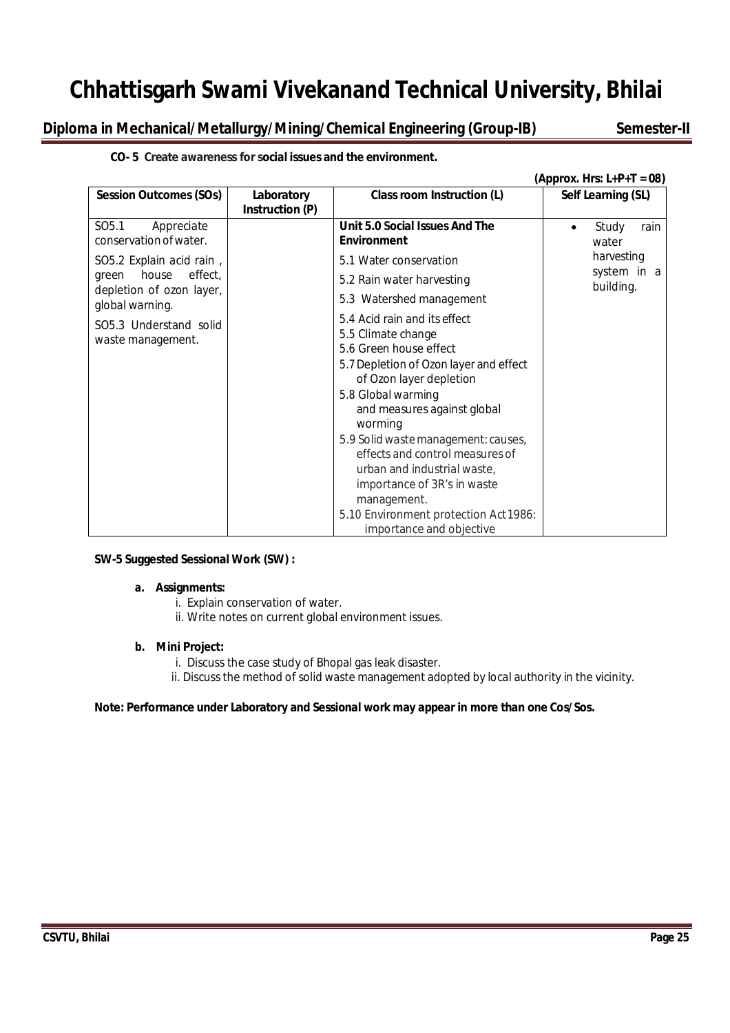**CO- 5 Create awareness for social issues and the environment.**

**(Approx. Hrs: L+P+T = 08)**

| Session Outcomes (SOs) | Laboratory Instruction (P) | Class room Instruction (L) | Self Learning (SL) |
|---|---|---|---|
| SO5.1 Appreciate conservation of water.<br>SO5.2 Explain acid rain , green house effect, depletion of ozon layer, global warning.<br>SO5.3 Understand solid waste management. | | **Unit 5.0 Social Issues And The Environment**<br>5.1 Water conservation<br>5.2 Rain water harvesting<br>5.3 Watershed management<br>5.4 Acid rain and its effect<br>5.5 Climate change<br>5.6 Green house effect<br>5.7 Depletion of Ozon layer and effect of Ozon layer depletion<br>5.8 Global warming and measures against global worming<br>5.9 Solid waste management: causes, effects and control measures of urban and industrial waste, importance of 3R's in waste management.<br>5.10 Environment protection Act 1986: importance and objective | • Study rain water harvesting system in a building. |

**SW-5 Suggested Sessional Work (SW) :**

**a. Assignments:**

i. Explain conservation of water.

ii. Write notes on current global environment issues.

**b. Mini Project:**

i. Discuss the case study of Bhopal gas leak disaster.

ii. Discuss the method of solid waste management adopted by local authority in the vicinity.

**Note: Performance under Laboratory and Sessional work may appear in more than one Cos/Sos.**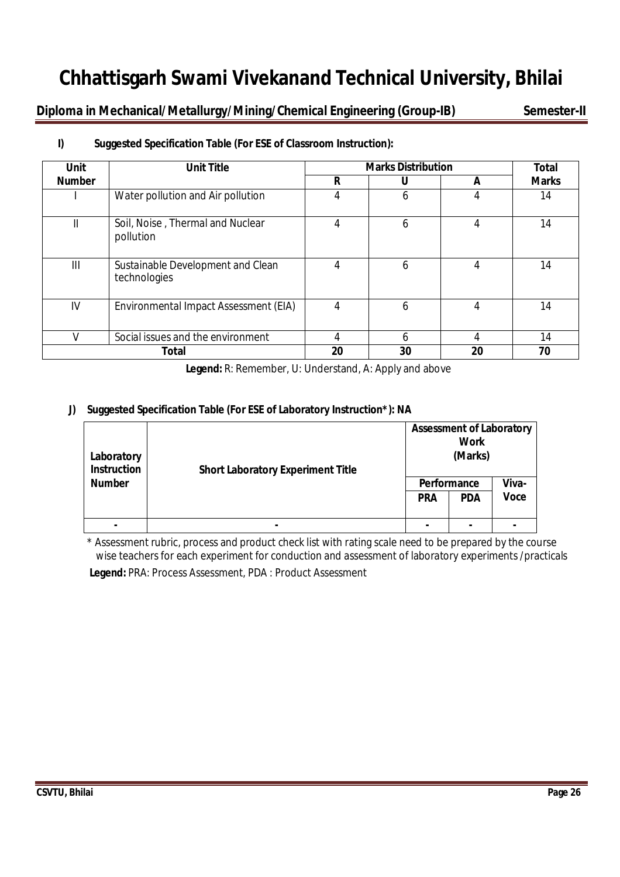**I) Suggested Specification Table (For ESE of Classroom Instruction):**

| Unit Number | Unit Title | Marks Distribution | | | Total Marks |
|---|---|---|---|---|---|
| | | R | U | A | |
| I | Water pollution and Air pollution | 4 | 6 | 4 | 14 |
| II | Soil, Noise , Thermal and Nuclear pollution | 4 | 6 | 4 | 14 |
| III | Sustainable Development and Clean technologies | 4 | 6 | 4 | 14 |
| IV | Environmental Impact Assessment (EIA) | 4 | 6 | 4 | 14 |
| V | Social issues and the environment | 4 | 6 | 4 | 14 |
| **Total** | | **20** | **30** | **20** | **70** |

**Legend:** R: Remember, U: Understand, A: Apply and above

**J) Suggested Specification Table (For ESE of Laboratory Instruction*): NA**

| Laboratory Instruction Number | Short Laboratory Experiment Title | Assessment of Laboratory Work (Marks) | | |
|---|---|---|---|---|
| | | Performance | | Viva-Voce |
| | | PRA | PDA | |
| - | - | - | - | - |

\* Assessment rubric, process and product check list with rating scale need to be prepared by the course wise teachers for each experiment for conduction and assessment of laboratory experiments /practicals

**Legend:** PRA: Process Assessment, PDA : Product Assessment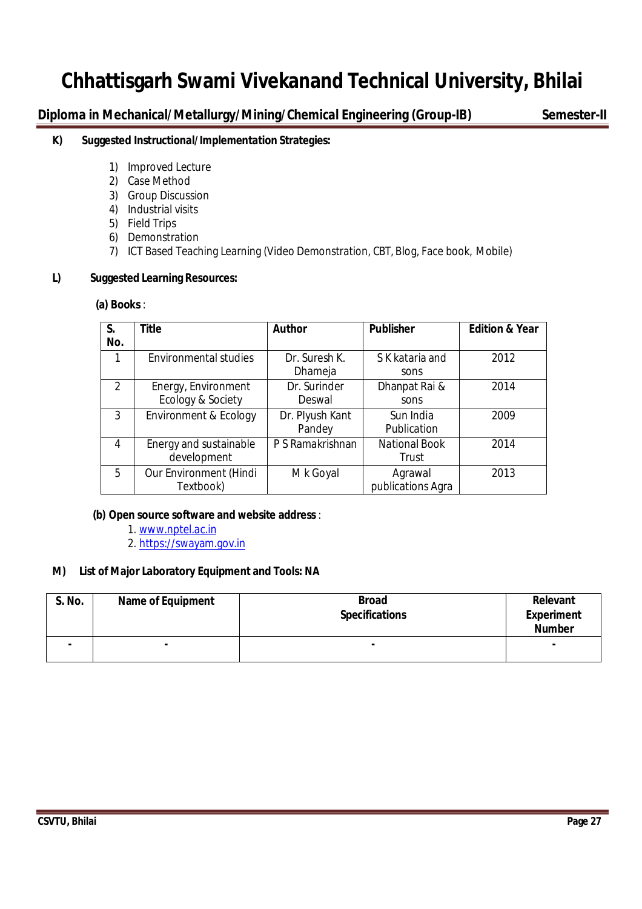**K) Suggested Instructional/Implementation Strategies:**

1) Improved Lecture
2) Case Method
3) Group Discussion
4) Industrial visits
5) Field Trips
6) Demonstration
7) ICT Based Teaching Learning (Video Demonstration, CBT, Blog, Face book, Mobile)

**L) Suggested Learning Resources:**

**(a) Books** :

| S. No. | Title | Author | Publisher | Edition & Year |
|---|---|---|---|---|
| 1 | Environmental studies | Dr. Suresh K. Dhameja | S K kataria and sons | 2012 |
| 2 | Energy, Environment Ecology & Society | Dr. Surinder Deswal | Dhanpat Rai & sons | 2014 |
| 3 | Environment & Ecology | Dr. Plyush Kant Pandey | Sun India Publication | 2009 |
| 4 | Energy and sustainable development | P S Ramakrishnan | National Book Trust | 2014 |
| 5 | Our Environment (Hindi Textbook) | M k Goyal | Agrawal publications Agra | 2013 |

**(b) Open source software and website address** :

1. www.nptel.ac.in
2. https://swayam.gov.in

**M) List of Major Laboratory Equipment and Tools: NA**

| S. No. | Name of Equipment | Broad Specifications | Relevant Experiment Number |
|---|---|---|---|
| - | - | - | - |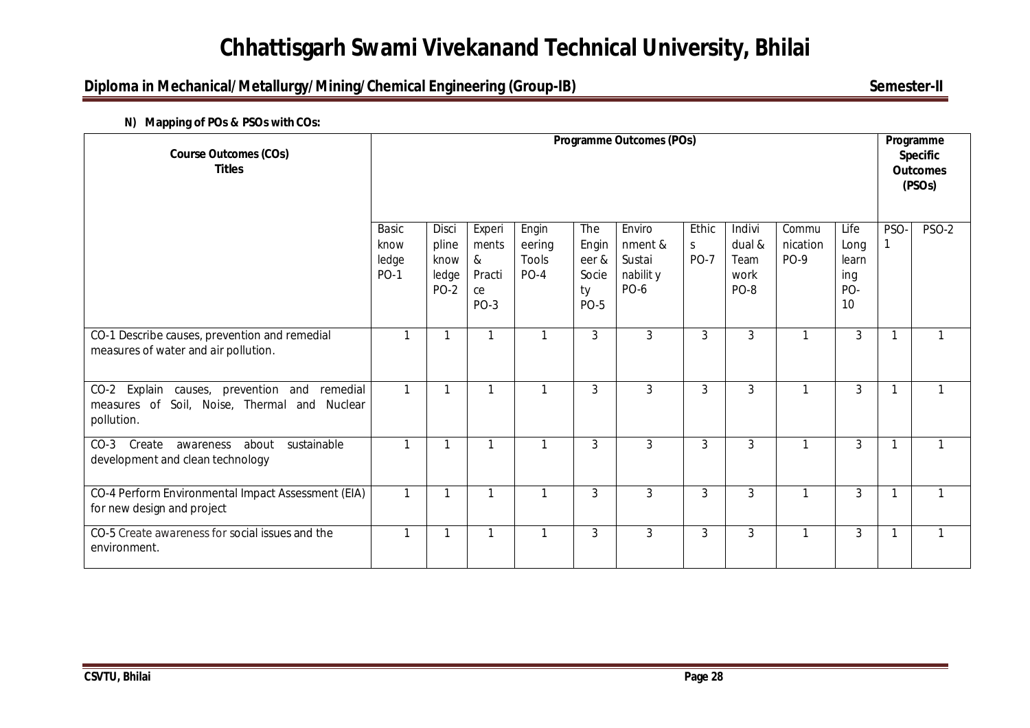**N) Mapping of POs & PSOs with COs:**

| Course Outcomes (COs) Titles | Programme Outcomes (POs) | | | | | | | | | | Programme Specific Outcomes (PSOs) | |
|---|---|---|---|---|---|---|---|---|---|---|---|---|
| | Basic knowledge PO-1 | Discipline knowledge PO-2 | Experiments & Practice PO-3 | Engineering Tools PO-4 | The Engineer & Society PO-5 | Environment & Sustainability PO-6 | Ethics PO-7 | Individual & Team work PO-8 | Communication PO-9 | Life Long learning PO-10 | PSO-1 | PSO-2 |
| CO-1 Describe causes, prevention and remedial measures of water and air pollution. | 1 | 1 | 1 | 1 | 3 | 3 | 3 | 3 | 1 | 3 | 1 | 1 |
| CO-2 Explain causes, prevention and remedial measures of Soil, Noise, Thermal and Nuclear pollution. | 1 | 1 | 1 | 1 | 3 | 3 | 3 | 3 | 1 | 3 | 1 | 1 |
| CO-3 Create awareness about sustainable development and clean technology | 1 | 1 | 1 | 1 | 3 | 3 | 3 | 3 | 1 | 3 | 1 | 1 |
| CO-4 Perform Environmental Impact Assessment (EIA) for new design and project | 1 | 1 | 1 | 1 | 3 | 3 | 3 | 3 | 1 | 3 | 1 | 1 |
| CO-5 Create awareness for social issues and the environment. | 1 | 1 | 1 | 1 | 3 | 3 | 3 | 3 | 1 | 3 | 1 | 1 |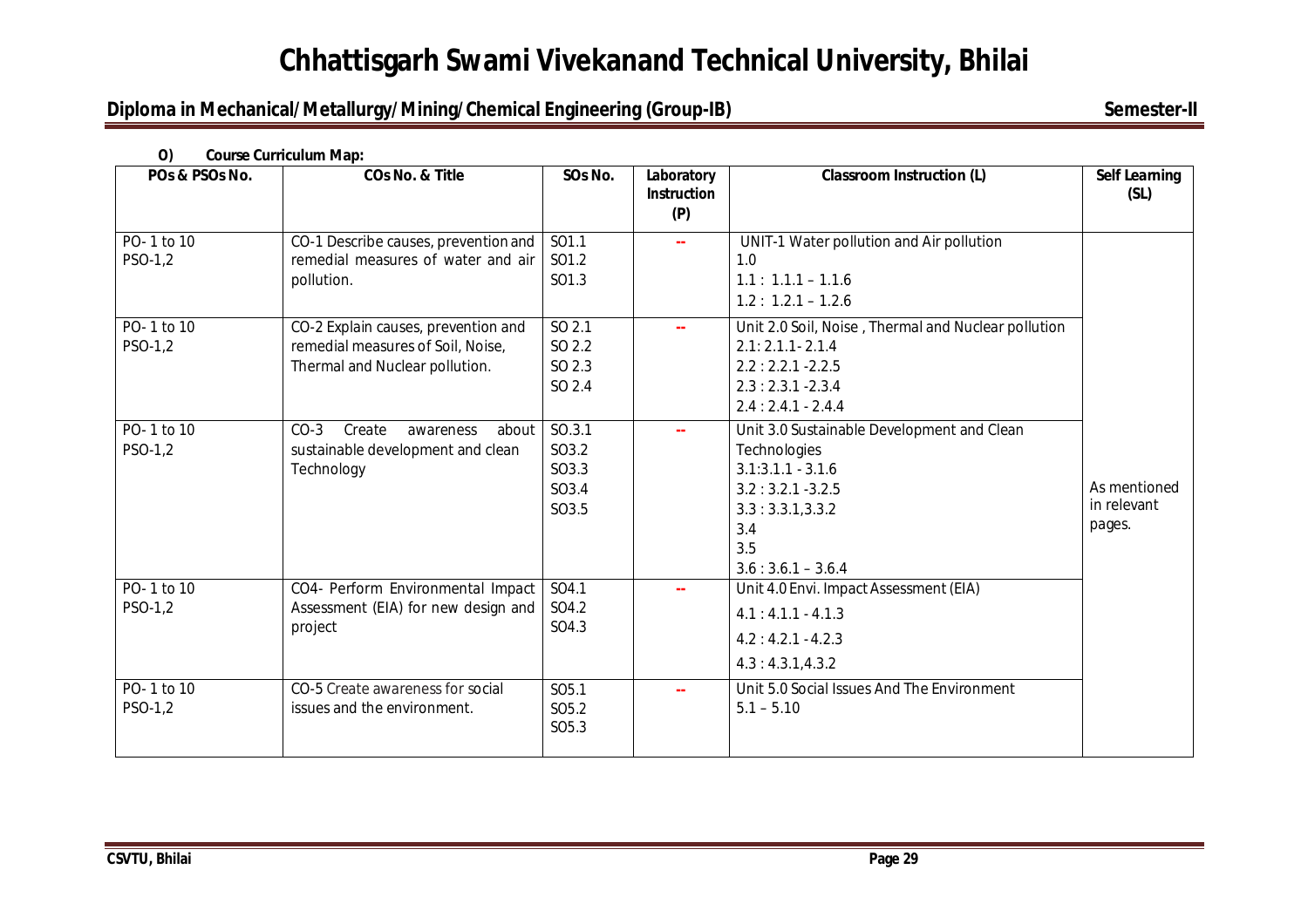**O) Course Curriculum Map:**

| POs & PSOs No. | COs No. & Title | SOs No. | Laboratory Instruction (P) | Classroom Instruction (L) | Self Learning (SL) |
|---|---|---|---|---|---|
| PO- 1 to 10<br>PSO-1,2 | CO-1 Describe causes, prevention and remedial measures of water and air pollution. | SO1.1<br>SO1.2<br>SO1.3 | -- | UNIT-1 Water pollution and Air pollution<br>1.0<br>1.1 : 1.1.1 – 1.1.6<br>1.2 : 1.2.1 – 1.2.6 | As mentioned in relevant pages. |
| PO- 1 to 10<br>PSO-1,2 | CO-2 Explain causes, prevention and remedial measures of Soil, Noise, Thermal and Nuclear pollution. | SO 2.1<br>SO 2.2<br>SO 2.3<br>SO 2.4 | -- | Unit 2.0 Soil, Noise , Thermal and Nuclear pollution<br>2.1: 2.1.1- 2.1.4<br>2.2 : 2.2.1 -2.2.5<br>2.3 : 2.3.1 -2.3.4<br>2.4 : 2.4.1 - 2.4.4 | |
| PO- 1 to 10<br>PSO-1,2 | CO-3 Create awareness about sustainable development and clean Technology | SO.3.1<br>SO3.2<br>SO3.3<br>SO3.4<br>SO3.5 | -- | Unit 3.0 Sustainable Development and Clean Technologies<br>3.1:3.1.1 - 3.1.6<br>3.2 : 3.2.1 -3.2.5<br>3.3 : 3.3.1,3.3.2<br>3.4<br>3.5<br>3.6 : 3.6.1 – 3.6.4 | |
| PO- 1 to 10<br>PSO-1,2 | CO4- Perform Environmental Impact Assessment (EIA) for new design and project | SO4.1<br>SO4.2<br>SO4.3 | -- | Unit 4.0 Envi. Impact Assessment (EIA)<br>4.1 : 4.1.1 - 4.1.3<br>4.2 : 4.2.1 - 4.2.3<br>4.3 : 4.3.1,4.3.2 | |
| PO- 1 to 10<br>PSO-1,2 | CO-5 Create awareness for social issues and the environment. | SO5.1<br>SO5.2<br>SO5.3 | -- | Unit 5.0 Social Issues And The Environment<br>5.1 – 5.10 | |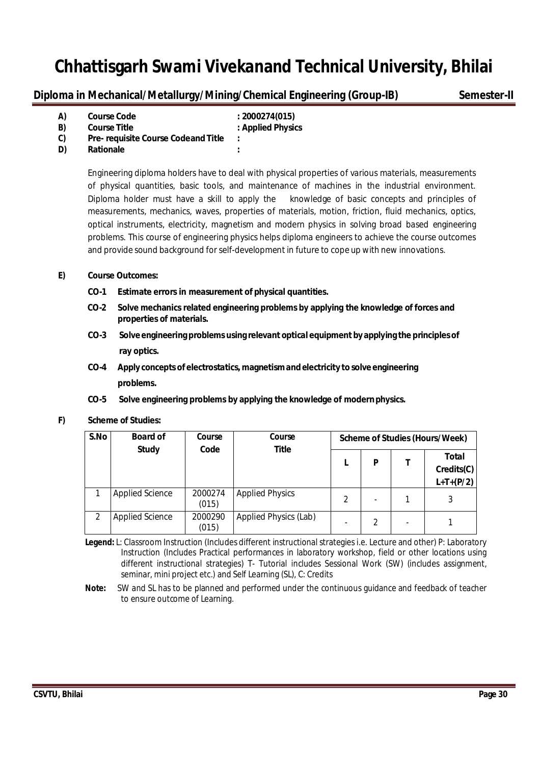# Chhattisgarh Swami Vivekanand Technical University, Bhilai

## Diploma in Mechanical/Metallurgy/Mining/Chemical Engineering (Group-IB) Semester-II

**A) Course Code** : **2000274(015)**
**B) Course Title** : **Applied Physics**
**C) Pre- requisite Course Code and Title** :
**D) Rationale** :

Engineering diploma holders have to deal with physical properties of various materials, measurements of physical quantities, basic tools, and maintenance of machines in the industrial environment. Diploma holder must have a skill to apply the knowledge of basic concepts and principles of measurements, mechanics, waves, properties of materials, motion, friction, fluid mechanics, optics, optical instruments, electricity, magnetism and modern physics in solving broad based engineering problems. This course of engineering physics helps diploma engineers to achieve the course outcomes and provide sound background for self-development in future to cope up with new innovations.

**E) Course Outcomes:**

- **CO-1 Estimate errors in measurement of physical quantities.**
- **CO-2 Solve mechanics related engineering problems by applying the knowledge of forces and properties of materials.**
- **CO-3 Solve engineering problems using relevant optical equipment by applying the principles of ray optics.**
- **CO-4 Apply concepts of electrostatics, magnetism and electricity to solve engineering problems.**
- **CO-5 Solve engineering problems by applying the knowledge of modern physics.**

**F) Scheme of Studies:**

| S.No | Board of Study | Course Code | Course Title | Scheme of Studies (Hours/Week) | | | |
|---|---|---|---|---|---|---|---|
| | | | | L | P | T | Total Credits(C) L+T+(P/2) |
| 1 | Applied Science | 2000274 (015) | Applied Physics | 2 | - | 1 | 3 |
| 2 | Applied Science | 2000290 (015) | Applied Physics (Lab) | - | 2 | - | 1 |

**Legend:** L: Classroom Instruction (Includes different instructional strategies i.e. Lecture and other) P: Laboratory Instruction (Includes Practical performances in laboratory workshop, field or other locations using different instructional strategies) T- Tutorial includes Sessional Work (SW) (includes assignment, seminar, mini project etc.) and Self Learning (SL), C: Credits

**Note:** SW and SL has to be planned and performed under the continuous guidance and feedback of teacher to ensure outcome of Learning.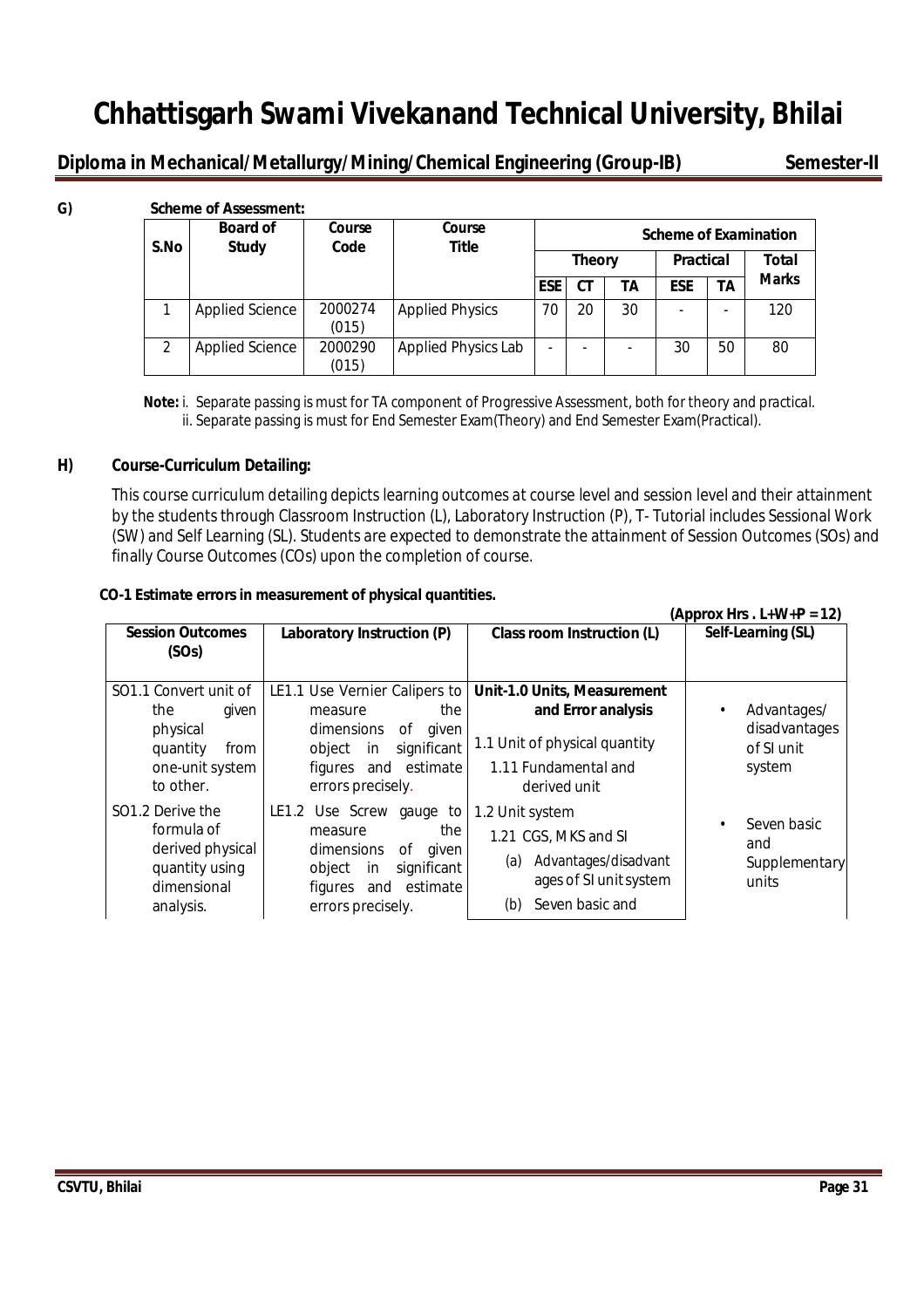**G) Scheme of Assessment:**

| S.No | Board of Study | Course Code | Course Title | Scheme of Examination | | | | | |
|---|---|---|---|---|---|---|---|---|---|
| | | | | Theory | | | Practical | | Total Marks |
| | | | | ESE | CT | TA | ESE | TA | |
| 1 | Applied Science | 2000274 (015) | Applied Physics | 70 | 20 | 30 | - | - | 120 |
| 2 | Applied Science | 2000290 (015) | Applied Physics Lab | - | - | - | 30 | 50 | 80 |

**Note:** i. Separate passing is must for TA component of Progressive Assessment, both for theory and practical.
ii. Separate passing is must for End Semester Exam(Theory) and End Semester Exam(Practical).

## H) Course-Curriculum Detailing:

This course curriculum detailing depicts learning outcomes at course level and session level and their attainment by the students through Classroom Instruction (L), Laboratory Instruction (P), T- Tutorial includes Sessional Work (SW) and Self Learning (SL). Students are expected to demonstrate the attainment of Session Outcomes (SOs) and finally Course Outcomes (COs) upon the completion of course.

**CO-1 Estimate errors in measurement of physical quantities.**

**(Approx Hrs . L+W+P = 12)**

| Session Outcomes (SOs) | Laboratory Instruction (P) | Class room Instruction (L) | Self-Learning (SL) |
|---|---|---|---|
| SO1.1 Convert unit of the given physical quantity from one-unit system to other. | LE1.1 Use Vernier Calipers to measure the dimensions of given object in significant figures and estimate errors precisely. | **Unit-1.0 Units, Measurement and Error analysis**<br>1.1 Unit of physical quantity<br>1.11 Fundamental and derived unit | • Advantages/ disadvantages of SI unit system |
| SO1.2 Derive the formula of derived physical quantity using dimensional analysis. | LE1.2 Use Screw gauge to measure the dimensions of given object in significant figures and estimate errors precisely. | 1.2 Unit system<br>1.21 CGS, MKS and SI<br>(a) Advantages/disadvantages of SI unit system<br>(b) Seven basic and | • Seven basic and Supplementary units |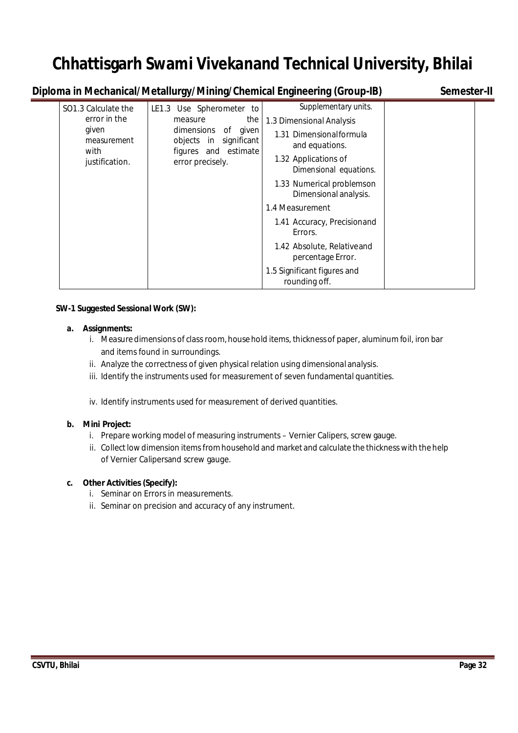| | | | |
|---|---|---|---|
| SO1.3 Calculate the error in the given measurement with justification. | LE1.3 Use Spherometer to measure the dimensions of given objects in significant figures and estimate error precisely. | Supplementary units.<br>1.3 Dimensional Analysis<br>1.31 Dimensional formula and equations.<br>1.32 Applications of Dimensional equations.<br>1.33 Numerical problemson Dimensional analysis.<br>1.4 Measurement<br>1.41 Accuracy, Precisionand Errors.<br>1.42 Absolute, Relativeand percentage Error.<br>1.5 Significant figures and rounding off. | |

**SW-1 Suggested Sessional Work (SW):**

**a. Assignments:**

i. Measure dimensions of class room, house hold items, thickness of paper, aluminum foil, iron bar and items found in surroundings.

ii. Analyze the correctness of given physical relation using dimensional analysis.

iii. Identify the instruments used for measurement of seven fundamental quantities.

iv. Identify instruments used for measurement of derived quantities.

**b. Mini Project:**

i. Prepare working model of measuring instruments – Vernier Calipers, screw gauge.

ii. Collect low dimension items from household and market and calculate the thickness with the help of Vernier Calipersand screw gauge.

**c. Other Activities (Specify):**

i. Seminar on Errors in measurements.

ii. Seminar on precision and accuracy of any instrument.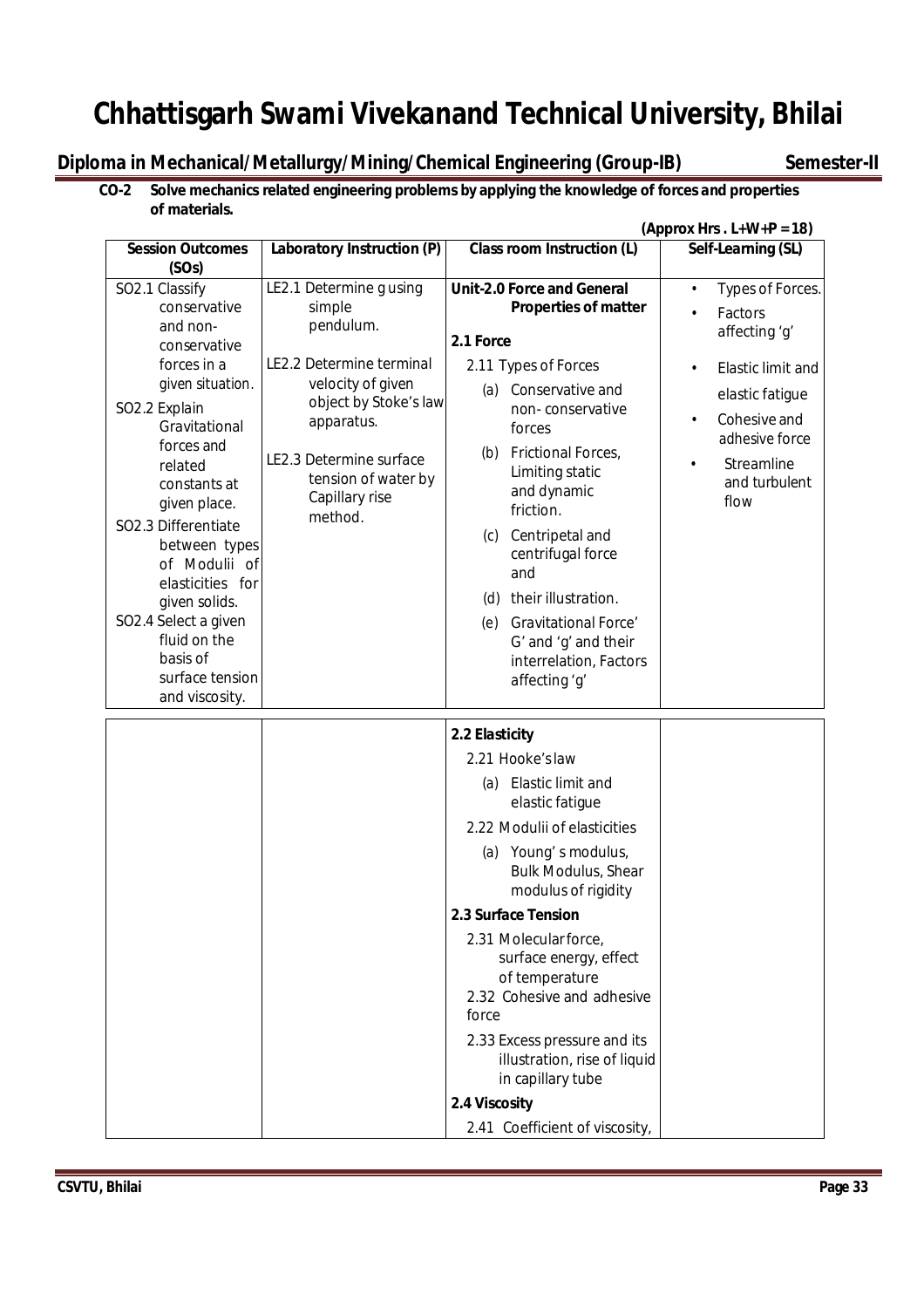**CO-2 Solve mechanics related engineering problems by applying the knowledge of forces and properties of materials.**

**(Approx Hrs . L+W+P = 18)**

| Session Outcomes (SOs) | Laboratory Instruction (P) | Class room Instruction (L) | Self-Learning (SL) |
|---|---|---|---|
| SO2.1 Classify conservative and non-conservative forces in a given situation.<br>SO2.2 Explain Gravitational forces and related constants at given place.<br>SO2.3 Differentiate between types of Modulii of elasticities for given solids.<br>SO2.4 Select a given fluid on the basis of surface tension and viscosity. | LE2.1 Determine g using simple pendulum.<br>LE2.2 Determine terminal velocity of given object by Stoke's law apparatus.<br>LE2.3 Determine surface tension of water by Capillary rise method. | **Unit-2.0 Force and General Properties of matter**<br>**2.1 Force**<br>2.11 Types of Forces<br>(a) Conservative and non- conservative forces<br>(b) Frictional Forces, Limiting static and dynamic friction.<br>(c) Centripetal and centrifugal force and<br>(d) their illustration.<br>(e) Gravitational Force' G' and 'g' and their interrelation, Factors affecting 'g' | • Types of Forces.<br>• Factors affecting 'g'<br>• Elastic limit and elastic fatigue<br>• Cohesive and adhesive force<br>• Streamline and turbulent flow |
| | | **2.2 Elasticity**<br>2.21 Hooke's law<br>(a) Elastic limit and elastic fatigue<br>2.22 Modulii of elasticities<br>(a) Young' s modulus, Bulk Modulus, Shear modulus of rigidity<br>**2.3 Surface Tension**<br>2.31 Molecular force, surface energy, effect of temperature<br>2.32 Cohesive and adhesive force<br>2.33 Excess pressure and its illustration, rise of liquid in capillary tube<br>**2.4 Viscosity**<br>2.41 Coefficient of viscosity, | |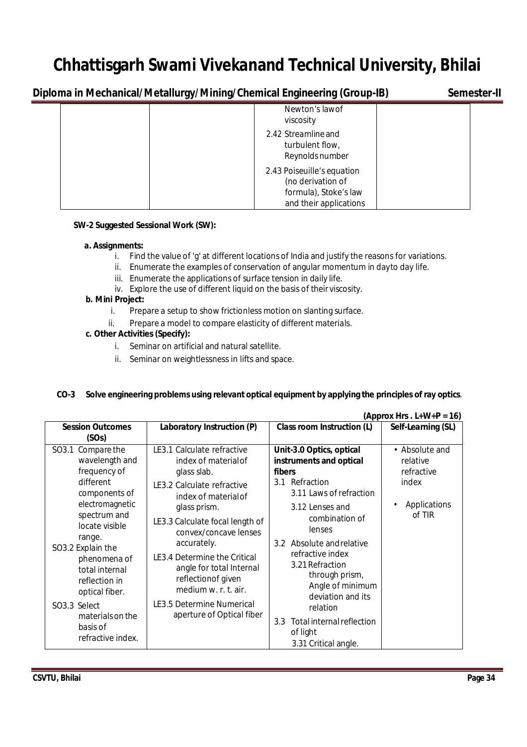| | | Newton's law of viscosity<br>2.42 Streamline and turbulent flow, Reynolds number<br>2.43 Poiseuille's equation (no derivation of formula), Stoke's law and their applications | |
|---|---|---|---|

**SW-2 Suggested Sessional Work (SW):**

**a. Assignments:**

i. Find the value of 'g' at different locations of India and justify the reasons for variations.
ii. Enumerate the examples of conservation of angular momentum in dayto day life.
iii. Enumerate the applications of surface tension in daily life.
iv. Explore the use of different liquid on the basis of their viscosity.

**b. Mini Project:**

i. Prepare a setup to show frictionless motion on slanting surface.
ii. Prepare a model to compare elasticity of different materials.

**c. Other Activities (Specify):**

i. Seminar on artificial and natural satellite.
ii. Seminar on weightlessness in lifts and space.

**CO-3 Solve engineering problems using relevant optical equipment by applying the principles of ray optics**.

**(Approx Hrs . L+W+P = 16)**

| Session Outcomes (SOs) | Laboratory Instruction (P) | Class room Instruction (L) | Self-Learning (SL) |
|---|---|---|---|
| SO3.1 Compare the wavelength and frequency of different components of electromagnetic spectrum and locate visible range.<br>SO3.2 Explain the phenomena of total internal reflection in optical fiber.<br>SO3.3 Select materials on the basis of refractive index. | LE3.1 Calculate refractive index of material of glass slab.<br>LE3.2 Calculate refractive index of material of glass prism.<br>LE3.3 Calculate focal length of convex/concave lenses accurately.<br>LE3.4 Determine the Critical angle for total Internal reflectionof given medium w. r. t. air.<br>LE3.5 Determine Numerical aperture of Optical fiber | **Unit-3.0 Optics, optical instruments and optical fibers**<br>3.1 Refraction<br>3.11 Laws of refraction<br>3.12 Lenses and combination of lenses<br>3.2 Absolute and relative refractive index<br>3.21 Refraction through prism, Angle of minimum deviation and its relation<br>3.3 Total internal reflection of light<br>3.31 Critical angle. | • Absolute and relative refractive index<br>• Applications of TIR |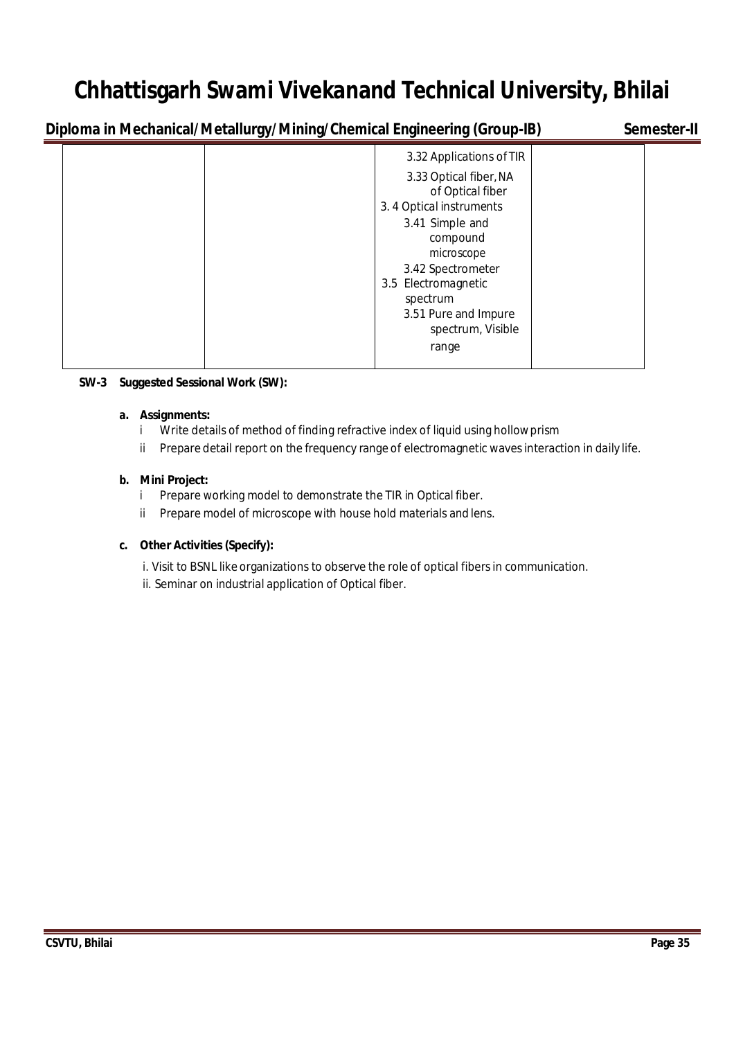| | | | |
|---|---|---|---|
| | | 3.32 Applications of TIR<br>3.33 Optical fiber, NA of Optical fiber<br>3. 4 Optical instruments<br>3.41 Simple and compound microscope<br>3.42 Spectrometer<br>3.5 Electromagnetic spectrum<br>3.51 Pure and Impure spectrum, Visible range | |

**SW-3 Suggested Sessional Work (SW):**

**a. Assignments:**

i Write details of method of finding refractive index of liquid using hollow prism

ii Prepare detail report on the frequency range of electromagnetic waves interaction in daily life.

**b. Mini Project:**

i Prepare working model to demonstrate the TIR in Optical fiber.

ii Prepare model of microscope with house hold materials and lens.

**c. Other Activities (Specify):**

i. Visit to BSNL like organizations to observe the role of optical fibers in communication.

ii. Seminar on industrial application of Optical fiber.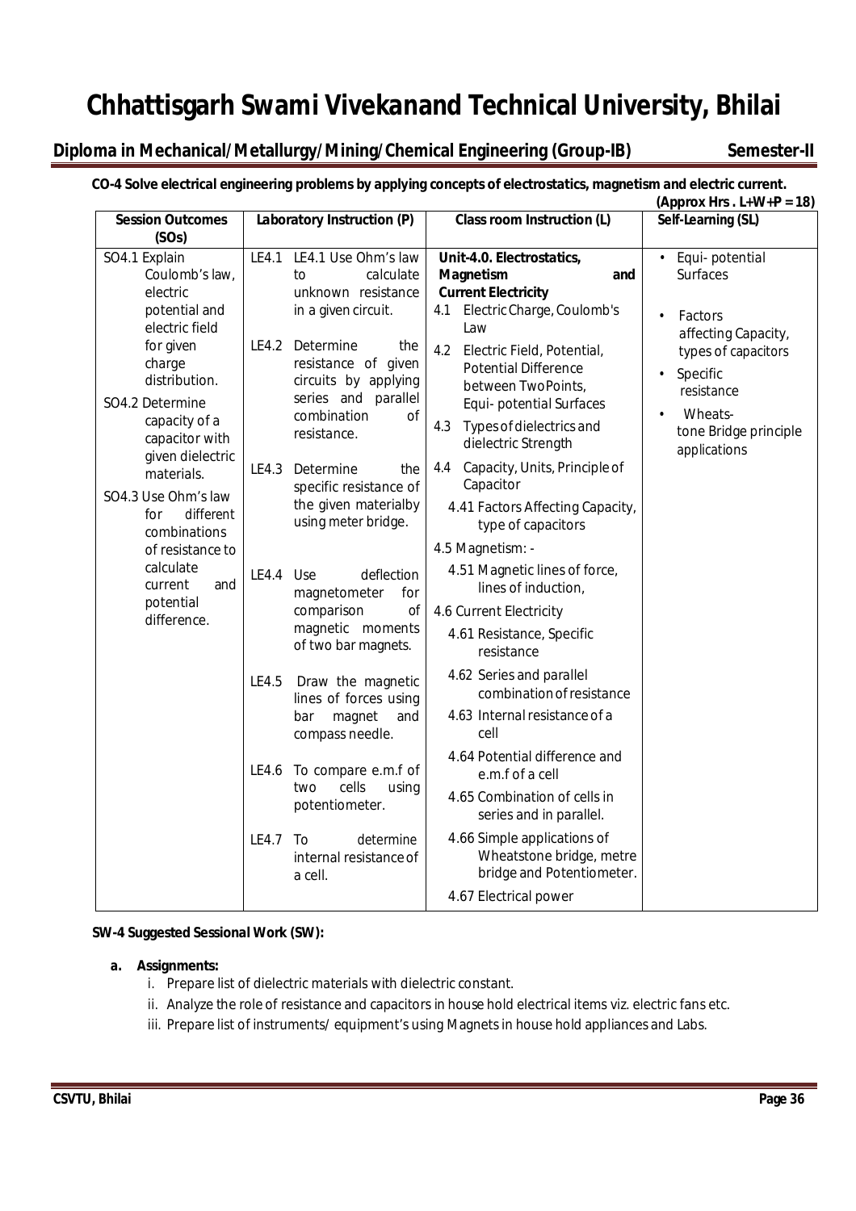# Chhattisgarh Swami Vivekanand Technical University, Bhilai

## Diploma in Mechanical/Metallurgy/Mining/Chemical Engineering (Group-IB) Semester-II

**CO-4 Solve electrical engineering problems by applying concepts of electrostatics, magnetism and electric current.**

**(Approx Hrs . L+W+P = 18)**

| Session Outcomes (SOs) | Laboratory Instruction (P) | Class room Instruction (L) | Self-Learning (SL) |
|---|---|---|---|
| SO4.1 Explain Coulomb's law, electric potential and electric field for given charge distribution.<br>SO4.2 Determine capacity of a capacitor with given dielectric materials.<br>SO4.3 Use Ohm's law for different combinations of resistance to calculate current and potential difference. | LE4.1 LE4.1 Use Ohm's law to calculate unknown resistance in a given circuit.<br>LE4.2 Determine the resistance of given circuits by applying series and parallel combination of resistance.<br>LE4.3 Determine the specific resistance of the given materialby using meter bridge.<br>LE4.4 Use deflection magnetometer for comparison of magnetic moments of two bar magnets.<br>LE4.5 Draw the magnetic lines of forces using bar magnet and compass needle.<br>LE4.6 To compare e.m.f of two cells using potentiometer.<br>LE4.7 To determine internal resistance of a cell. | **Unit-4.0. Electrostatics, Magnetism and Current Electricity**<br>4.1 Electric Charge, Coulomb's Law<br>4.2 Electric Field, Potential, Potential Difference between TwoPoints, Equi- potential Surfaces<br>4.3 Types of dielectrics and dielectric Strength<br>4.4 Capacity, Units, Principle of Capacitor<br>4.41 Factors Affecting Capacity, type of capacitors<br>4.5 Magnetism: -<br>4.51 Magnetic lines of force, lines of induction,<br>4.6 Current Electricity<br>4.61 Resistance, Specific resistance<br>4.62 Series and parallel combination of resistance<br>4.63 Internal resistance of a cell<br>4.64 Potential difference and e.m.f of a cell<br>4.65 Combination of cells in series and in parallel.<br>4.66 Simple applications of Wheatstone bridge, metre bridge and Potentiometer.<br>4.67 Electrical power | • Equi- potential Surfaces<br>• Factors affecting Capacity, types of capacitors<br>• Specific resistance<br>• Wheats- tone Bridge principle applications |

**SW-4 Suggested Sessional Work (SW):**

**a. Assignments:**

i. Prepare list of dielectric materials with dielectric constant.

ii. Analyze the role of resistance and capacitors in house hold electrical items viz. electric fans etc.

iii. Prepare list of instruments/ equipment's using Magnets in house hold appliances and Labs.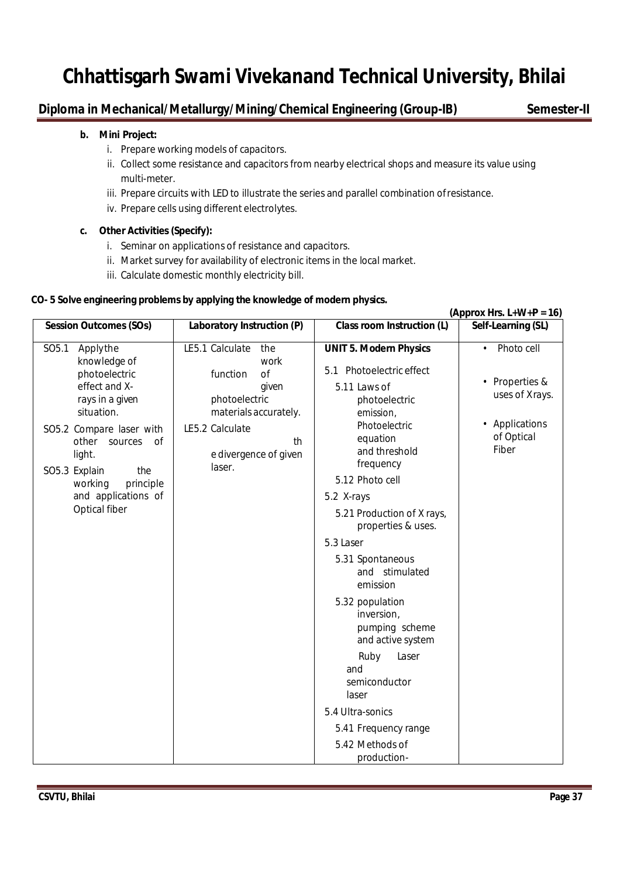**b. Mini Project:**

i. Prepare working models of capacitors.

ii. Collect some resistance and capacitors from nearby electrical shops and measure its value using multi-meter.

iii. Prepare circuits with LED to illustrate the series and parallel combination of resistance.

iv. Prepare cells using different electrolytes.

**c. Other Activities (Specify):**

i. Seminar on applications of resistance and capacitors.

ii. Market survey for availability of electronic items in the local market.

iii. Calculate domestic monthly electricity bill.

**CO- 5 Solve engineering problems by applying the knowledge of modern physics.**

**(Approx Hrs. L+W+P = 16)**

| Session Outcomes (SOs) | Laboratory Instruction (P) | Class room Instruction (L) | Self-Learning (SL) |
|---|---|---|---|
| SO5.1 Apply the knowledge of photoelectric effect and X-rays in a given situation.<br>SO5.2 Compare laser with other sources of light.<br>SO5.3 Explain the working principle and applications of Optical fiber | LE5.1 Calculate the work function of given photoelectric materials accurately.<br>LE5.2 Calculate the divergence of given laser. | **UNIT 5. Modern Physics**<br>5.1 Photoelectric effect<br>5.11 Laws of photoelectric emission, Photoelectric equation and threshold frequency<br>5.12 Photo cell<br>5.2 X-rays<br>5.21 Production of X rays, properties & uses.<br>5.3 Laser<br>5.31 Spontaneous and stimulated emission<br>5.32 population inversion, pumping scheme and active system<br>Ruby Laser and semiconductor laser<br>5.4 Ultra-sonics<br>5.41 Frequency range<br>5.42 Methods of production- | • Photo cell<br>• Properties & uses of Xrays.<br>• Applications of Optical Fiber |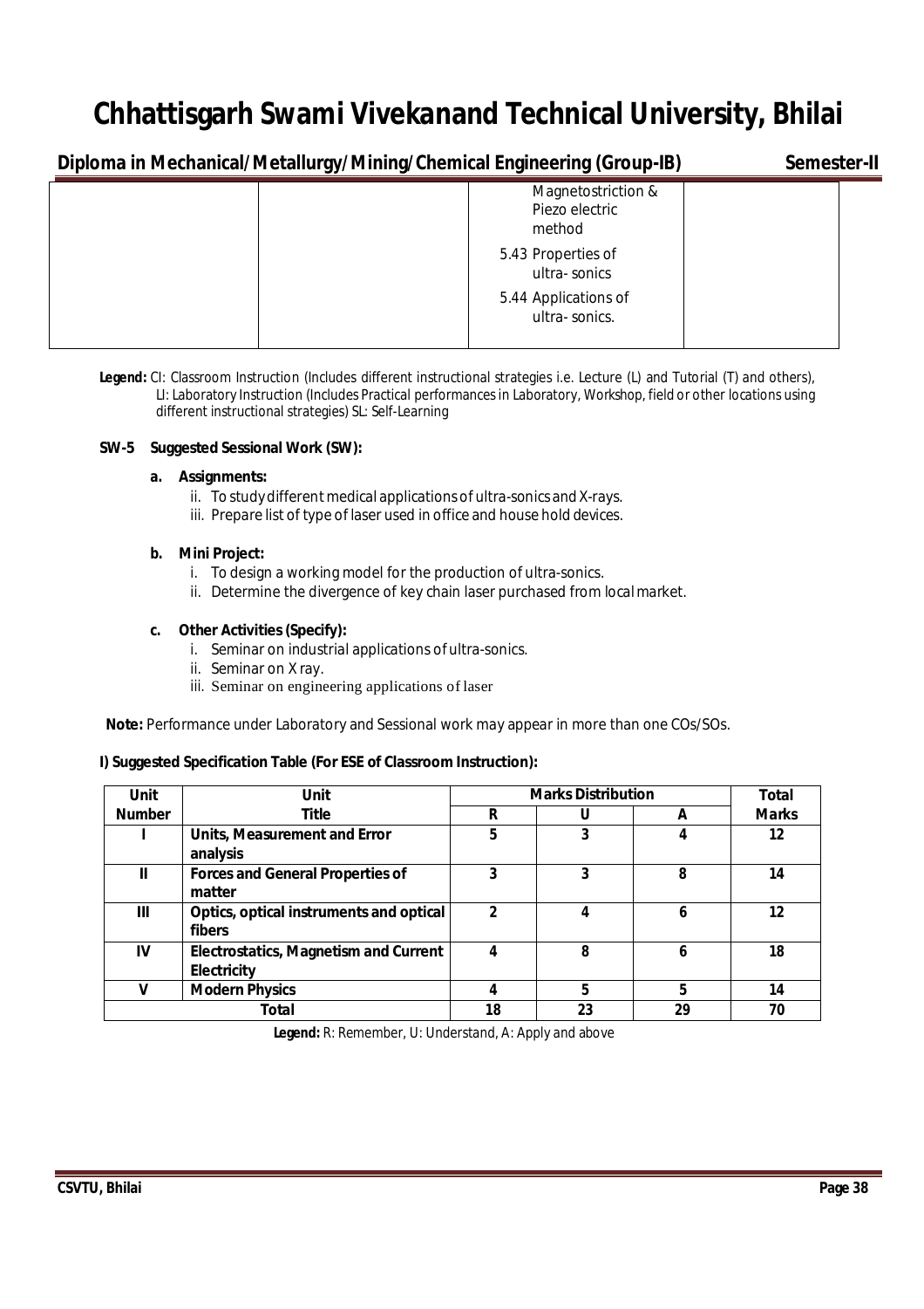# Chhattisgarh Swami Vivekanand Technical University, Bhilai

**Diploma in Mechanical/Metallurgy/Mining/Chemical Engineering (Group-IB)** **Semester-II**

| | | | |
|---|---|---|---|
| | | Magnetostriction & Piezo electric method<br>5.43 Properties of ultra- sonics<br>5.44 Applications of ultra- sonics. | |

**Legend:** CI: Classroom Instruction (Includes different instructional strategies i.e. Lecture (L) and Tutorial (T) and others), LI: Laboratory Instruction (Includes Practical performances in Laboratory, Workshop, field or other locations using different instructional strategies) SL: Self-Learning

**SW-5 Suggested Sessional Work (SW):**

**a. Assignments:**

ii. To study different medical applications of ultra-sonics and X-rays.
iii. Prepare list of type of laser used in office and house hold devices.

**b. Mini Project:**

i. To design a working model for the production of ultra-sonics.
ii. Determine the divergence of key chain laser purchased from local market.

**c. Other Activities (Specify):**

i. Seminar on industrial applications of ultra-sonics.
ii. Seminar on X ray.
iii. Seminar on engineering applications of laser

**Note:** Performance under Laboratory and Sessional work may appear in more than one COs/SOs.

**I) Suggested Specification Table (For ESE of Classroom Instruction):**

| Unit Number | Unit Title | Marks Distribution | | | Total Marks |
|---|---|---|---|---|---|
| | | R | U | A | |
| I | Units, Measurement and Error analysis | 5 | 3 | 4 | 12 |
| II | Forces and General Properties of matter | 3 | 3 | 8 | 14 |
| III | Optics, optical instruments and optical fibers | 2 | 4 | 6 | 12 |
| IV | Electrostatics, Magnetism and Current Electricity | 4 | 8 | 6 | 18 |
| V | Modern Physics | 4 | 5 | 5 | 14 |
| | Total | 18 | 23 | 29 | 70 |

**Legend:** R: Remember, U: Understand, A: Apply and above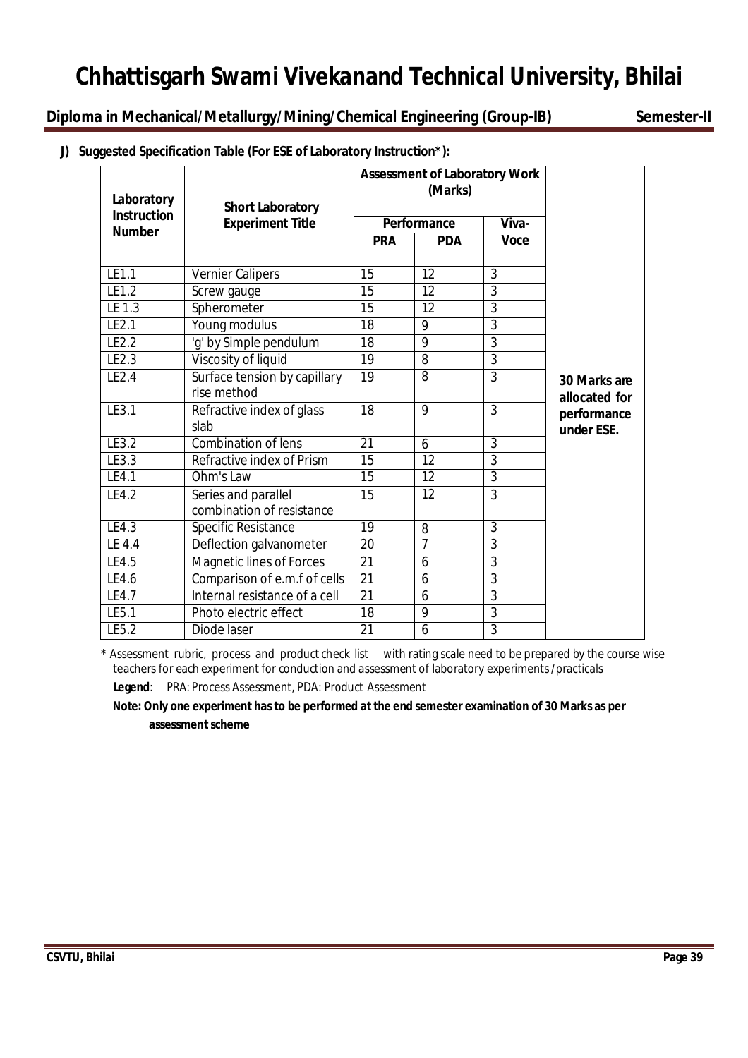# Chhattisgarh Swami Vivekanand Technical University, Bhilai

**Diploma in Mechanical/Metallurgy/Mining/Chemical Engineering (Group-IB) Semester-II**

**J) Suggested Specification Table (For ESE of Laboratory Instruction*):**

| Laboratory Instruction Number | Short Laboratory Experiment Title | Assessment of Laboratory Work (Marks) | | | |
|---|---|---|---|---|---|
| | | Performance | | Viva-Voce | |
| | | PRA | PDA | | |
| LE1.1 | Vernier Calipers | 15 | 12 | 3 | **30 Marks are allocated for performance under ESE.** |
| LE1.2 | Screw gauge | 15 | 12 | 3 | |
| LE 1.3 | Spherometer | 15 | 12 | 3 | |
| LE2.1 | Young modulus | 18 | 9 | 3 | |
| LE2.2 | 'g' by Simple pendulum | 18 | 9 | 3 | |
| LE2.3 | Viscosity of liquid | 19 | 8 | 3 | |
| LE2.4 | Surface tension by capillary rise method | 19 | 8 | 3 | |
| LE3.1 | Refractive index of glass slab | 18 | 9 | 3 | |
| LE3.2 | Combination of lens | 21 | 6 | 3 | |
| LE3.3 | Refractive index of Prism | 15 | 12 | 3 | |
| LE4.1 | Ohm's Law | 15 | 12 | 3 | |
| LE4.2 | Series and parallel combination of resistance | 15 | 12 | 3 | |
| LE4.3 | Specific Resistance | 19 | 8 | 3 | |
| LE 4.4 | Deflection galvanometer | 20 | 7 | 3 | |
| LE4.5 | Magnetic lines of Forces | 21 | 6 | 3 | |
| LE4.6 | Comparison of e.m.f of cells | 21 | 6 | 3 | |
| LE4.7 | Internal resistance of a cell | 21 | 6 | 3 | |
| LE5.1 | Photo electric effect | 18 | 9 | 3 | |
| LE5.2 | Diode laser | 21 | 6 | 3 | |

\* Assessment rubric, process and product check list with rating scale need to be prepared by the course wise teachers for each experiment for conduction and assessment of laboratory experiments /practicals

**Legend**: PRA: Process Assessment, PDA: Product Assessment

**Note: Only one experiment has to be performed at the end semester examination of 30 Marks as per assessment scheme**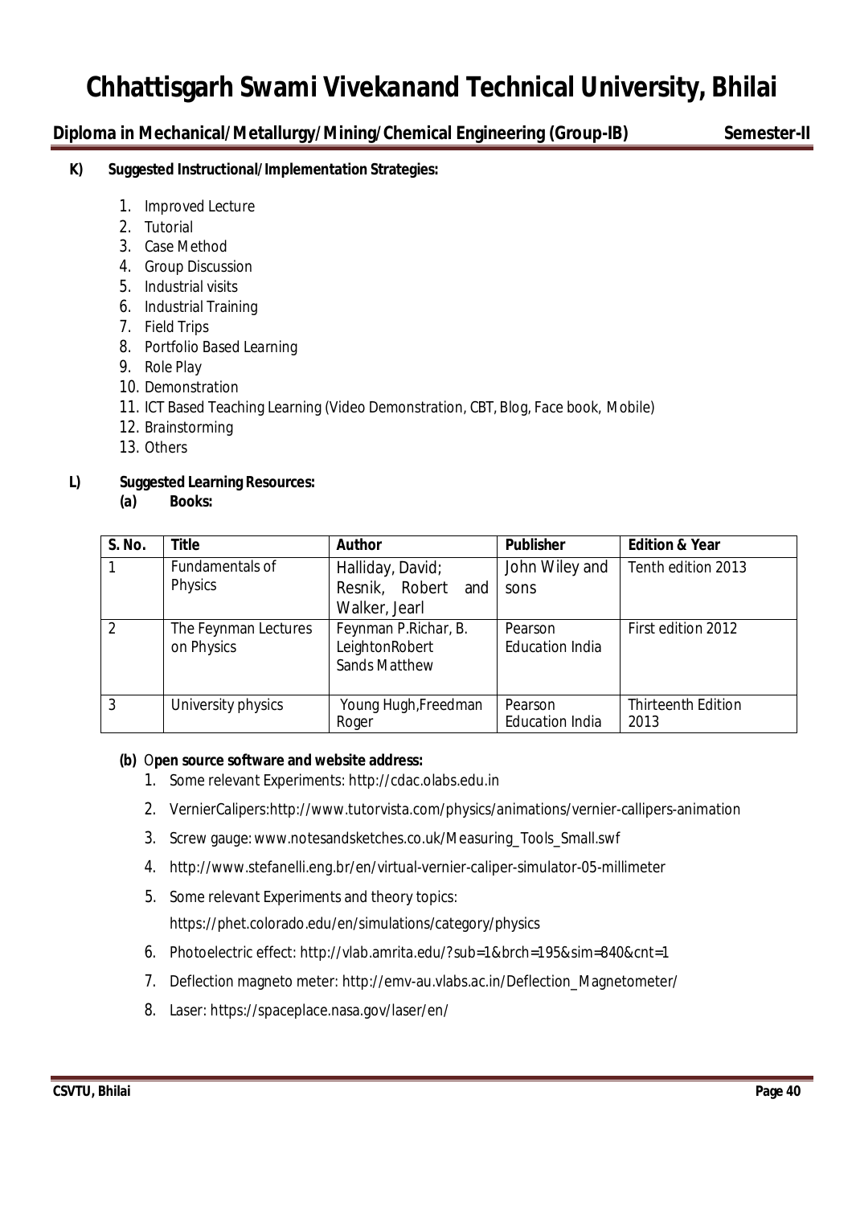**K) Suggested Instructional/Implementation Strategies:**

1. Improved Lecture
2. Tutorial
3. Case Method
4. Group Discussion
5. Industrial visits
6. Industrial Training
7. Field Trips
8. Portfolio Based Learning
9. Role Play
10. Demonstration
11. ICT Based Teaching Learning (Video Demonstration, CBT, Blog, Face book, Mobile)
12. Brainstorming
13. Others

**L) Suggested Learning Resources:**

**(a) Books:**

| S. No. | Title | Author | Publisher | Edition & Year |
|---|---|---|---|---|
| 1 | Fundamentals of Physics | Halliday, David; Resnik, Robert and Walker, Jearl | John Wiley and sons | Tenth edition 2013 |
| 2 | The Feynman Lectures on Physics | Feynman P.Richar, B. LeightonRobert Sands Matthew | Pearson Education India | First edition 2012 |
| 3 | University physics | Young Hugh,Freedman Roger | Pearson Education India | Thirteenth Edition 2013 |

**(b) Open source software and website address:**

1. Some relevant Experiments: http://cdac.olabs.edu.in
2. VernierCalipers:http://www.tutorvista.com/physics/animations/vernier-callipers-animation
3. Screw gauge: www.notesandsketches.co.uk/Measuring_Tools_Small.swf
4. http://www.stefanelli.eng.br/en/virtual-vernier-caliper-simulator-05-millimeter
5. Some relevant Experiments and theory topics: https://phet.colorado.edu/en/simulations/category/physics
6. Photoelectric effect: http://vlab.amrita.edu/?sub=1&brch=195&sim=840&cnt=1
7. Deflection magneto meter: http://emv-au.vlabs.ac.in/Deflection_Magnetometer/
8. Laser: https://spaceplace.nasa.gov/laser/en/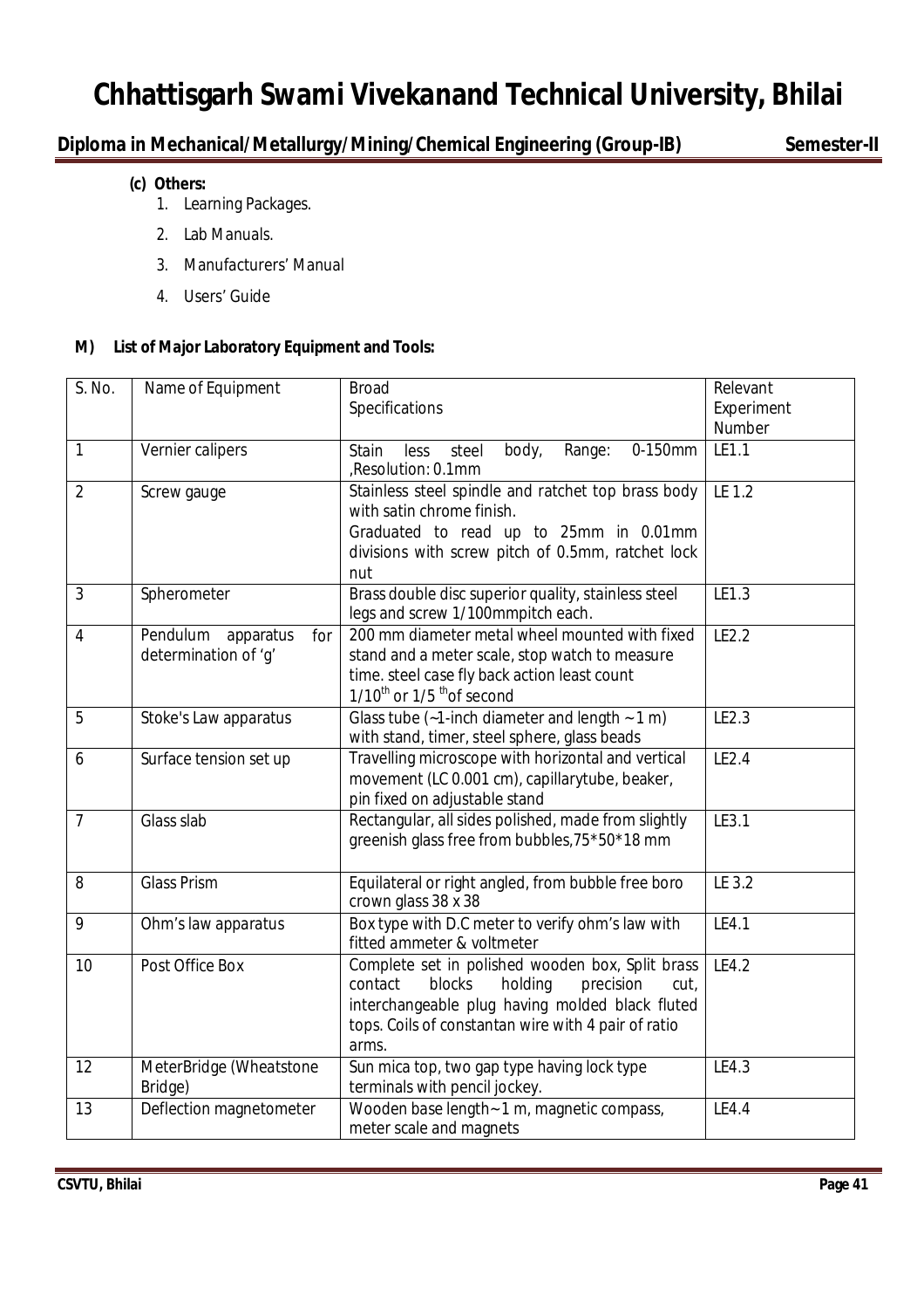**(c) Others:**

1. Learning Packages.
2. Lab Manuals.
3. Manufacturers' Manual
4. Users' Guide

**M) List of Major Laboratory Equipment and Tools:**

| S. No. | Name of Equipment | Broad Specifications | Relevant Experiment Number |
|---|---|---|---|
| 1 | Vernier calipers | Stain less steel body, Range: 0-150mm ,Resolution: 0.1mm | LE1.1 |
| 2 | Screw gauge | Stainless steel spindle and ratchet top brass body with satin chrome finish. Graduated to read up to 25mm in 0.01mm divisions with screw pitch of 0.5mm, ratchet lock nut | LE 1.2 |
| 3 | Spherometer | Brass double disc superior quality, stainless steel legs and screw 1/100mmpitch each. | LE1.3 |
| 4 | Pendulum apparatus for determination of 'g' | 200 mm diameter metal wheel mounted with fixed stand and a meter scale, stop watch to measure time. steel case fly back action least count $1/10^{th}$ or $1/5^{th}$ of second | LE2.2 |
| 5 | Stoke's Law apparatus | Glass tube (~1-inch diameter and length ~ 1 m) with stand, timer, steel sphere, glass beads | LE2.3 |
| 6 | Surface tension set up | Travelling microscope with horizontal and vertical movement (LC 0.001 cm), capillarytube, beaker, pin fixed on adjustable stand | LE2.4 |
| 7 | Glass slab | Rectangular, all sides polished, made from slightly greenish glass free from bubbles,75*50*18 mm | LE3.1 |
| 8 | Glass Prism | Equilateral or right angled, from bubble free boro crown glass 38 x 38 | LE 3.2 |
| 9 | Ohm's law apparatus | Box type with D.C meter to verify ohm's law with fitted ammeter & voltmeter | LE4.1 |
| 10 | Post Office Box | Complete set in polished wooden box, Split brass contact blocks holding precision cut, interchangeable plug having molded black fluted tops. Coils of constantan wire with 4 pair of ratio arms. | LE4.2 |
| 12 | MeterBridge (Wheatstone Bridge) | Sun mica top, two gap type having lock type terminals with pencil jockey. | LE4.3 |
| 13 | Deflection magnetometer | Wooden base length~ 1 m, magnetic compass, meter scale and magnets | LE4.4 |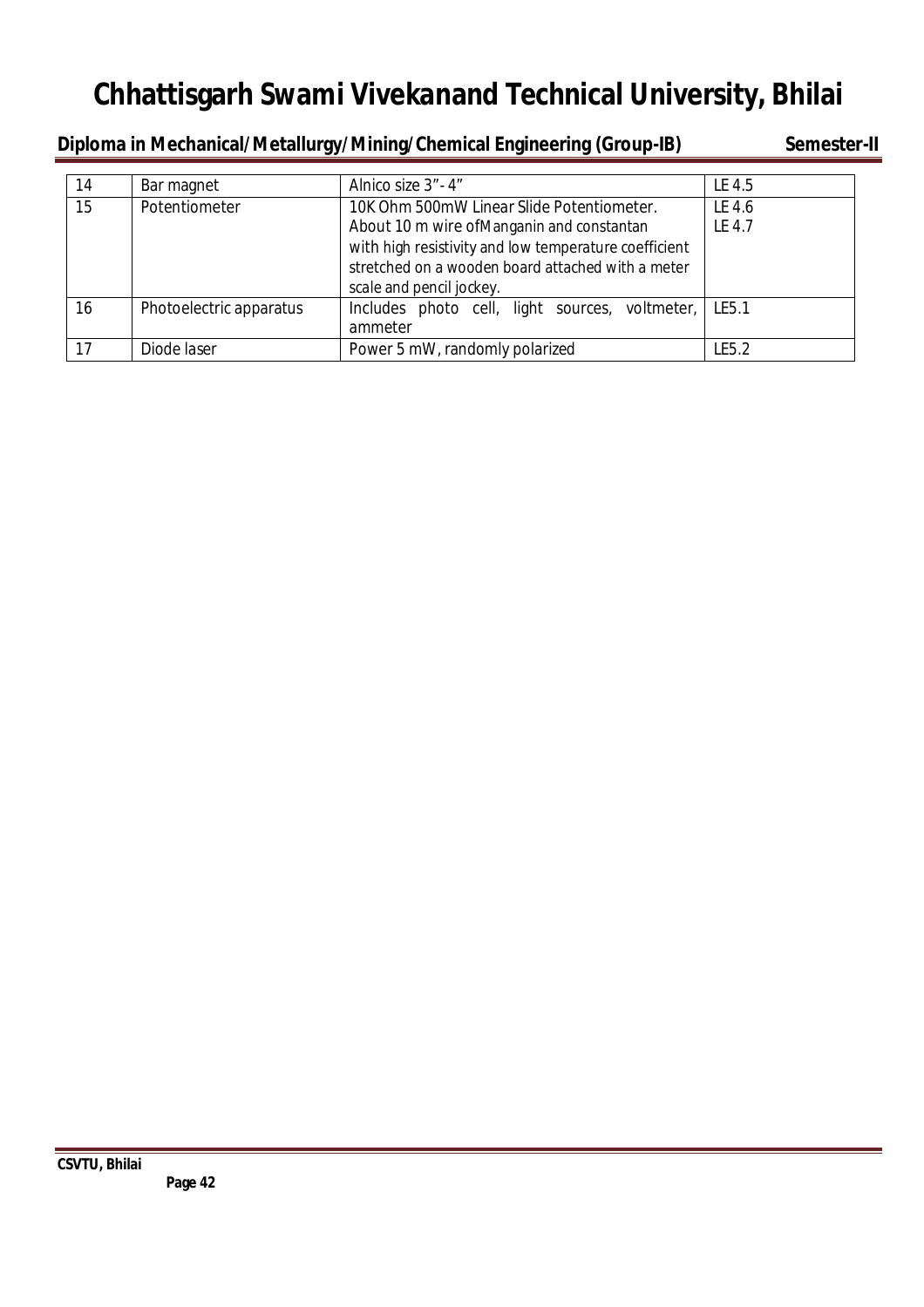| 14 | Bar magnet | Alnico size 3"- 4" | LE 4.5 |
|---|---|---|---|
| 15 | Potentiometer | 10K Ohm 500mW Linear Slide Potentiometer. About 10 m wire ofManganin and constantan with high resistivity and low temperature coefficient stretched on a wooden board attached with a meter scale and pencil jockey. | LE 4.6 LE 4.7 |
| 16 | Photoelectric apparatus | Includes photo cell, light sources, voltmeter, ammeter | LE5.1 |
| 17 | Diode laser | Power 5 mW, randomly polarized | LE5.2 |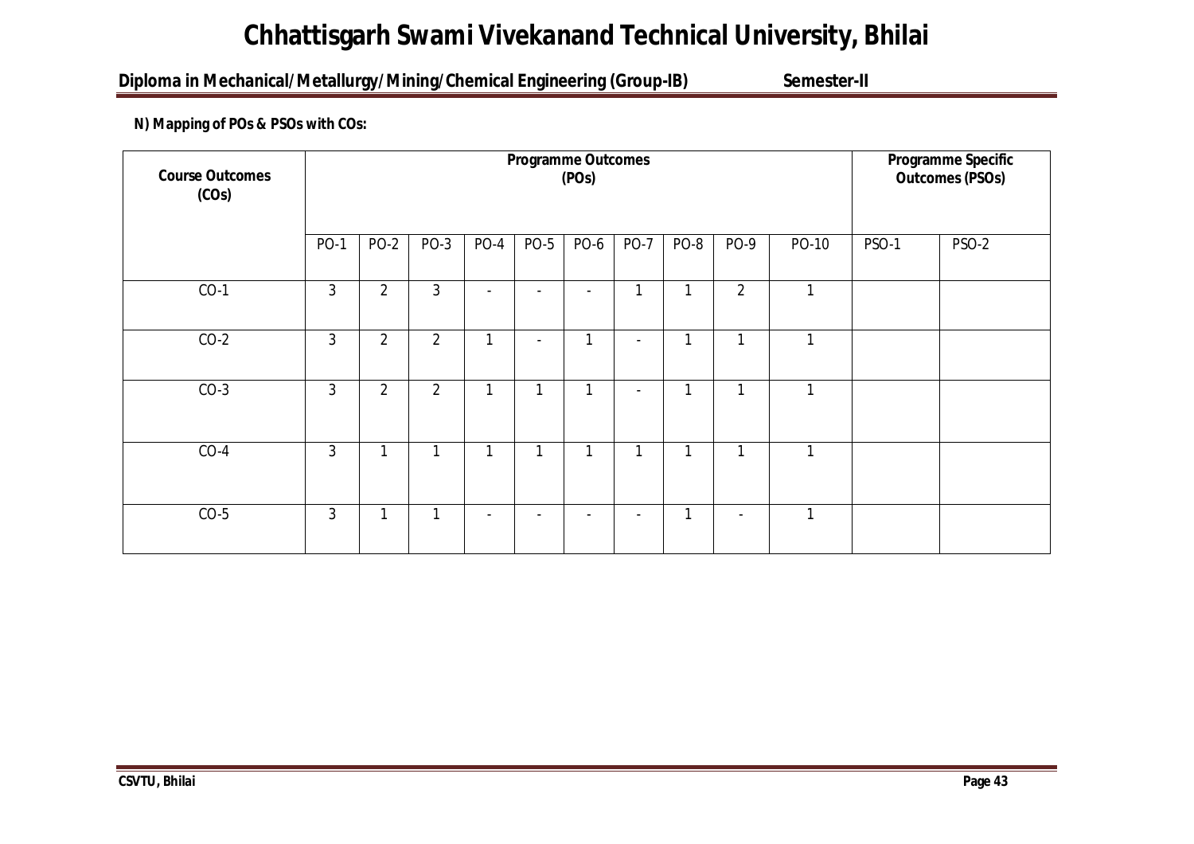**N) Mapping of POs & PSOs with COs:**

| Course Outcomes (COs) | Programme Outcomes (POs) | | | | | | | | | | Programme Specific Outcomes (PSOs) | |
|---|---|---|---|---|---|---|---|---|---|---|---|---|
| | PO-1 | PO-2 | PO-3 | PO-4 | PO-5 | PO-6 | PO-7 | PO-8 | PO-9 | PO-10 | PSO-1 | PSO-2 |
| CO-1 | 3 | 2 | 3 | - | - | - | 1 | 1 | 2 | 1 | | |
| CO-2 | 3 | 2 | 2 | 1 | - | 1 | - | 1 | 1 | 1 | | |
| CO-3 | 3 | 2 | 2 | 1 | 1 | 1 | - | 1 | 1 | 1 | | |
| CO-4 | 3 | 1 | 1 | 1 | 1 | 1 | 1 | 1 | 1 | 1 | | |
| CO-5 | 3 | 1 | 1 | - | - | - | - | 1 | - | 1 | | |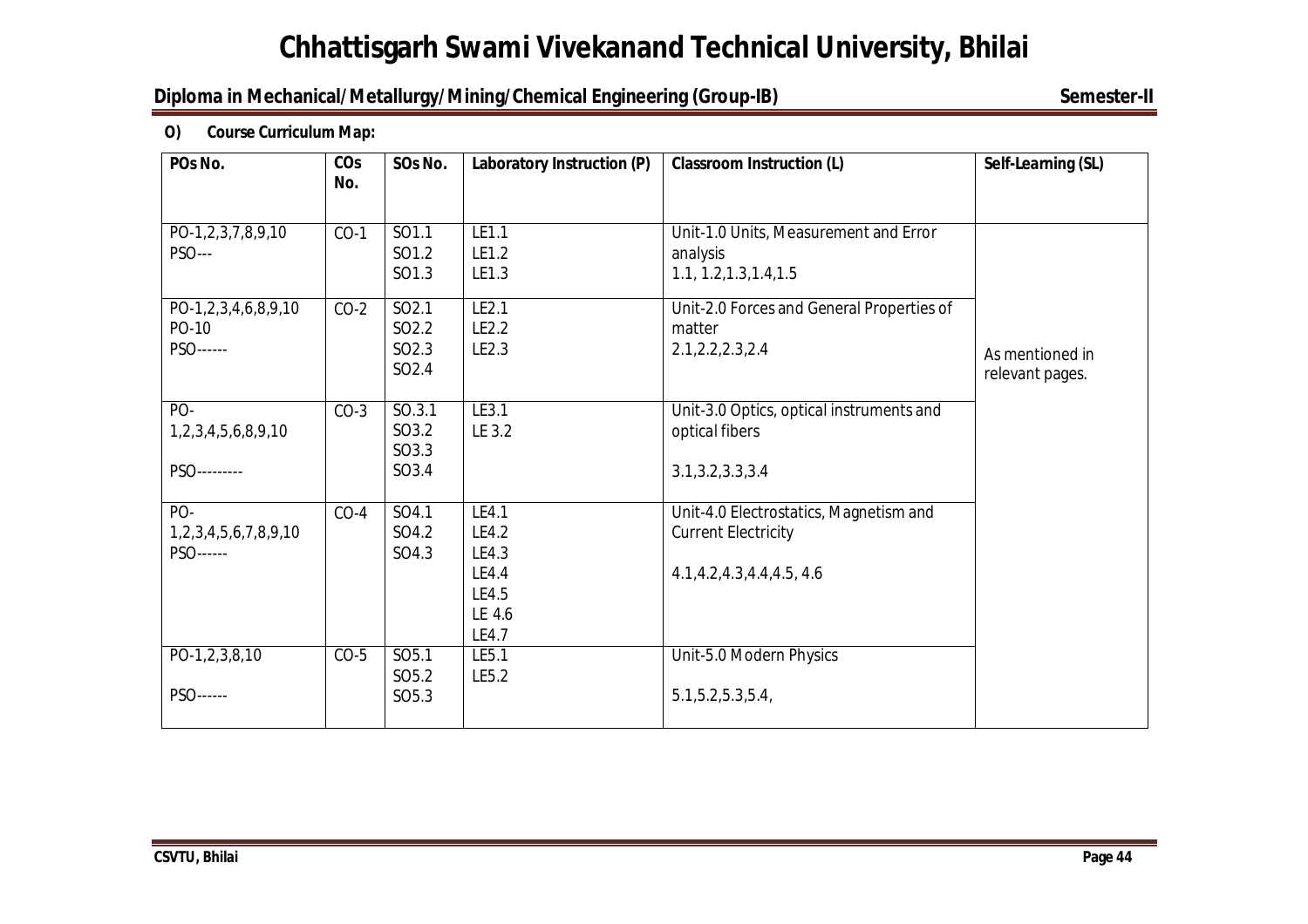# Chhattisgarh Swami Vivekanand Technical University, Bhilai

**Diploma in Mechanical/Metallurgy/Mining/Chemical Engineering (Group-IB)** **Semester-II**

**O) Course Curriculum Map:**

| POs No. | COs No. | SOs No. | Laboratory Instruction (P) | Classroom Instruction (L) | Self-Learning (SL) |
|---|---|---|---|---|---|
| PO-1,2,3,7,8,9,10<br>PSO--- | CO-1 | SO1.1<br>SO1.2<br>SO1.3 | LE1.1<br>LE1.2<br>LE1.3 | Unit-1.0 Units, Measurement and Error analysis<br>1.1, 1.2,1.3,1.4,1.5 | As mentioned in relevant pages. |
| PO-1,2,3,4,6,8,9,10<br>PO-10<br>PSO------ | CO-2 | SO2.1<br>SO2.2<br>SO2.3<br>SO2.4 | LE2.1<br>LE2.2<br>LE2.3 | Unit-2.0 Forces and General Properties of matter<br>2.1,2.2,2.3,2.4 | |
| PO-1,2,3,4,5,6,8,9,10<br>PSO--------- | CO-3 | SO.3.1<br>SO3.2<br>SO3.3<br>SO3.4 | LE3.1<br>LE 3.2 | Unit-3.0 Optics, optical instruments and optical fibers<br>3.1,3.2,3.3,3.4 | |
| PO-1,2,3,4,5,6,7,8,9,10<br>PSO------ | CO-4 | SO4.1<br>SO4.2<br>SO4.3 | LE4.1<br>LE4.2<br>LE4.3<br>LE4.4<br>LE4.5<br>LE 4.6<br>LE4.7 | Unit-4.0 Electrostatics, Magnetism and Current Electricity<br>4.1,4.2,4.3,4.4,4.5, 4.6 | |
| PO-1,2,3,8,10<br>PSO------ | CO-5 | SO5.1<br>SO5.2<br>SO5.3 | LE5.1<br>LE5.2 | Unit-5.0 Modern Physics<br>5.1,5.2,5.3,5.4, | |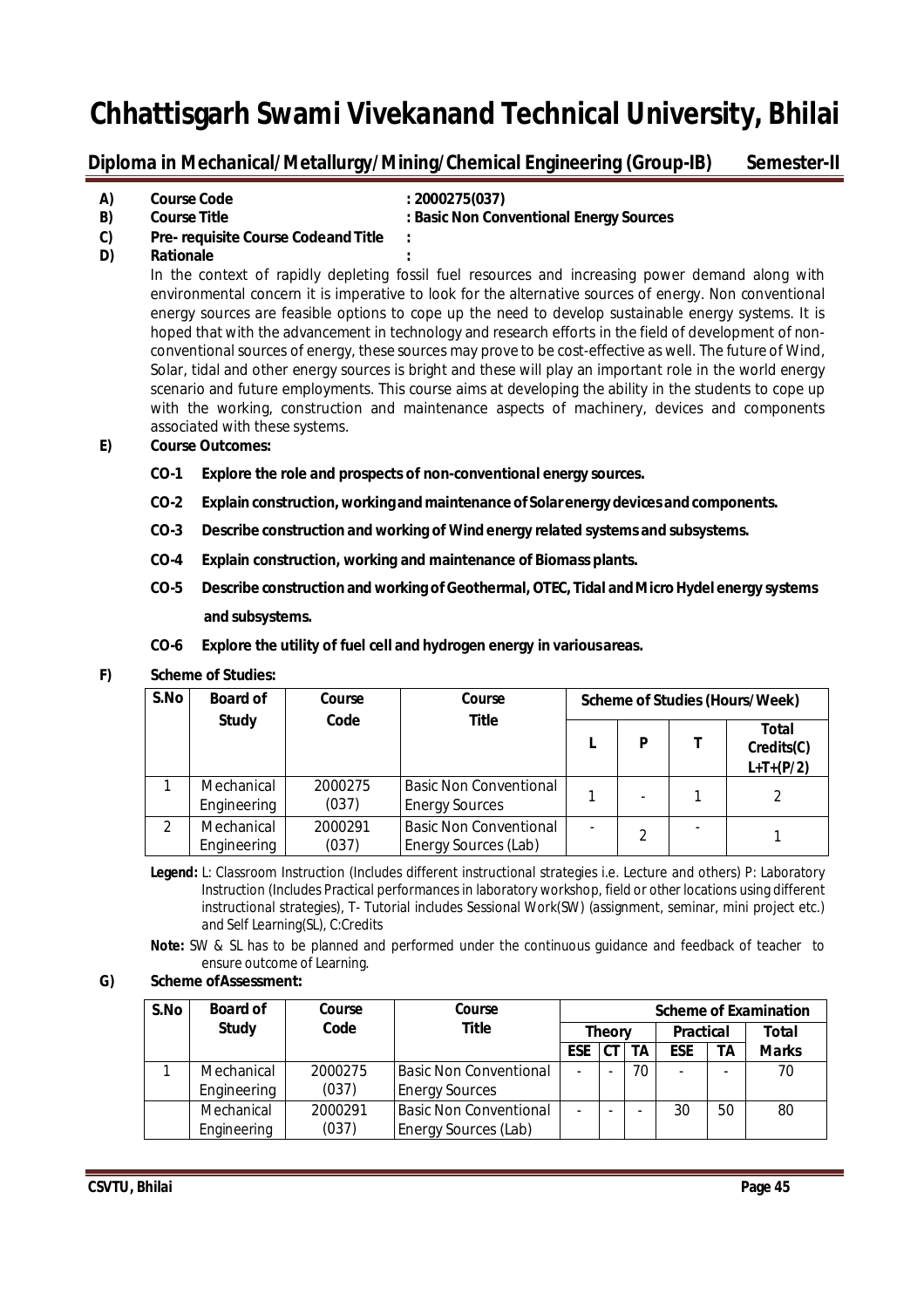# Chhattisgarh Swami Vivekanand Technical University, Bhilai

## Diploma in Mechanical/Metallurgy/Mining/Chemical Engineering (Group-IB) Semester-II

**A) Course Code** : **2000275(037)**

**B) Course Title** : **Basic Non Conventional Energy Sources**

**C) Pre- requisite Course Code and Title** :

**D) Rationale** :

In the context of rapidly depleting fossil fuel resources and increasing power demand along with environmental concern it is imperative to look for the alternative sources of energy. Non conventional energy sources are feasible options to cope up the need to develop sustainable energy systems. It is hoped that with the advancement in technology and research efforts in the field of development of non-conventional sources of energy, these sources may prove to be cost-effective as well. The future of Wind, Solar, tidal and other energy sources is bright and these will play an important role in the world energy scenario and future employments. This course aims at developing the ability in the students to cope up with the working, construction and maintenance aspects of machinery, devices and components associated with these systems.

**E) Course Outcomes:**

- **CO-1 Explore the role and prospects of non-conventional energy sources.**
- **CO-2 Explain construction, working and maintenance of Solar energy devices and components.**
- **CO-3 Describe construction and working of Wind energy related systems and subsystems.**
- **CO-4 Explain construction, working and maintenance of Biomass plants.**
- **CO-5 Describe construction and working of Geothermal, OTEC, Tidal and Micro Hydel energy systems and subsystems.**
- **CO-6 Explore the utility of fuel cell and hydrogen energy in various areas.**

**F) Scheme of Studies:**

| S.No | Board of Study | Course Code | Course Title | Scheme of Studies (Hours/Week) | | | |
|---|---|---|---|---|---|---|---|
| | | | | L | P | T | Total Credits(C) L+T+(P/2) |
| 1 | Mechanical Engineering | 2000275 (037) | Basic Non Conventional Energy Sources | 1 | - | 1 | 2 |
| 2 | Mechanical Engineering | 2000291 (037) | Basic Non Conventional Energy Sources (Lab) | - | 2 | - | 1 |

**Legend:** L: Classroom Instruction (Includes different instructional strategies i.e. Lecture and others) P: Laboratory Instruction (Includes Practical performances in laboratory workshop, field or other locations using different instructional strategies), T- Tutorial includes Sessional Work(SW) (assignment, seminar, mini project etc.) and Self Learning(SL), C:Credits

**Note:** SW & SL has to be planned and performed under the continuous guidance and feedback of teacher to ensure outcome of Learning.

**G) Scheme of Assessment:**

| S.No | Board of Study | Course Code | Course Title | Scheme of Examination | | | | | |
|---|---|---|---|---|---|---|---|---|---|
| | | | | Theory | | | Practical | | Total |
| | | | | ESE | CT | TA | ESE | TA | Marks |
| 1 | Mechanical Engineering | 2000275 (037) | Basic Non Conventional Energy Sources | - | - | 70 | - | - | 70 |
| | Mechanical Engineering | 2000291 (037) | Basic Non Conventional Energy Sources (Lab) | - | - | - | 30 | 50 | 80 |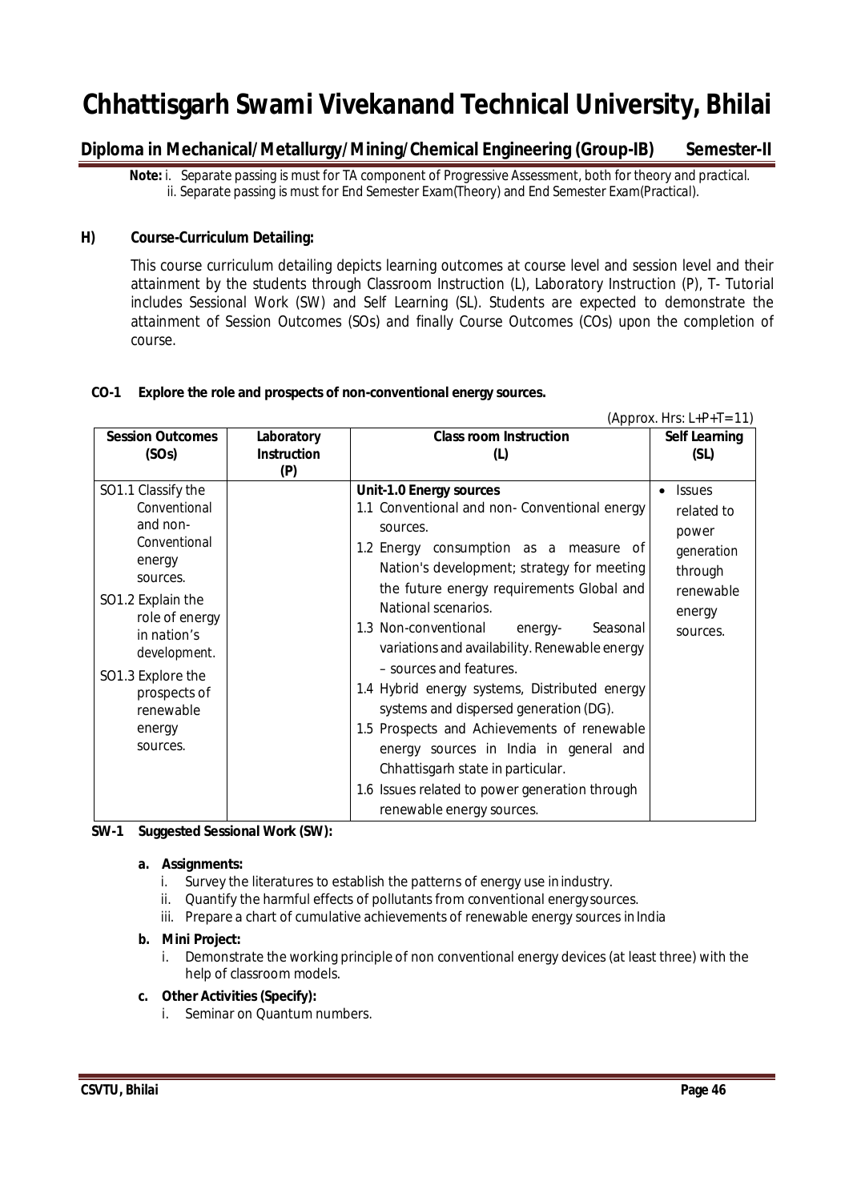# Chhattisgarh Swami Vivekanand Technical University, Bhilai

## Diploma in Mechanical/Metallurgy/Mining/Chemical Engineering (Group-IB) Semester-II

**Note:** i. Separate passing is must for TA component of Progressive Assessment, both for theory and practical.
ii. Separate passing is must for End Semester Exam(Theory) and End Semester Exam(Practical).

### H) Course-Curriculum Detailing:

This course curriculum detailing depicts learning outcomes at course level and session level and their attainment by the students through Classroom Instruction (L), Laboratory Instruction (P), T- Tutorial includes Sessional Work (SW) and Self Learning (SL). Students are expected to demonstrate the attainment of Session Outcomes (SOs) and finally Course Outcomes (COs) upon the completion of course.

**CO-1 Explore the role and prospects of non-conventional energy sources.**

(Approx. Hrs: L+P+T=11)

| Session Outcomes (SOs) | Laboratory Instruction (P) | Class room Instruction (L) | Self Learning (SL) |
|---|---|---|---|
| SO1.1 Classify the Conventional and non-Conventional energy sources.<br>SO1.2 Explain the role of energy in nation's development.<br>SO1.3 Explore the prospects of renewable energy sources. | | **Unit-1.0 Energy sources**<br>1.1 Conventional and non- Conventional energy sources.<br>1.2 Energy consumption as a measure of Nation's development; strategy for meeting the future energy requirements Global and National scenarios.<br>1.3 Non-conventional energy- Seasonal variations and availability. Renewable energy – sources and features.<br>1.4 Hybrid energy systems, Distributed energy systems and dispersed generation (DG).<br>1.5 Prospects and Achievements of renewable energy sources in India in general and Chhattisgarh state in particular.<br>1.6 Issues related to power generation through renewable energy sources. | • Issues related to power generation through renewable energy sources. |

**SW-1 Suggested Sessional Work (SW):**

**a. Assignments:**
  i. Survey the literatures to establish the patterns of energy use in industry.
  ii. Quantify the harmful effects of pollutants from conventional energy sources.
  iii. Prepare a chart of cumulative achievements of renewable energy sources in India

**b. Mini Project:**
  i. Demonstrate the working principle of non conventional energy devices (at least three) with the help of classroom models.

**c. Other Activities (Specify):**
  i. Seminar on Quantum numbers.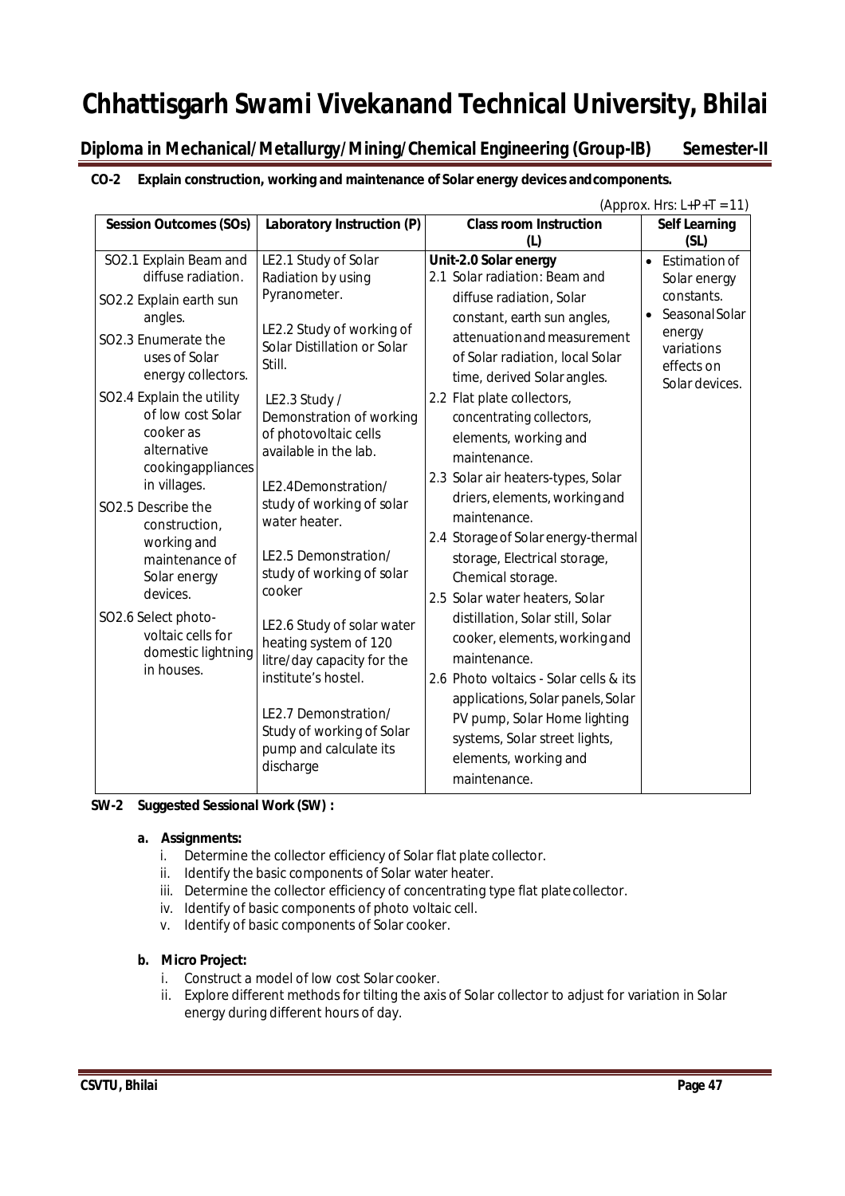# Chhattisgarh Swami Vivekanand Technical University, Bhilai

## Diploma in Mechanical/Metallurgy/Mining/Chemical Engineering (Group-IB) Semester-II

**CO-2 Explain construction, working and maintenance of Solar energy devices and components.**

(Approx. Hrs: L+P+T = 11)

| Session Outcomes (SOs) | Laboratory Instruction (P) | Class room Instruction (L) | Self Learning (SL) |
|---|---|---|---|
| SO2.1 Explain Beam and diffuse radiation.<br>SO2.2 Explain earth sun angles.<br>SO2.3 Enumerate the uses of Solar energy collectors.<br>SO2.4 Explain the utility of low cost Solar cooker as alternative cooking appliances in villages.<br>SO2.5 Describe the construction, working and maintenance of Solar energy devices.<br>SO2.6 Select photo-voltaic cells for domestic lightning in houses. | LE2.1 Study of Solar Radiation by using Pyranometer.<br>LE2.2 Study of working of Solar Distillation or Solar Still.<br>LE2.3 Study / Demonstration of working of photovoltaic cells available in the lab.<br>LE2.4Demonstration/ study of working of solar water heater.<br>LE2.5 Demonstration/ study of working of solar cooker<br>LE2.6 Study of solar water heating system of 120 litre/day capacity for the institute's hostel.<br>LE2.7 Demonstration/ Study of working of Solar pump and calculate its discharge | **Unit-2.0 Solar energy**<br>2.1 Solar radiation: Beam and diffuse radiation, Solar constant, earth sun angles, attenuation and measurement of Solar radiation, local Solar time, derived Solar angles.<br>2.2 Flat plate collectors, concentrating collectors, elements, working and maintenance.<br>2.3 Solar air heaters-types, Solar driers, elements, working and maintenance.<br>2.4 Storage of Solar energy-thermal storage, Electrical storage, Chemical storage.<br>2.5 Solar water heaters, Solar distillation, Solar still, Solar cooker, elements, working and maintenance.<br>2.6 Photo voltaics - Solar cells & its applications, Solar panels, Solar PV pump, Solar Home lighting systems, Solar street lights, elements, working and maintenance. | • Estimation of Solar energy constants.<br>• Seasonal Solar energy variations effects on Solar devices. |

**SW-2 Suggested Sessional Work (SW) :**

**a. Assignments:**

i. Determine the collector efficiency of Solar flat plate collector.
ii. Identify the basic components of Solar water heater.
iii. Determine the collector efficiency of concentrating type flat plate collector.
iv. Identify of basic components of photo voltaic cell.
v. Identify of basic components of Solar cooker.

**b. Micro Project:**

i. Construct a model of low cost Solar cooker.
ii. Explore different methods for tilting the axis of Solar collector to adjust for variation in Solar energy during different hours of day.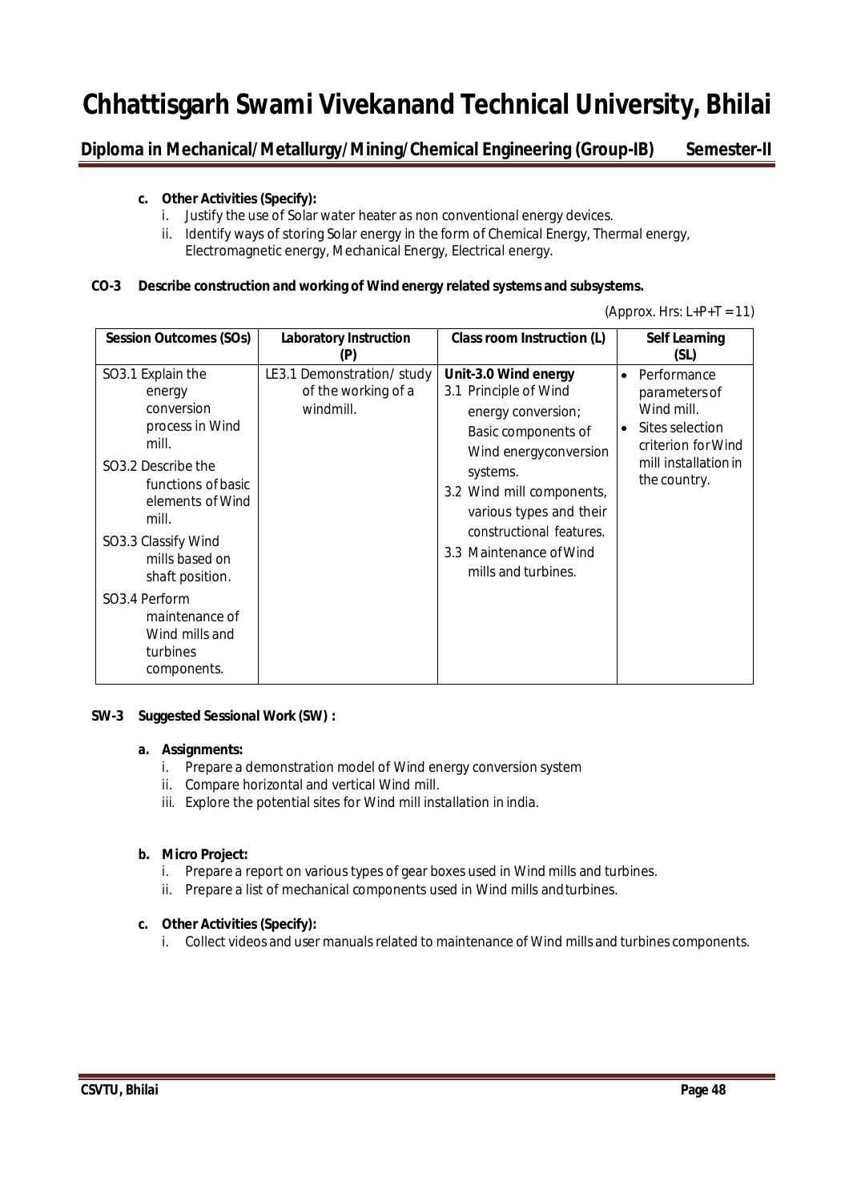c. **Other Activities (Specify):**
   i. Justify the use of Solar water heater as non conventional energy devices.
   ii. Identify ways of storing Solar energy in the form of Chemical Energy, Thermal energy, Electromagnetic energy, Mechanical Energy, Electrical energy.

**CO-3 Describe construction and working of Wind energy related systems and subsystems.**

(Approx. Hrs: L+P+T = 11)

| Session Outcomes (SOs) | Laboratory Instruction (P) | Class room Instruction (L) | Self Learning (SL) |
|---|---|---|---|
| SO3.1 Explain the energy conversion process in Wind mill.<br>SO3.2 Describe the functions of basic elements of Wind mill.<br>SO3.3 Classify Wind mills based on shaft position.<br>SO3.4 Perform maintenance of Wind mills and turbines components. | LE3.1 Demonstration/ study of the working of a windmill. | **Unit-3.0 Wind energy**<br>3.1 Principle of Wind energy conversion; Basic components of Wind energyconversion systems.<br>3.2 Wind mill components, various types and their constructional features.<br>3.3 Maintenance of Wind mills and turbines. | • Performance parameters of Wind mill.<br>• Sites selection criterion for Wind mill installation in the country. |

**SW-3 Suggested Sessional Work (SW) :**

a. **Assignments:**
   i. Prepare a demonstration model of Wind energy conversion system
   ii. Compare horizontal and vertical Wind mill.
   iii. Explore the potential sites for Wind mill installation in india.

b. **Micro Project:**
   i. Prepare a report on various types of gear boxes used in Wind mills and turbines.
   ii. Prepare a list of mechanical components used in Wind mills andturbines.

c. **Other Activities (Specify):**
   i. Collect videos and user manuals related to maintenance of Wind mills and turbines components.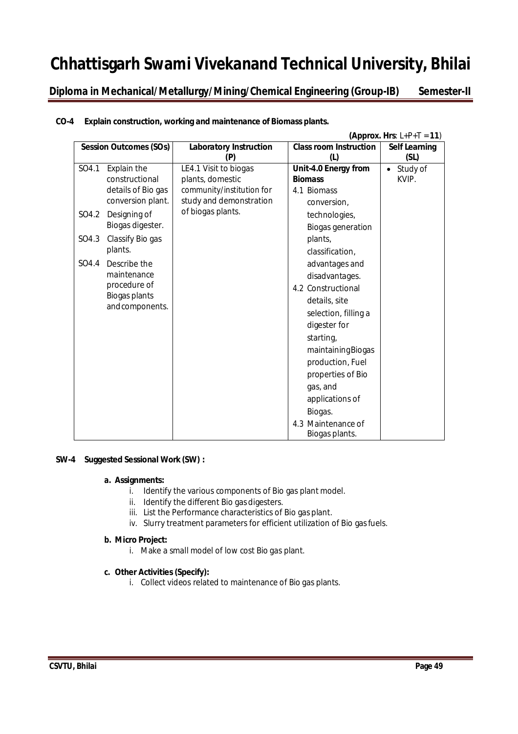**CO-4 Explain construction, working and maintenance of Biomass plants.**

**(Approx. Hrs**: L+P+T = **11**)

| Session Outcomes (SOs) | Laboratory Instruction (P) | Class room Instruction (L) | Self Learning (SL) |
|---|---|---|---|
| SO4.1 Explain the constructional details of Bio gas conversion plant.<br>SO4.2 Designing of Biogas digester.<br>SO4.3 Classify Bio gas plants.<br>SO4.4 Describe the maintenance procedure of Biogas plants and components. | LE4.1 Visit to biogas plants, domestic community/institution for study and demonstration of biogas plants. | **Unit-4.0 Energy from Biomass**<br>4.1 Biomass conversion, technologies, Biogas generation plants, classification, advantages and disadvantages.<br>4.2 Constructional details, site selection, filling a digester for starting, maintaining Biogas production, Fuel properties of Bio gas, and applications of Biogas.<br>4.3 Maintenance of Biogas plants. | • Study of KVIP. |

**SW-4 Suggested Sessional Work (SW) :**

**a. Assignments:**

i. Identify the various components of Bio gas plant model.
ii. Identify the different Bio gas digesters.
iii. List the Performance characteristics of Bio gas plant.
iv. Slurry treatment parameters for efficient utilization of Bio gas fuels.

**b. Micro Project:**

i. Make a small model of low cost Bio gas plant.

**c. Other Activities (Specify):**

i. Collect videos related to maintenance of Bio gas plants.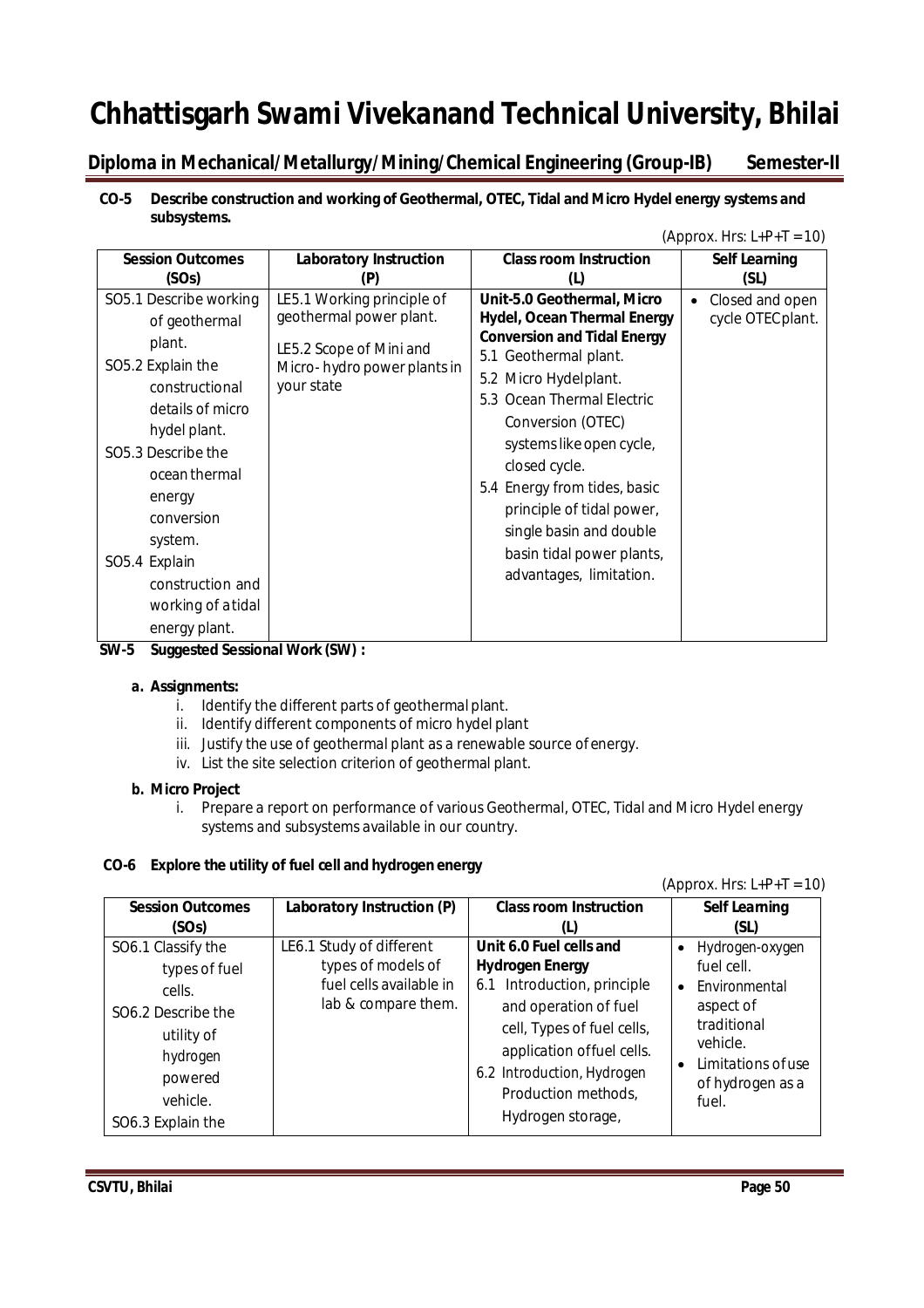**CO-5 Describe construction and working of Geothermal, OTEC, Tidal and Micro Hydel energy systems and subsystems.**

(Approx. Hrs: L+P+T = 10)

| Session Outcomes (SOs) | Laboratory Instruction (P) | Class room Instruction (L) | Self Learning (SL) |
|---|---|---|---|
| SO5.1 Describe working of geothermal plant.<br>SO5.2 Explain the constructional details of micro hydel plant.<br>SO5.3 Describe the ocean thermal energy conversion system.<br>SO5.4 Explain construction and working of a tidal energy plant. | LE5.1 Working principle of geothermal power plant.<br>LE5.2 Scope of Mini and Micro- hydro power plants in your state | **Unit-5.0 Geothermal, Micro Hydel, Ocean Thermal Energy Conversion and Tidal Energy**<br>5.1 Geothermal plant.<br>5.2 Micro Hydelplant.<br>5.3 Ocean Thermal Electric Conversion (OTEC) systems like open cycle, closed cycle.<br>5.4 Energy from tides, basic principle of tidal power, single basin and double basin tidal power plants, advantages, limitation. | • Closed and open cycle OTECplant. |

**SW-5 Suggested Sessional Work (SW) :**

**a. Assignments:**

i. Identify the different parts of geothermal plant.
ii. Identify different components of micro hydel plant
iii. Justify the use of geothermal plant as a renewable source of energy.
iv. List the site selection criterion of geothermal plant.

**b. Micro Project**

i. Prepare a report on performance of various Geothermal, OTEC, Tidal and Micro Hydel energy systems and subsystems available in our country.

**CO-6 Explore the utility of fuel cell and hydrogen energy**

(Approx. Hrs: L+P+T = 10)

| Session Outcomes (SOs) | Laboratory Instruction (P) | Class room Instruction (L) | Self Learning (SL) |
|---|---|---|---|
| SO6.1 Classify the types of fuel cells.<br>SO6.2 Describe the utility of hydrogen powered vehicle.<br>SO6.3 Explain the | LE6.1 Study of different types of models of fuel cells available in lab & compare them. | **Unit 6.0 Fuel cells and Hydrogen Energy**<br>6.1 Introduction, principle and operation of fuel cell, Types of fuel cells, application offuel cells.<br>6.2 Introduction, Hydrogen Production methods, Hydrogen storage, | • Hydrogen-oxygen fuel cell.<br>• Environmental aspect of traditional vehicle.<br>• Limitations of use of hydrogen as a fuel. |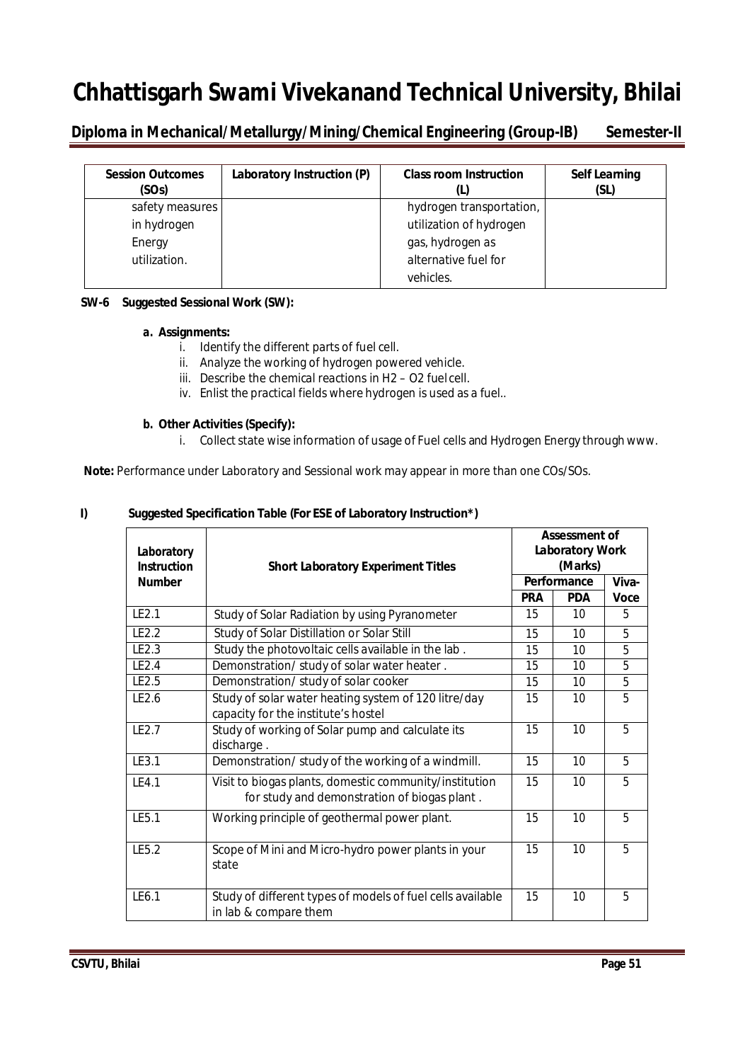| Session Outcomes (SOs) | Laboratory Instruction (P) | Class room Instruction (L) | Self Learning (SL) |
|---|---|---|---|
| safety measures in hydrogen Energy utilization. | | hydrogen transportation, utilization of hydrogen gas, hydrogen as alternative fuel for vehicles. | |

**SW-6 Suggested Sessional Work (SW):**

**a. Assignments:**

i. Identify the different parts of fuel cell.
ii. Analyze the working of hydrogen powered vehicle.
iii. Describe the chemical reactions in H2 – O2 fuel cell.
iv. Enlist the practical fields where hydrogen is used as a fuel..

**b. Other Activities (Specify):**

i. Collect state wise information of usage of Fuel cells and Hydrogen Energy through www.

**Note:** Performance under Laboratory and Sessional work may appear in more than one COs/SOs.

**I) Suggested Specification Table (For ESE of Laboratory Instruction*)**

| Laboratory Instruction Number | Short Laboratory Experiment Titles | Assessment of Laboratory Work (Marks) | | |
|---|---|---|---|---|
| | | Performance | | Viva-Voce |
| | | PRA | PDA | |
| LE2.1 | Study of Solar Radiation by using Pyranometer | 15 | 10 | 5 |
| LE2.2 | Study of Solar Distillation or Solar Still | 15 | 10 | 5 |
| LE2.3 | Study the photovoltaic cells available in the lab . | 15 | 10 | 5 |
| LE2.4 | Demonstration/ study of solar water heater . | 15 | 10 | 5 |
| LE2.5 | Demonstration/ study of solar cooker | 15 | 10 | 5 |
| LE2.6 | Study of solar water heating system of 120 litre/day capacity for the institute's hostel | 15 | 10 | 5 |
| LE2.7 | Study of working of Solar pump and calculate its discharge . | 15 | 10 | 5 |
| LE3.1 | Demonstration/ study of the working of a windmill. | 15 | 10 | 5 |
| LE4.1 | Visit to biogas plants, domestic community/institution for study and demonstration of biogas plant . | 15 | 10 | 5 |
| LE5.1 | Working principle of geothermal power plant. | 15 | 10 | 5 |
| LE5.2 | Scope of Mini and Micro-hydro power plants in your state | 15 | 10 | 5 |
| LE6.1 | Study of different types of models of fuel cells available in lab & compare them | 15 | 10 | 5 |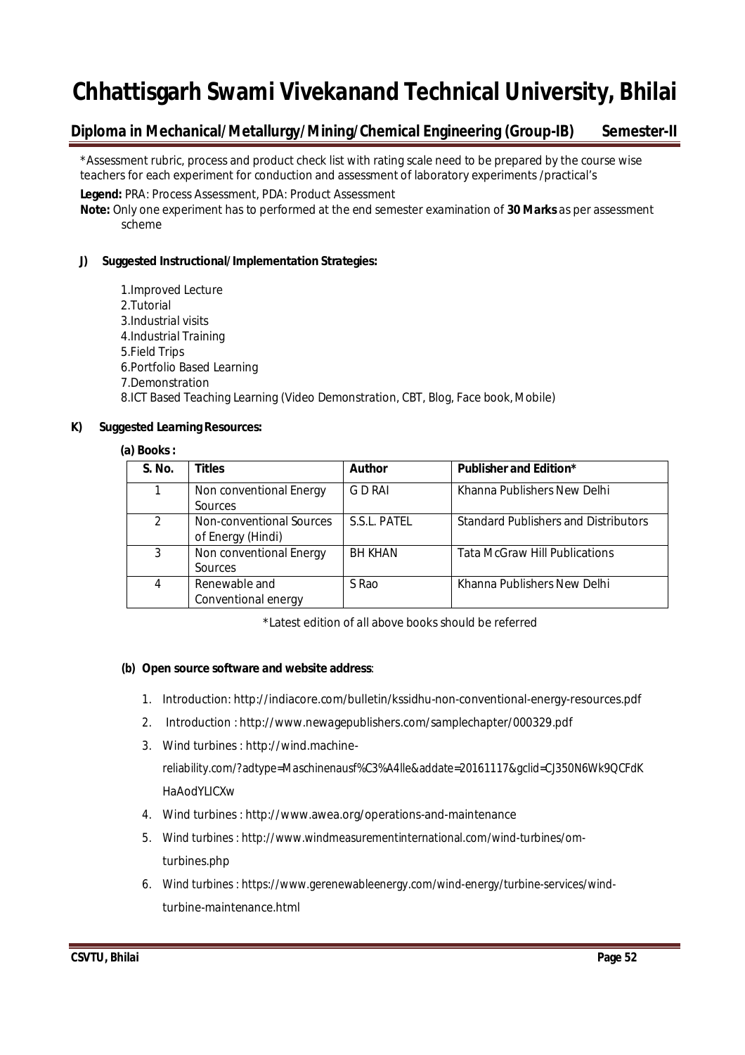*Assessment rubric, process and product check list with rating scale need to be prepared by the course wise teachers for each experiment for conduction and assessment of laboratory experiments /practical's

**Legend:** PRA: Process Assessment, PDA: Product Assessment

**Note:** Only one experiment has to performed at the end semester examination of **30 Marks** as per assessment scheme

### J) Suggested Instructional/Implementation Strategies:

1.Improved Lecture
2.Tutorial
3.Industrial visits
4.Industrial Training
5.Field Trips
6.Portfolio Based Learning
7.Demonstration
8.ICT Based Teaching Learning (Video Demonstration, CBT, Blog, Face book, Mobile)

### K) Suggested Learning Resources:

**(a) Books :**

| S. No. | Titles | Author | Publisher and Edition* |
|---|---|---|---|
| 1 | Non conventional Energy Sources | G D RAI | Khanna Publishers New Delhi |
| 2 | Non-conventional Sources of Energy (Hindi) | S.S.L. PATEL | Standard Publishers and Distributors |
| 3 | Non conventional Energy Sources | BH KHAN | Tata McGraw Hill Publications |
| 4 | Renewable and Conventional energy | S Rao | Khanna Publishers New Delhi |

*Latest edition of all above books should be referred

**(b) Open source software and website address**:

1. Introduction: http://indiacore.com/bulletin/kssidhu-non-conventional-energy-resources.pdf
2. Introduction : http://www.newagepublishers.com/samplechapter/000329.pdf
3. Wind turbines : http://wind.machine-reliability.com/?adtype=Maschinenausf%C3%A4lle&addate=20161117&gclid=CJ350N6Wk9QCFdKHaAodYLICXw
4. Wind turbines : http://www.awea.org/operations-and-maintenance
5. Wind turbines : http://www.windmeasurementinternational.com/wind-turbines/om-turbines.php
6. Wind turbines : https://www.gerenewableenergy.com/wind-energy/turbine-services/wind-turbine-maintenance.html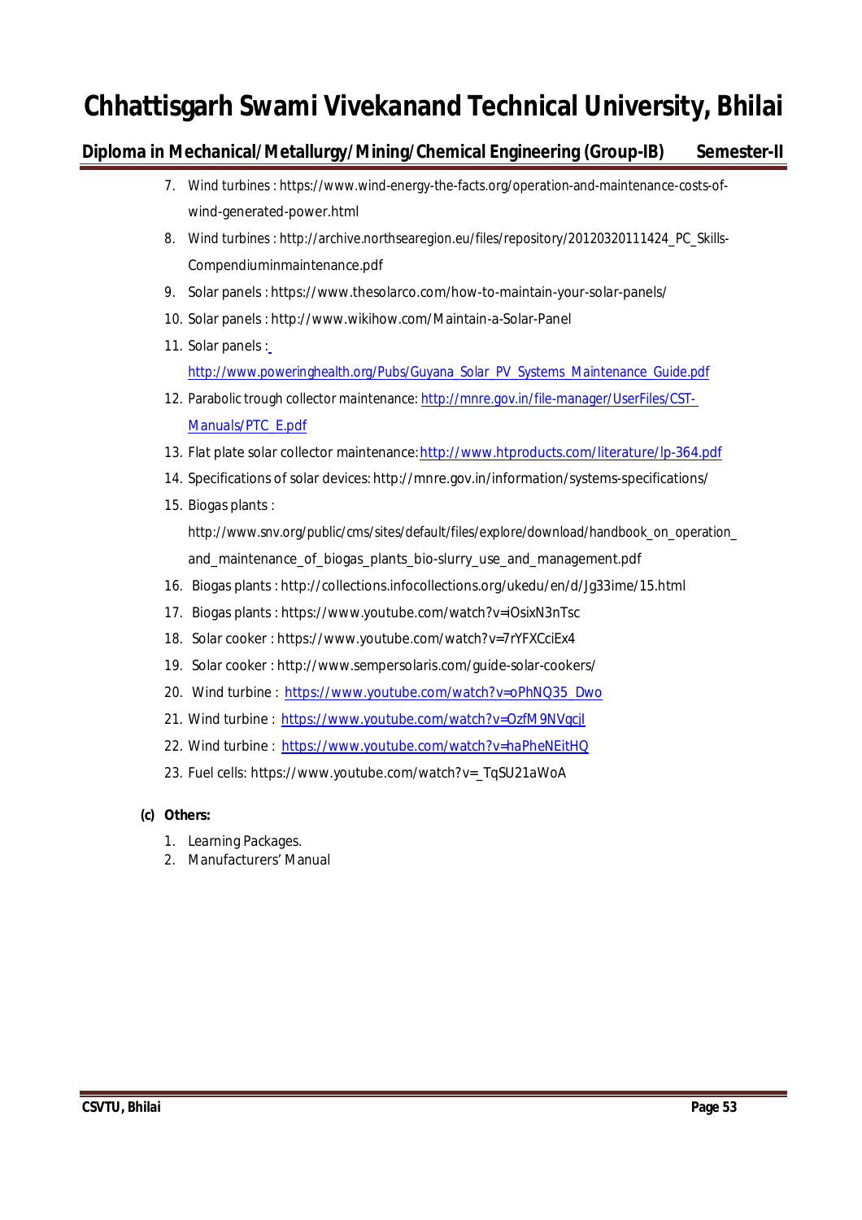7. Wind turbines : https://www.wind-energy-the-facts.org/operation-and-maintenance-costs-of-wind-generated-power.html
8. Wind turbines : http://archive.northsearegion.eu/files/repository/20120320111424_PC_Skills-Compendiuminmaintenance.pdf
9. Solar panels : https://www.thesolarco.com/how-to-maintain-your-solar-panels/
10. Solar panels : http://www.wikihow.com/Maintain-a-Solar-Panel
11. Solar panels : http://www.poweringhealth.org/Pubs/Guyana_Solar_PV_Systems_Maintenance_Guide.pdf
12. Parabolic trough collector maintenance: http://mnre.gov.in/file-manager/UserFiles/CST-Manuals/PTC_E.pdf
13. Flat plate solar collector maintenance: http://www.htproducts.com/literature/lp-364.pdf
14. Specifications of solar devices: http://mnre.gov.in/information/systems-specifications/
15. Biogas plants : http://www.snv.org/public/cms/sites/default/files/explore/download/handbook_on_operation_and_maintenance_of_biogas_plants_bio-slurry_use_and_management.pdf
16. Biogas plants : http://collections.infocollections.org/ukedu/en/d/Jg33ime/15.html
17. Biogas plants : https://www.youtube.com/watch?v=iOsixN3nTsc
18. Solar cooker : https://www.youtube.com/watch?v=7rYFXCciEx4
19. Solar cooker : http://www.sempersolaris.com/guide-solar-cookers/
20. Wind turbine : https://www.youtube.com/watch?v=oPhNQ35_Dwo
21. Wind turbine : https://www.youtube.com/watch?v=OzfM9NVqcjI
22. Wind turbine : https://www.youtube.com/watch?v=haPheNEitHQ
23. Fuel cells: https://www.youtube.com/watch?v=_TqSU21aWoA

**(c) Others:**

1. Learning Packages.
2. Manufacturers' Manual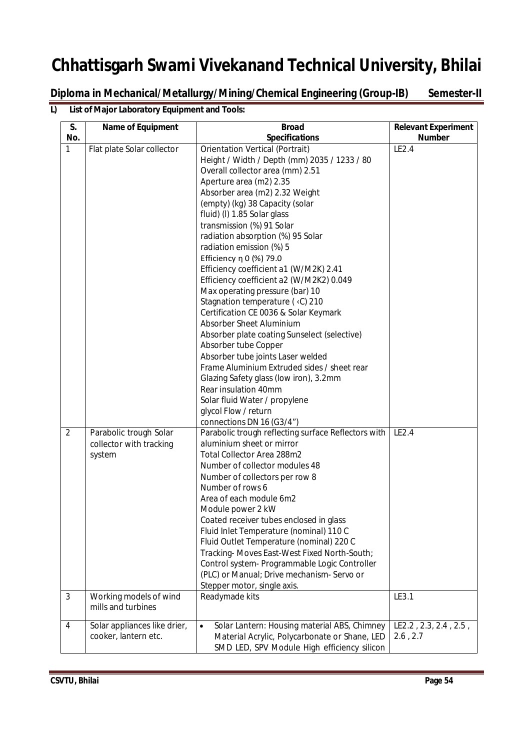# Chhattisgarh Swami Vivekanand Technical University, Bhilai

**Diploma in Mechanical/Metallurgy/Mining/Chemical Engineering (Group-IB) Semester-II**

**L) List of Major Laboratory Equipment and Tools:**

| S. No. | Name of Equipment | Broad Specifications | Relevant Experiment Number |
|---|---|---|---|
| 1 | Flat plate Solar collector | Orientation Vertical (Portrait)<br>Height / Width / Depth (mm) 2035 / 1233 / 80<br>Overall collector area (mm) 2.51<br>Aperture area (m2) 2.35<br>Absorber area (m2) 2.32 Weight (empty) (kg) 38 Capacity (solar fluid) (l) 1.85 Solar glass transmission (%) 91 Solar radiation absorption (%) 95 Solar radiation emission (%) 5<br>Efficiency η 0 (%) 79.0<br>Efficiency coefficient a1 (W/M2K) 2.41<br>Efficiency coefficient a2 (W/M2K2) 0.049<br>Max operating pressure (bar) 10<br>Stagnation temperature (‹C) 210<br>Certification CE 0036 & Solar Keymark<br>Absorber Sheet Aluminium<br>Absorber plate coating Sunselect (selective)<br>Absorber tube Copper<br>Absorber tube joints Laser welded<br>Frame Aluminium Extruded sides / sheet rear<br>Glazing Safety glass (low iron), 3.2mm<br>Rear insulation 40mm<br>Solar fluid Water / propylene glycol Flow / return connections DN 16 (G3/4") | LE2.4 |
| 2 | Parabolic trough Solar collector with tracking system | Parabolic trough reflecting surface Reflectors with aluminium sheet or mirror<br>Total Collector Area 288m2<br>Number of collector modules 48<br>Number of collectors per row 8<br>Number of rows 6<br>Area of each module 6m2<br>Module power 2 kW<br>Coated receiver tubes enclosed in glass<br>Fluid Inlet Temperature (nominal) 110 C<br>Fluid Outlet Temperature (nominal) 220 C<br>Tracking- Moves East-West Fixed North-South; Control system- Programmable Logic Controller (PLC) or Manual; Drive mechanism- Servo or Stepper motor, single axis. | LE2.4 |
| 3 | Working models of wind mills and turbines | Readymade kits | LE3.1 |
| 4 | Solar appliances like drier, cooker, lantern etc. | • Solar Lantern: Housing material ABS, Chimney Material Acrylic, Polycarbonate or Shane, LED SMD LED, SPV Module High efficiency silicon | LE2.2 , 2.3, 2.4 , 2.5 , 2.6 , 2.7 |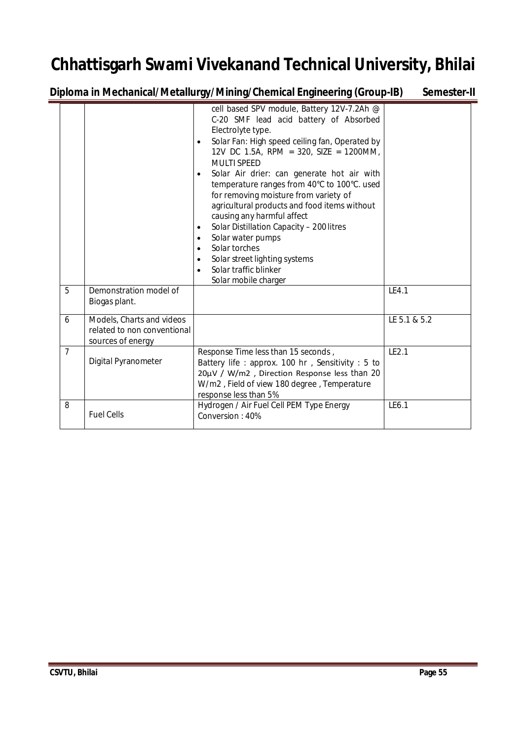| | | | |
|---|---|---|---|
| | | cell based SPV module, Battery 12V-7.2Ah @ C-20 SMF lead acid battery of Absorbed Electrolyte type.<br>• Solar Fan: High speed ceiling fan, Operated by 12V DC 1.5A, RPM = 320, SIZE = 1200MM, MULTI SPEED<br>• Solar Air drier: can generate hot air with temperature ranges from 40°C to 100°C. used for removing moisture from variety of agricultural products and food items without causing any harmful affect<br>• Solar Distillation Capacity – 200 litres<br>• Solar water pumps<br>• Solar torches<br>• Solar street lighting systems<br>• Solar traffic blinker<br>Solar mobile charger | |
| 5 | Demonstration model of Biogas plant. | | LE4.1 |
| 6 | Models, Charts and videos related to non conventional sources of energy | | LE 5.1 & 5.2 |
| 7 | Digital Pyranometer | Response Time less than 15 seconds , Battery life : approx. 100 hr , Sensitivity : 5 to 20µV / W/m2 , Direction Response less than 20 W/m2 , Field of view 180 degree , Temperature response less than 5% | LE2.1 |
| 8 | Fuel Cells | Hydrogen / Air Fuel Cell PEM Type Energy Conversion : 40% | LE6.1 |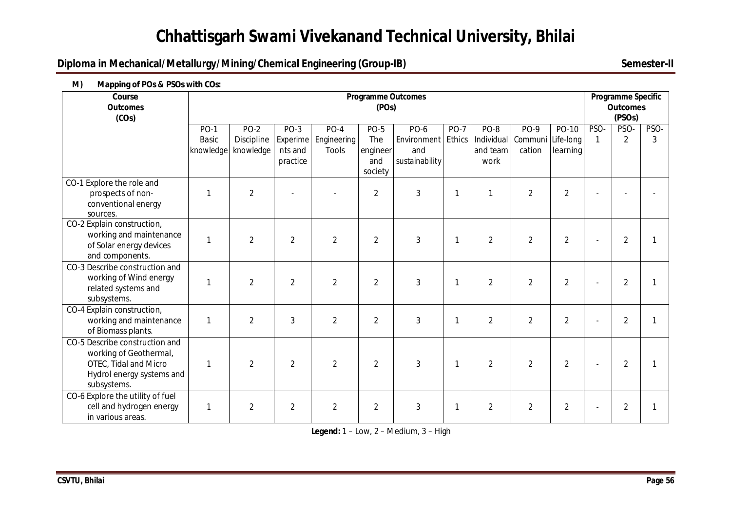**M) Mapping of POs & PSOs with COs:**

| Course Outcomes (COs) | Programme Outcomes (POs) | | | | | | | | | | Programme Specific Outcomes (PSOs) | | |
|---|---|---|---|---|---|---|---|---|---|---|---|---|---|
| | PO-1 Basic knowledge | PO-2 Discipline knowledge | PO-3 Experiments and practice | PO-4 Engineering Tools | PO-5 The engineer and society | PO-6 Environment and sustainability | PO-7 Ethics | PO-8 Individual and team work | PO-9 Communication | PO-10 Life-long learning | PSO-1 | PSO-2 | PSO-3 |
| CO-1 Explore the role and prospects of non-conventional energy sources. | 1 | 2 | - | - | 2 | 3 | 1 | 1 | 2 | 2 | - | - | - |
| CO-2 Explain construction, working and maintenance of Solar energy devices and components. | 1 | 2 | 2 | 2 | 2 | 3 | 1 | 2 | 2 | 2 | - | 2 | 1 |
| CO-3 Describe construction and working of Wind energy related systems and subsystems. | 1 | 2 | 2 | 2 | 2 | 3 | 1 | 2 | 2 | 2 | - | 2 | 1 |
| CO-4 Explain construction, working and maintenance of Biomass plants. | 1 | 2 | 3 | 2 | 2 | 3 | 1 | 2 | 2 | 2 | - | 2 | 1 |
| CO-5 Describe construction and working of Geothermal, OTEC, Tidal and Micro Hydrol energy systems and subsystems. | 1 | 2 | 2 | 2 | 2 | 3 | 1 | 2 | 2 | 2 | - | 2 | 1 |
| CO-6 Explore the utility of fuel cell and hydrogen energy in various areas. | 1 | 2 | 2 | 2 | 2 | 3 | 1 | 2 | 2 | 2 | - | 2 | 1 |

**Legend:** 1 – Low, 2 – Medium, 3 – High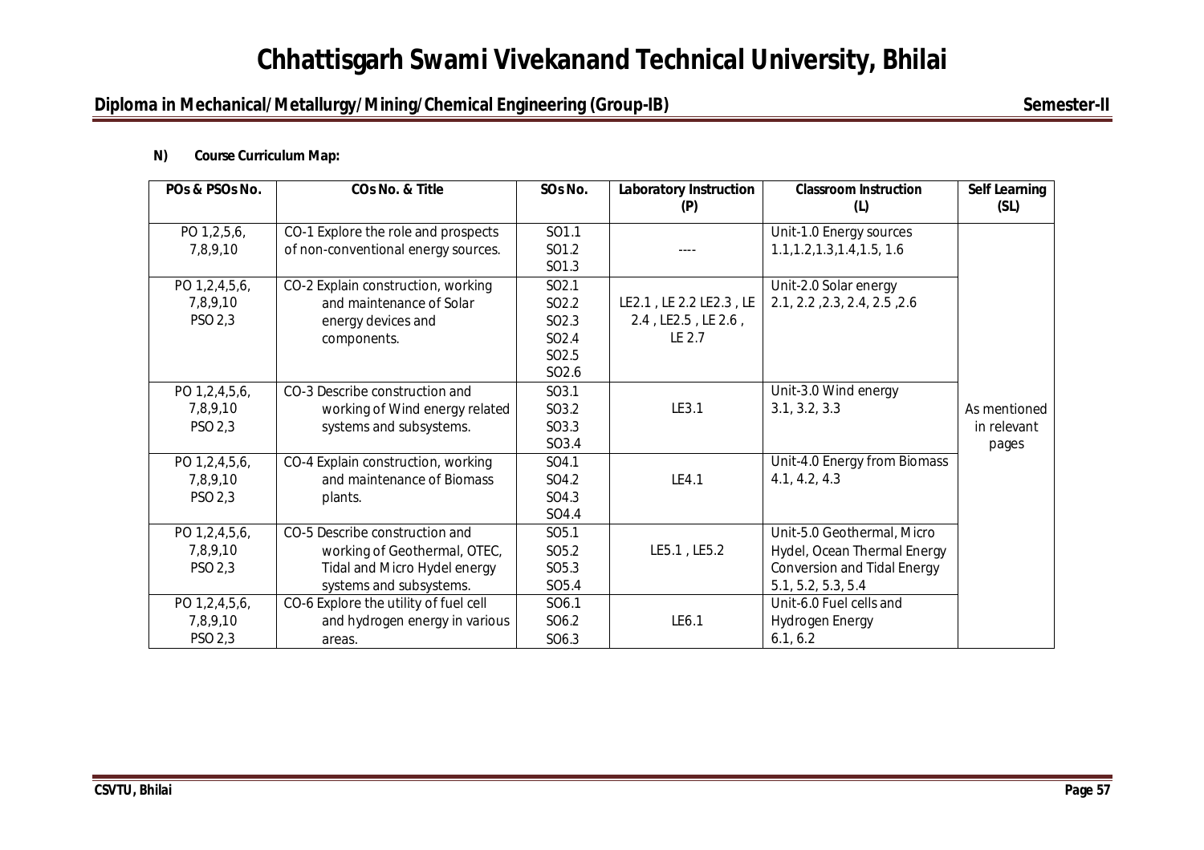**N) Course Curriculum Map:**

| POs & PSOs No. | COs No. & Title | SOs No. | Laboratory Instruction (P) | Classroom Instruction (L) | Self Learning (SL) |
|---|---|---|---|---|---|
| PO 1,2,5,6, 7,8,9,10 | CO-1 Explore the role and prospects of non-conventional energy sources. | SO1.1 SO1.2 SO1.3 | ---- | Unit-1.0 Energy sources 1.1,1.2,1.3,1.4,1.5, 1.6 | As mentioned in relevant pages |
| PO 1,2,4,5,6, 7,8,9,10 PSO 2,3 | CO-2 Explain construction, working and maintenance of Solar energy devices and components. | SO2.1 SO2.2 SO2.3 SO2.4 SO2.5 SO2.6 | LE2.1 , LE 2.2 LE2.3 , LE 2.4 , LE2.5 , LE 2.6 , LE 2.7 | Unit-2.0 Solar energy 2.1, 2.2 ,2.3, 2.4, 2.5 ,2.6 | |
| PO 1,2,4,5,6, 7,8,9,10 PSO 2,3 | CO-3 Describe construction and working of Wind energy related systems and subsystems. | SO3.1 SO3.2 SO3.3 SO3.4 | LE3.1 | Unit-3.0 Wind energy 3.1, 3.2, 3.3 | |
| PO 1,2,4,5,6, 7,8,9,10 PSO 2,3 | CO-4 Explain construction, working and maintenance of Biomass plants. | SO4.1 SO4.2 SO4.3 SO4.4 | LE4.1 | Unit-4.0 Energy from Biomass 4.1, 4.2, 4.3 | |
| PO 1,2,4,5,6, 7,8,9,10 PSO 2,3 | CO-5 Describe construction and working of Geothermal, OTEC, Tidal and Micro Hydel energy systems and subsystems. | SO5.1 SO5.2 SO5.3 SO5.4 | LE5.1 , LE5.2 | Unit-5.0 Geothermal, Micro Hydel, Ocean Thermal Energy Conversion and Tidal Energy 5.1, 5.2, 5.3, 5.4 | |
| PO 1,2,4,5,6, 7,8,9,10 PSO 2,3 | CO-6 Explore the utility of fuel cell and hydrogen energy in various areas. | SO6.1 SO6.2 SO6.3 | LE6.1 | Unit-6.0 Fuel cells and Hydrogen Energy 6.1, 6.2 | |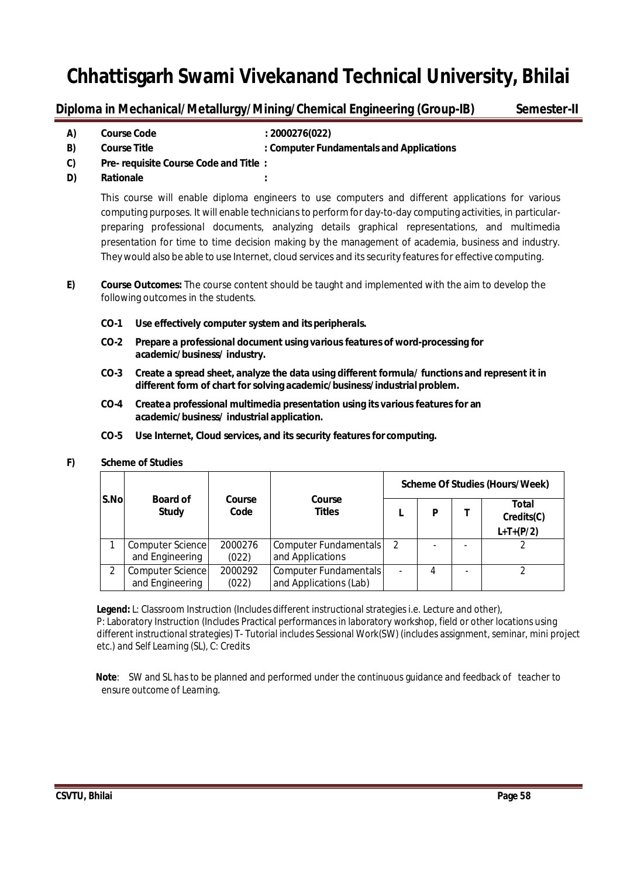# Chhattisgarh Swami Vivekanand Technical University, Bhilai

**Diploma in Mechanical/Metallurgy/Mining/Chemical Engineering (Group-IB)** **Semester-II**

- **A) Course Code** : **2000276(022)**
- **B) Course Title** : **Computer Fundamentals and Applications**
- **C) Pre- requisite Course Code and Title :**
- **D) Rationale :**

This course will enable diploma engineers to use computers and different applications for various computing purposes. It will enable technicians to perform for day-to-day computing activities, in particular- preparing professional documents, analyzing details graphical representations, and multimedia presentation for time to time decision making by the management of academia, business and industry. They would also be able to use Internet, cloud services and its security features for effective computing.

**E) Course Outcomes:** The course content should be taught and implemented with the aim to develop the following outcomes in the students.

- **CO-1 Use effectively computer system and its peripherals.**
- **CO-2 Prepare a professional document using various features of word-processing for academic/business/ industry.**
- **CO-3 Create a spread sheet, analyze the data using different formula/ functions and represent it in different form of chart for solving academic/business/industrial problem.**
- **CO-4 Create a professional multimedia presentation using its various features for an academic/business/ industrial application.**
- **CO-5 Use Internet, Cloud services, and its security features for computing.**

**F) Scheme of Studies**

| S.No | Board of Study | Course Code | Course Titles | Scheme Of Studies (Hours/Week) | | | |
|---|---|---|---|---|---|---|---|
| | | | | L | P | T | Total Credits(C) L+T+(P/2) |
| 1 | Computer Science and Engineering | 2000276 (022) | Computer Fundamentals and Applications | 2 | - | - | 2 |
| 2 | Computer Science and Engineering | 2000292 (022) | Computer Fundamentals and Applications (Lab) | - | 4 | - | 2 |

**Legend:** L: Classroom Instruction (Includes different instructional strategies i.e. Lecture and other), P: Laboratory Instruction (Includes Practical performances in laboratory workshop, field or other locations using different instructional strategies) T- Tutorial includes Sessional Work(SW) (includes assignment, seminar, mini project etc.) and Self Learning (SL), C: Credits

**Note**: SW and SL has to be planned and performed under the continuous guidance and feedback of teacher to ensure outcome of Learning.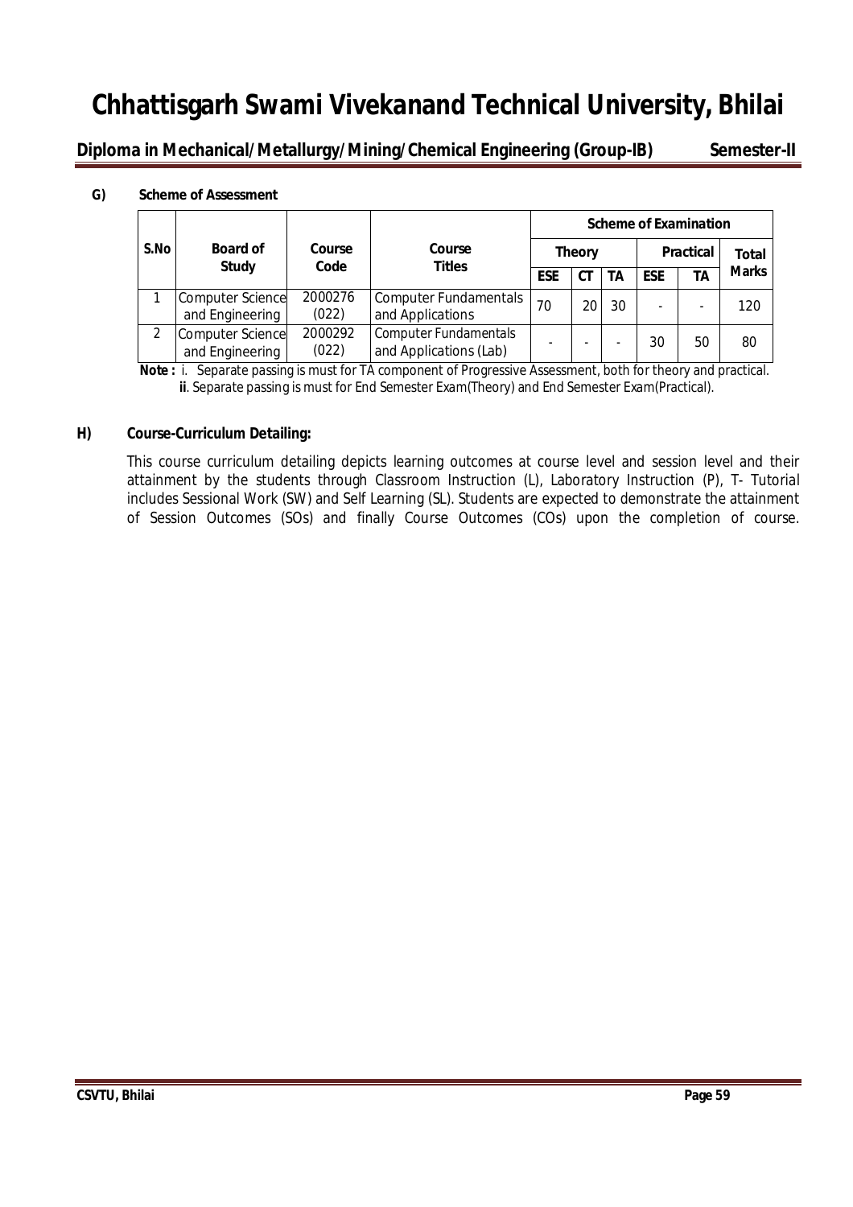# Chhattisgarh Swami Vivekanand Technical University, Bhilai

**Diploma in Mechanical/Metallurgy/Mining/Chemical Engineering (Group-IB) Semester-II**

**G) Scheme of Assessment**

| S.No | Board of Study | Course Code | Course Titles | Scheme of Examination | | | | | |
|---|---|---|---|---|---|---|---|---|---|
| | | | | Theory | | | Practical | | Total Marks |
| | | | | ESE | CT | TA | ESE | TA | |
| 1 | Computer Science and Engineering | 2000276 (022) | Computer Fundamentals and Applications | 70 | 20 | 30 | - | - | 120 |
| 2 | Computer Science and Engineering | 2000292 (022) | Computer Fundamentals and Applications (Lab) | - | - | - | 30 | 50 | 80 |

**Note :** i. Separate passing is must for TA component of Progressive Assessment, both for theory and practical.
**ii**. Separate passing is must for End Semester Exam(Theory) and End Semester Exam(Practical).

**H) Course-Curriculum Detailing:**

This course curriculum detailing depicts learning outcomes at course level and session level and their attainment by the students through Classroom Instruction (L), Laboratory Instruction (P), T- Tutorial includes Sessional Work (SW) and Self Learning (SL). Students are expected to demonstrate the attainment of Session Outcomes (SOs) and finally Course Outcomes (COs) upon the completion of course.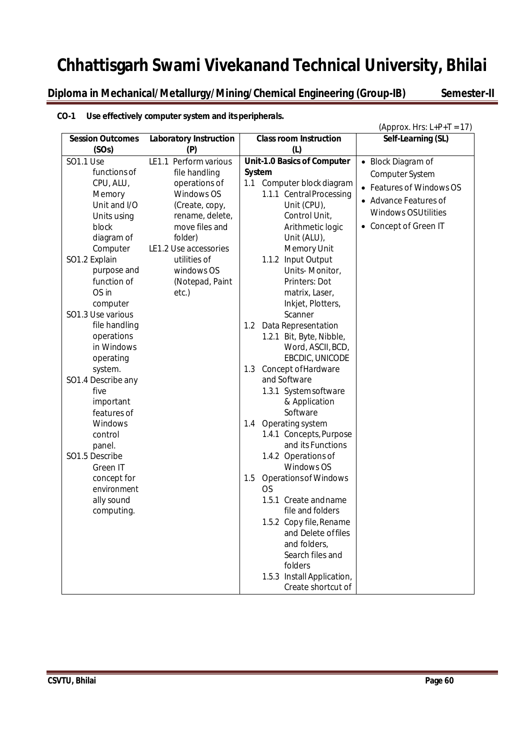# Chhattisgarh Swami Vivekanand Technical University, Bhilai

**Diploma in Mechanical/Metallurgy/Mining/Chemical Engineering (Group-IB) Semester-II**

**CO-1 Use effectively computer system and its peripherals.**

(Approx. Hrs: L+P+T = 17)

| Session Outcomes (SOs) | Laboratory Instruction (P) | Class room Instruction (L) | Self-Learning (SL) |
|---|---|---|---|
| SO1.1 Use functions of CPU, ALU, Memory Unit and I/O Units using block diagram of Computer<br>SO1.2 Explain purpose and function of OS in computer<br>SO1.3 Use various file handling operations in Windows operating system.<br>SO1.4 Describe any five important features of Windows control panel.<br>SO1.5 Describe Green IT concept for environment ally sound computing. | LE1.1 Perform various file handling operations of Windows OS (Create, copy, rename, delete, move files and folder)<br>LE1.2 Use accessories utilities of windows OS (Notepad, Paint etc.) | **Unit-1.0 Basics of Computer System**<br>1.1 Computer block diagram<br>1.1.1 Central Processing Unit (CPU), Control Unit, Arithmetic logic Unit (ALU), Memory Unit<br>1.1.2 Input Output Units- Monitor, Printers: Dot matrix, Laser, Inkjet, Plotters, Scanner<br>1.2 Data Representation<br>1.2.1 Bit, Byte, Nibble, Word, ASCII, BCD, EBCDIC, UNICODE<br>1.3 Concept of Hardware and Software<br>1.3.1 System software & Application Software<br>1.4 Operating system<br>1.4.1 Concepts, Purpose and its Functions<br>1.4.2 Operations of Windows OS<br>1.5 Operations of Windows OS<br>1.5.1 Create and name file and folders<br>1.5.2 Copy file, Rename and Delete of files and folders, Search files and folders<br>1.5.3 Install Application, Create shortcut of | • Block Diagram of Computer System<br>• Features of Windows OS<br>• Advance Features of Windows OSUtilities<br>• Concept of Green IT |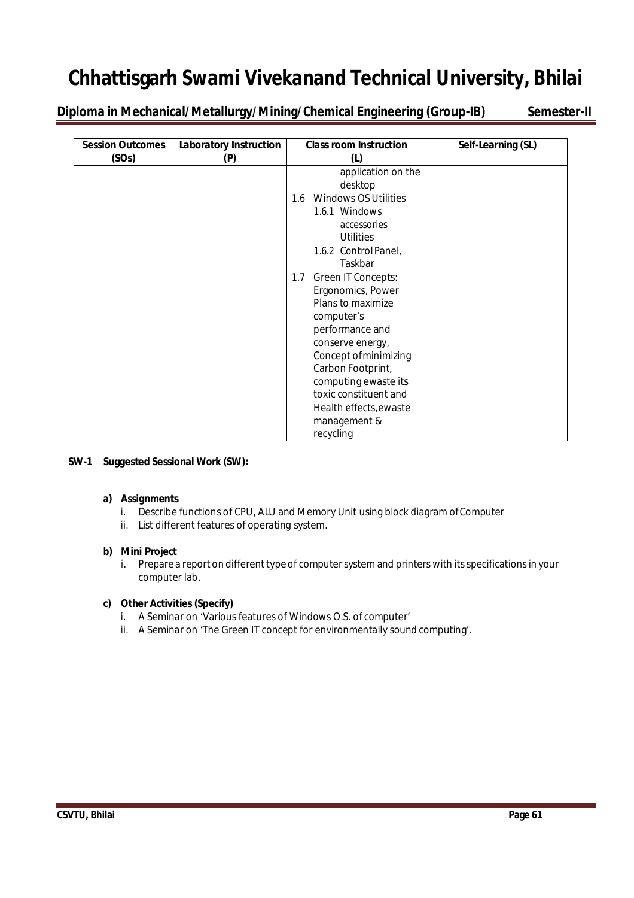| Session Outcomes (SOs) | Laboratory Instruction (P) | Class room Instruction (L) | Self-Learning (SL) |
|---|---|---|---|
| | | application on the desktop<br>1.6 Windows OS Utilities<br>1.6.1 Windows accessories Utilities<br>1.6.2 Control Panel, Taskbar<br>1.7 Green IT Concepts: Ergonomics, Power Plans to maximize computer's performance and conserve energy, Concept of minimizing Carbon Footprint, computing ewaste its toxic constituent and Health effects, ewaste management & recycling | |

**SW-1 Suggested Sessional Work (SW):**

**a) Assignments**

i. Describe functions of CPU, ALU and Memory Unit using block diagram of Computer

ii. List different features of operating system.

**b) Mini Project**

i. Prepare a report on different type of computer system and printers with its specifications in your computer lab.

**c) Other Activities (Specify)**

i. A Seminar on 'Various features of Windows O.S. of computer'

ii. A Seminar on 'The Green IT concept for environmentally sound computing'.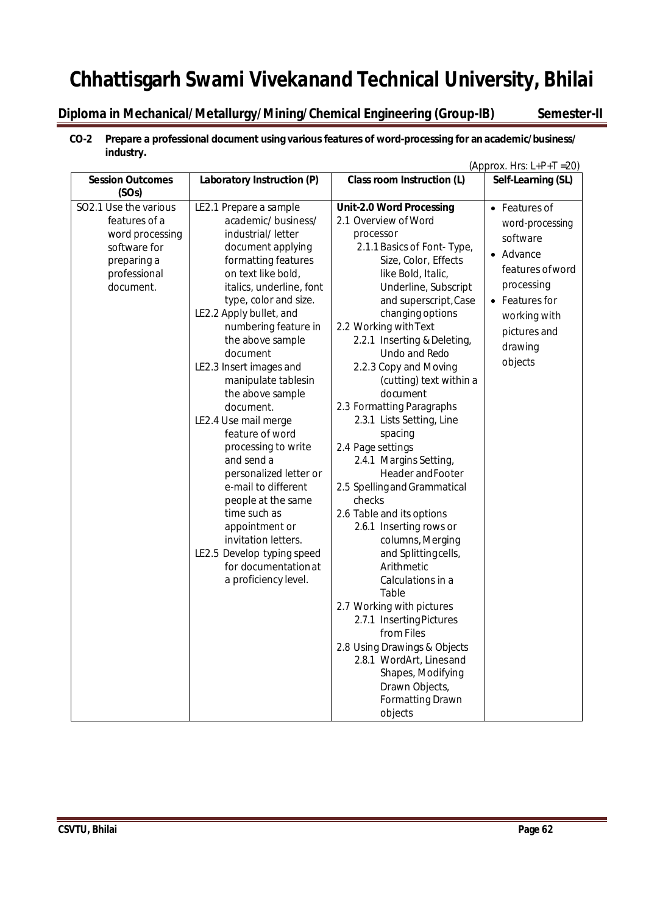# Chhattisgarh Swami Vivekanand Technical University, Bhilai

**Diploma in Mechanical/Metallurgy/Mining/Chemical Engineering (Group-IB)　　　　Semester-II**

**CO-2　Prepare a professional document using various features of word-processing for an academic/business/ industry.**

(Approx. Hrs: L+P+T =20)

| Session Outcomes (SOs) | Laboratory Instruction (P) | Class room Instruction (L) | Self-Learning (SL) |
|---|---|---|---|
| SO2.1 Use the various features of a word processing software for preparing a professional document. | LE2.1 Prepare a sample academic/ business/ industrial/ letter document applying formatting features on text like bold, italics, underline, font type, color and size.<br>LE2.2 Apply bullet, and numbering feature in the above sample document<br>LE2.3 Insert images and manipulate tablesin the above sample document.<br>LE2.4 Use mail merge feature of word processing to write and send a personalized letter or e-mail to different people at the same time such as appointment or invitation letters.<br>LE2.5 Develop typing speed for documentation at a proficiency level. | **Unit-2.0 Word Processing**<br>2.1 Overview of Word processor<br>2.1.1 Basics of Font- Type, Size, Color, Effects like Bold, Italic, Underline, Subscript and superscript, Case changing options<br>2.2 Working with Text<br>2.2.1 Inserting & Deleting, Undo and Redo<br>2.2.3 Copy and Moving (cutting) text within a document<br>2.3 Formatting Paragraphs<br>2.3.1 Lists Setting, Line spacing<br>2.4 Page settings<br>2.4.1 Margins Setting, Header and Footer<br>2.5 Spelling and Grammatical checks<br>2.6 Table and its options<br>2.6.1 Inserting rows or columns, Merging and Splitting cells, Arithmetic Calculations in a Table<br>2.7 Working with pictures<br>2.7.1 Inserting Pictures from Files<br>2.8 Using Drawings & Objects<br>2.8.1 WordArt, Lines and Shapes, Modifying Drawn Objects, Formatting Drawn objects | • Features of word-processing software<br>• Advance features of word processing<br>• Features for working with pictures and drawing objects |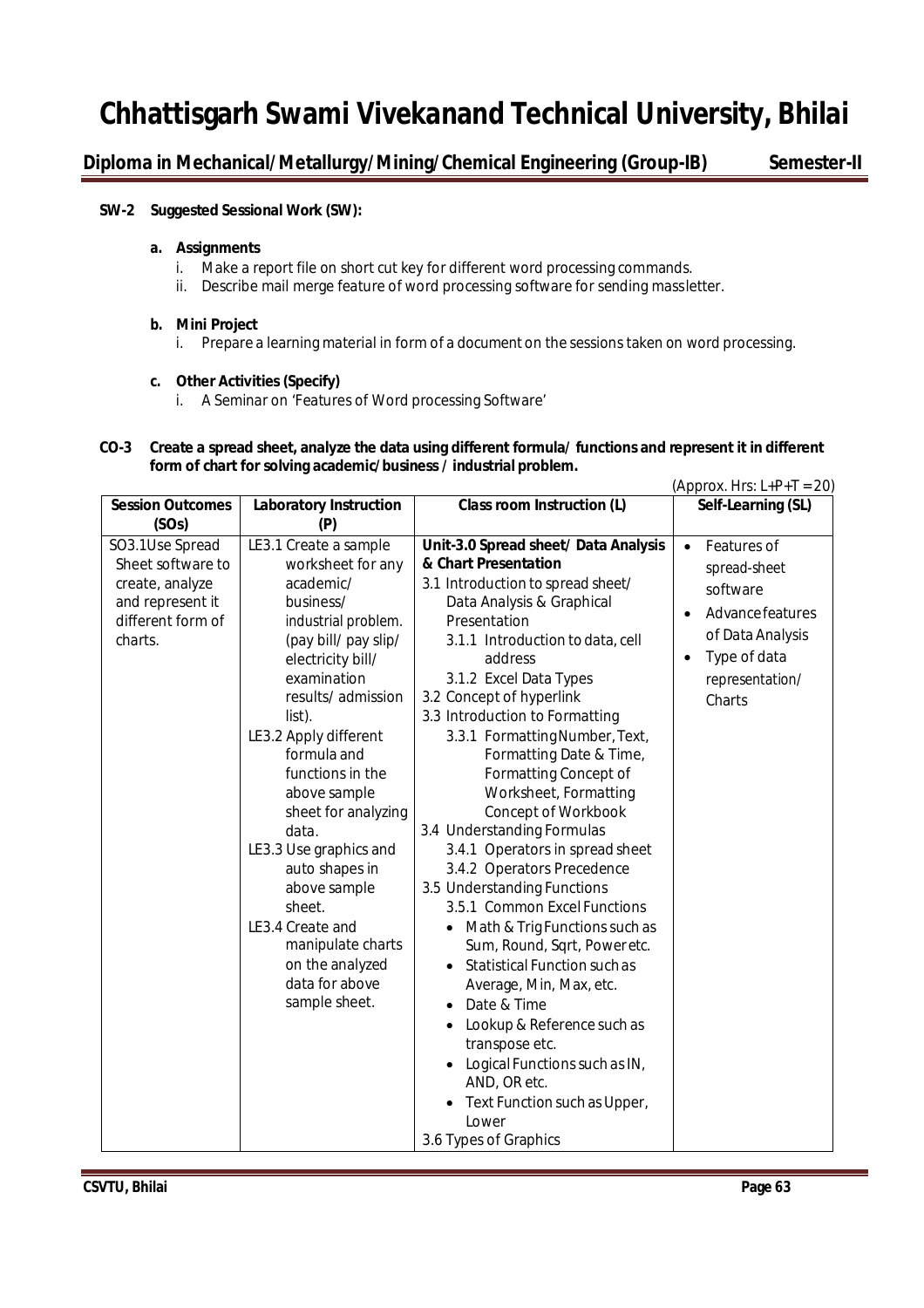**SW-2 Suggested Sessional Work (SW):**

**a. Assignments**

i. Make a report file on short cut key for different word processing commands.

ii. Describe mail merge feature of word processing software for sending massletter.

**b. Mini Project**

i. Prepare a learning material in form of a document on the sessions taken on word processing.

**c. Other Activities (Specify)**

i. A Seminar on 'Features of Word processing Software'

**CO-3 Create a spread sheet, analyze the data using different formula/ functions and represent it in different form of chart for solving academic/business / industrial problem.**

(Approx. Hrs: L+P+T = 20)

| Session Outcomes (SOs) | Laboratory Instruction (P) | Class room Instruction (L) | Self-Learning (SL) |
|---|---|---|---|
| SO3.1Use Spread Sheet software to create, analyze and represent it different form of charts. | LE3.1 Create a sample worksheet for any academic/ business/ industrial problem. (pay bill/ pay slip/ electricity bill/ examination results/ admission list).<br>LE3.2 Apply different formula and functions in the above sample sheet for analyzing data.<br>LE3.3 Use graphics and auto shapes in above sample sheet.<br>LE3.4 Create and manipulate charts on the analyzed data for above sample sheet. | **Unit-3.0 Spread sheet/ Data Analysis & Chart Presentation**<br>3.1 Introduction to spread sheet/ Data Analysis & Graphical Presentation<br>3.1.1 Introduction to data, cell address<br>3.1.2 Excel Data Types<br>3.2 Concept of hyperlink<br>3.3 Introduction to Formatting<br>3.3.1 Formatting Number, Text, Formatting Date & Time, Formatting Concept of Worksheet, Formatting Concept of Workbook<br>3.4 Understanding Formulas<br>3.4.1 Operators in spread sheet<br>3.4.2 Operators Precedence<br>3.5 Understanding Functions<br>3.5.1 Common Excel Functions<br>• Math & Trig Functions such as Sum, Round, Sqrt, Power etc.<br>• Statistical Function such as Average, Min, Max, etc.<br>• Date & Time<br>• Lookup & Reference such as transpose etc.<br>• Logical Functions such as IN, AND, OR etc.<br>• Text Function such as Upper, Lower<br>3.6 Types of Graphics | • Features of spread-sheet software<br>• Advance features of Data Analysis<br>• Type of data representation/ Charts |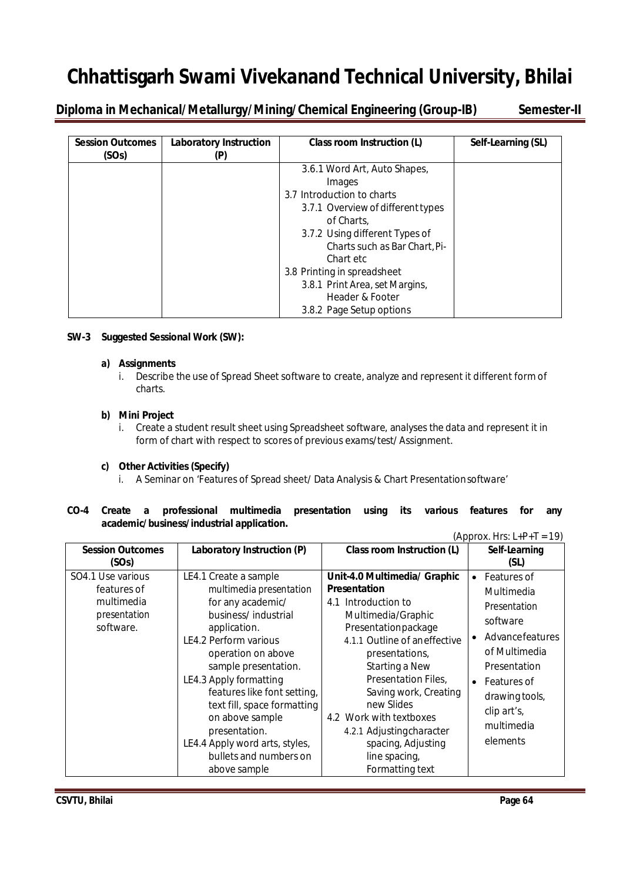| Session Outcomes (SOs) | Laboratory Instruction (P) | Class room Instruction (L) | Self-Learning (SL) |
|---|---|---|---|
| | | 3.6.1 Word Art, Auto Shapes, Images<br>3.7 Introduction to charts<br>3.7.1 Overview of different types of Charts,<br>3.7.2 Using different Types of Charts such as Bar Chart, Pi-Chart etc<br>3.8 Printing in spreadsheet<br>3.8.1 Print Area, set Margins, Header & Footer<br>3.8.2 Page Setup options | |

**SW-3 Suggested Sessional Work (SW):**

**a) Assignments**

i. Describe the use of Spread Sheet software to create, analyze and represent it different form of charts.

**b) Mini Project**

i. Create a student result sheet using Spreadsheet software, analyses the data and represent it in form of chart with respect to scores of previous exams/test/Assignment.

**c) Other Activities (Specify)**

i. A Seminar on 'Features of Spread sheet/ Data Analysis & Chart Presentation software'

**CO-4 Create a professional multimedia presentation using its various features for any academic/business/industrial application.**

(Approx. Hrs: L+P+T = 19)

| Session Outcomes (SOs) | Laboratory Instruction (P) | Class room Instruction (L) | Self-Learning (SL) |
|---|---|---|---|
| SO4.1 Use various features of multimedia presentation software. | LE4.1 Create a sample multimedia presentation for any academic/ business/ industrial application.<br>LE4.2 Perform various operation on above sample presentation.<br>LE4.3 Apply formatting features like font setting, text fill, space formatting on above sample presentation.<br>LE4.4 Apply word arts, styles, bullets and numbers on above sample | **Unit-4.0 Multimedia/ Graphic Presentation**<br>4.1 Introduction to Multimedia/Graphic Presentation package<br>4.1.1 Outline of an effective presentations, Starting a New Presentation Files, Saving work, Creating new Slides<br>4.2 Work with textboxes<br>4.2.1 Adjusting character spacing, Adjusting line spacing, Formatting text | • Features of Multimedia Presentation software<br>• Advance features of Multimedia Presentation<br>• Features of drawing tools, clip art's, multimedia elements |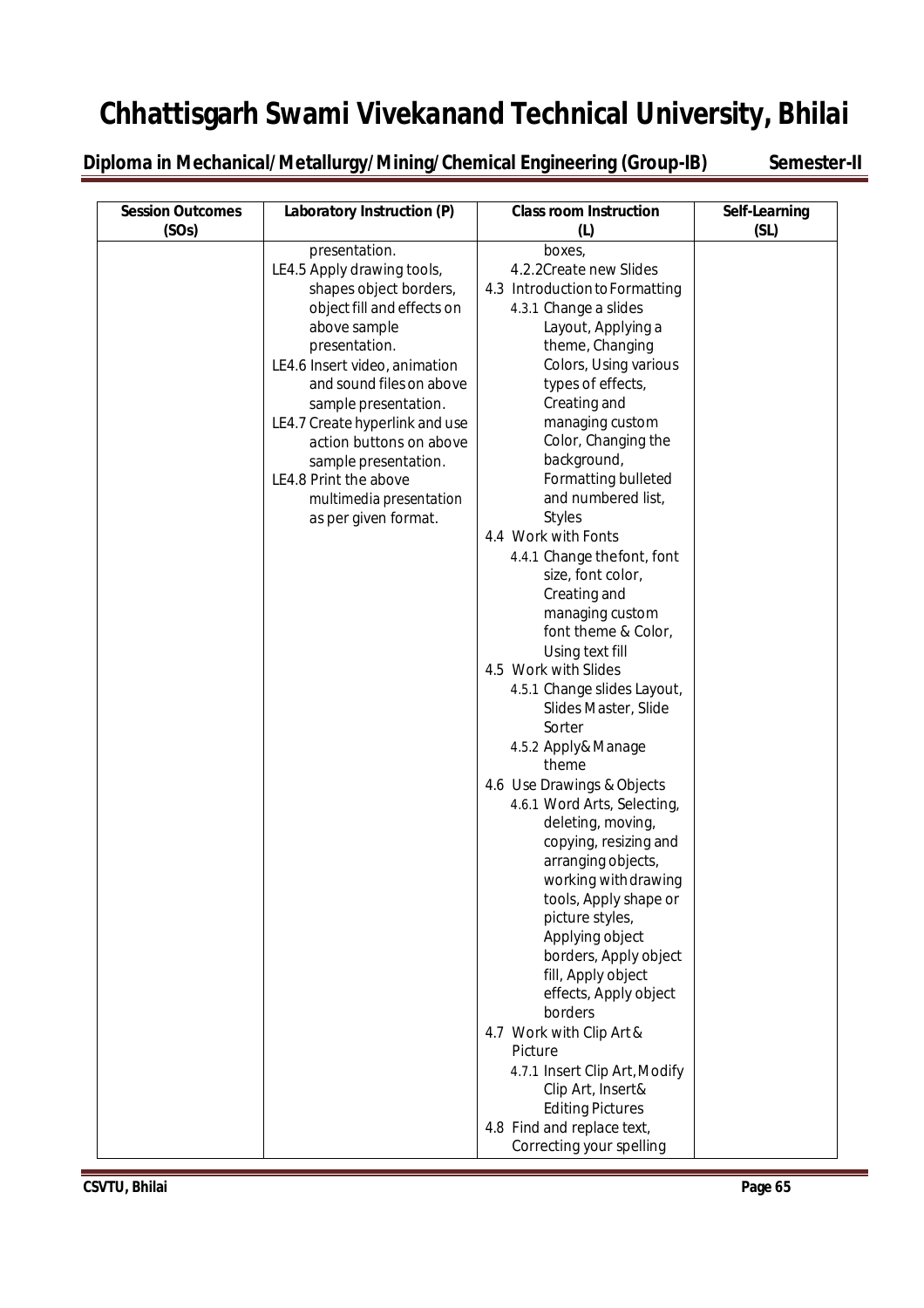# Chhattisgarh Swami Vivekanand Technical University, Bhilai

**Diploma in Mechanical/Metallurgy/Mining/Chemical Engineering (Group-IB) Semester-II**

| Session Outcomes (SOs) | Laboratory Instruction (P) | Class room Instruction (L) | Self-Learning (SL) |
|---|---|---|---|
| | presentation.<br>LE4.5 Apply drawing tools, shapes object borders, object fill and effects on above sample presentation.<br>LE4.6 Insert video, animation and sound files on above sample presentation.<br>LE4.7 Create hyperlink and use action buttons on above sample presentation.<br>LE4.8 Print the above multimedia presentation as per given format. | boxes,<br>4.2.2Create new Slides<br>4.3 Introduction to Formatting<br>4.3.1 Change a slides Layout, Applying a theme, Changing Colors, Using various types of effects, Creating and managing custom Color, Changing the background, Formatting bulleted and numbered list, Styles<br>4.4 Work with Fonts<br>4.4.1 Change the font, font size, font color, Creating and managing custom font theme & Color, Using text fill<br>4.5 Work with Slides<br>4.5.1 Change slides Layout, Slides Master, Slide Sorter<br>4.5.2 Apply& Manage theme<br>4.6 Use Drawings & Objects<br>4.6.1 Word Arts, Selecting, deleting, moving, copying, resizing and arranging objects, working with drawing tools, Apply shape or picture styles, Applying object borders, Apply object fill, Apply object effects, Apply object borders<br>4.7 Work with Clip Art & Picture<br>4.7.1 Insert Clip Art, Modify Clip Art, Insert& Editing Pictures<br>4.8 Find and replace text, Correcting your spelling | |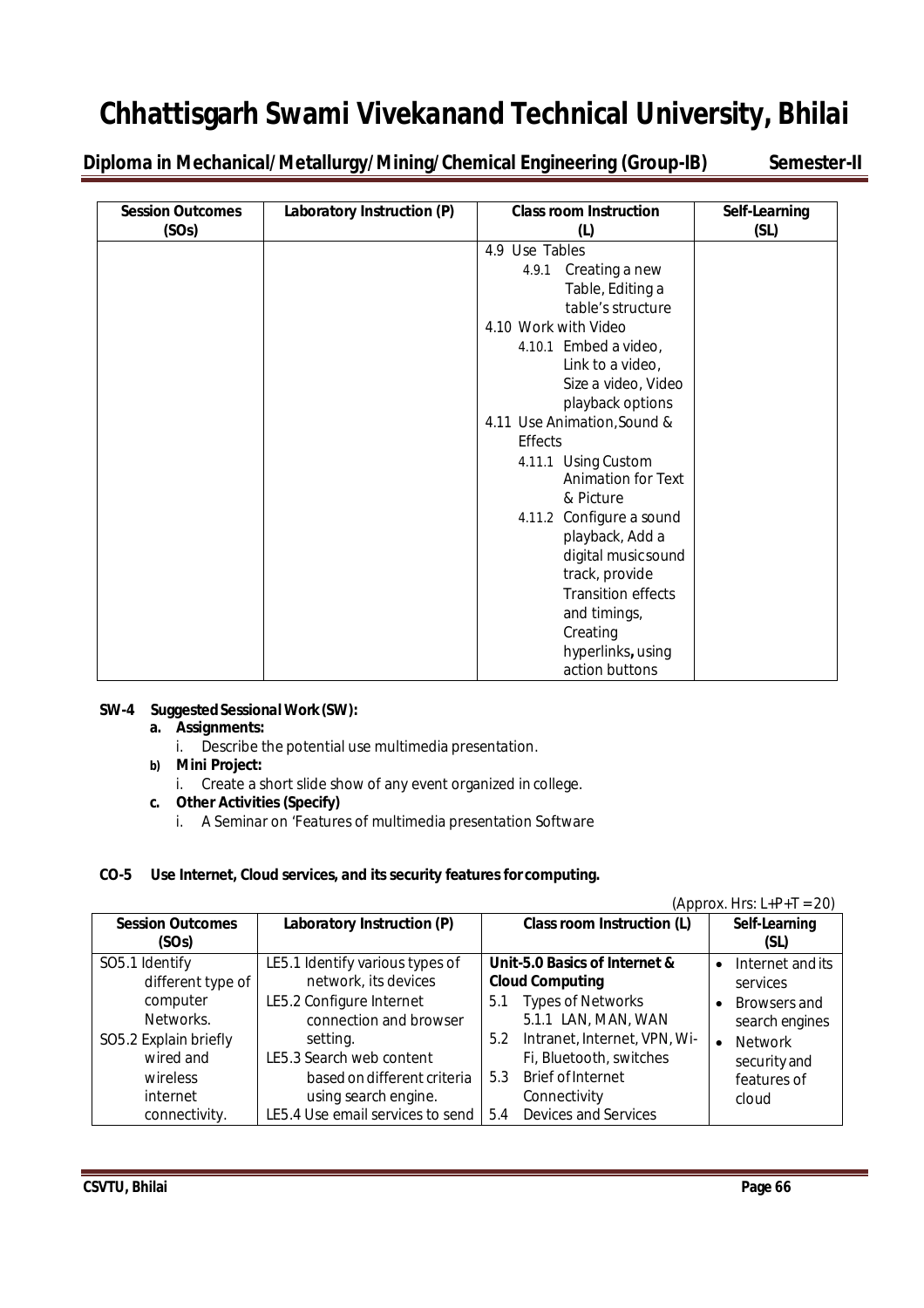# Chhattisgarh Swami Vivekanand Technical University, Bhilai

**Diploma in Mechanical/ Metallurgy/ Mining/ Chemical Engineering (Group-IB) Semester-II**

| Session Outcomes (SOs) | Laboratory Instruction (P) | Class room Instruction (L) | Self-Learning (SL) |
|---|---|---|---|
| | | 4.9 Use Tables<br>4.9.1 Creating a new Table, Editing a table's structure<br>4.10 Work with Video<br>4.10.1 Embed a video, Link to a video, Size a video, Video playback options<br>4.11 Use Animation, Sound & Effects<br>4.11.1 Using Custom Animation for Text & Picture<br>4.11.2 Configure a sound playback, Add a digital music sound track, provide Transition effects and timings, Creating hyperlinks, using action buttons | |

**SW-4 Suggested Sessional Work (SW):**

- **a. Assignments:**
  - i. Describe the potential use multimedia presentation.
- **b) Mini Project:**
  - i. Create a short slide show of any event organized in college.
- **c. Other Activities (Specify)**
  - i. A Seminar on 'Features of multimedia presentation Software

**CO-5 Use Internet, Cloud services, and its security features for computing.**

(Approx. Hrs: L+P+T = 20)

| Session Outcomes (SOs) | Laboratory Instruction (P) | Class room Instruction (L) | Self-Learning (SL) |
|---|---|---|---|
| SO5.1 Identify different type of computer Networks.<br>SO5.2 Explain briefly wired and wireless internet connectivity. | LE5.1 Identify various types of network, its devices<br>LE5.2 Configure Internet connection and browser setting.<br>LE5.3 Search web content based on different criteria using search engine.<br>LE5.4 Use email services to send | **Unit-5.0 Basics of Internet & Cloud Computing**<br>5.1 Types of Networks<br>5.1.1 LAN, MAN, WAN<br>5.2 Intranet, Internet, VPN, Wi-Fi, Bluetooth, switches<br>5.3 Brief of Internet Connectivity<br>5.4 Devices and Services | • Internet and its services<br>• Browsers and search engines<br>• Network security and features of cloud |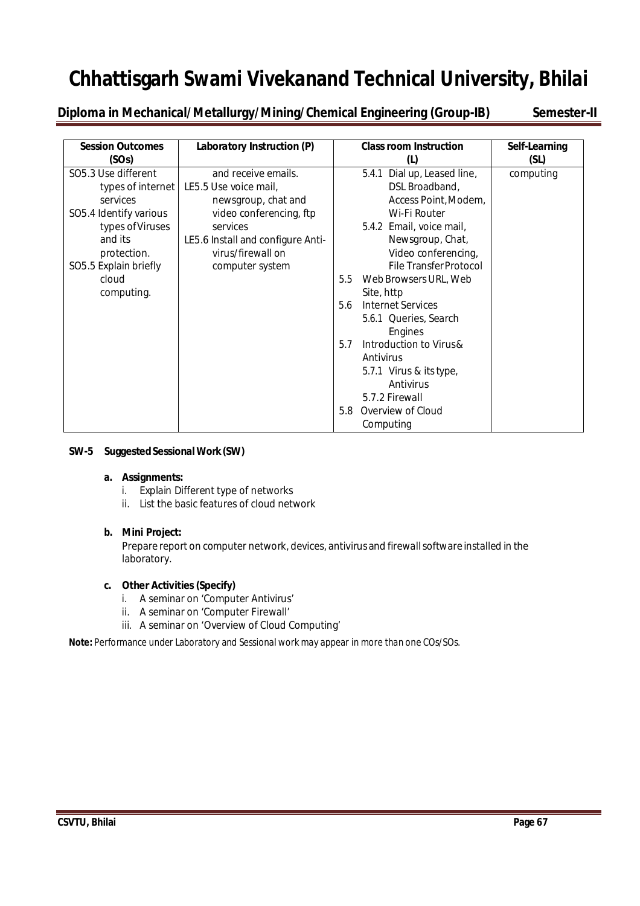# Chhattisgarh Swami Vivekanand Technical University, Bhilai

**Diploma in Mechanical/ Metallurgy/ Mining/ Chemical Engineering (Group-IB)** **Semester-II**

| Session Outcomes (SOs) | Laboratory Instruction (P) | Class room Instruction (L) | Self-Learning (SL) |
|---|---|---|---|
| SO5.3 Use different types of internet services<br>SO5.4 Identify various types of Viruses and its protection.<br>SO5.5 Explain briefly cloud computing. | and receive emails.<br>LE5.5 Use voice mail, newsgroup, chat and video conferencing, ftp services<br>LE5.6 Install and configure Anti-virus/firewall on computer system | 5.4.1 Dial up, Leased line, DSL Broadband, Access Point, Modem, Wi-Fi Router<br>5.4.2 Email, voice mail, Newsgroup, Chat, Video conferencing, File Transfer Protocol<br>5.5 Web Browsers URL, Web Site, http<br>5.6 Internet Services<br>5.6.1 Queries, Search Engines<br>5.7 Introduction to Virus& Antivirus<br>5.7.1 Virus & its type, Antivirus<br>5.7.2 Firewall<br>5.8 Overview of Cloud Computing | computing |

**SW-5 Suggested Sessional Work (SW)**

**a. Assignments:**

i. Explain Different type of networks
ii. List the basic features of cloud network

**b. Mini Project:**

Prepare report on computer network, devices, antivirus and firewall software installed in the laboratory.

**c. Other Activities (Specify)**

i. A seminar on 'Computer Antivirus'
ii. A seminar on 'Computer Firewall'
iii. A seminar on 'Overview of Cloud Computing'

**Note:** *Performance under Laboratory and Sessional work may appear in more than one COs/SOs.*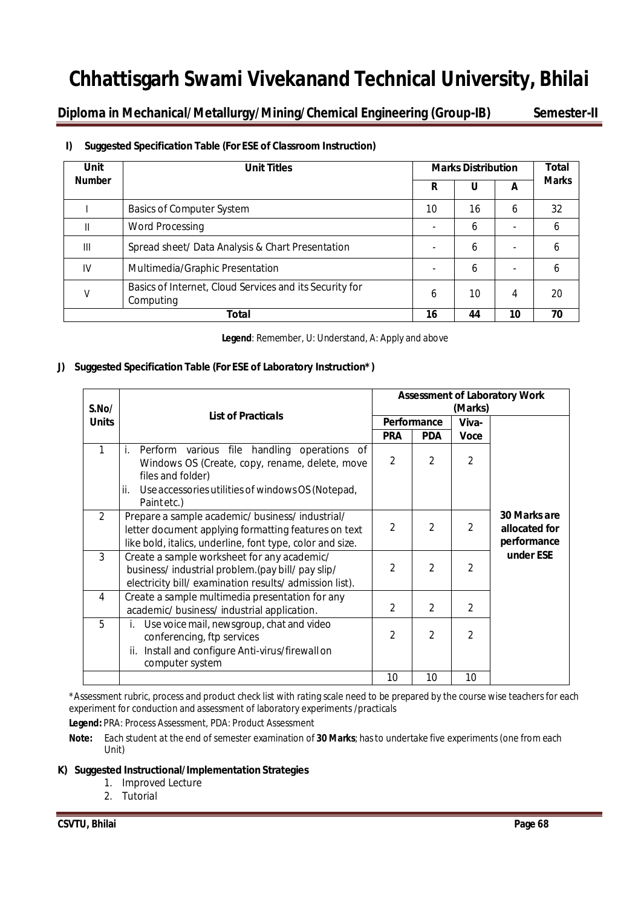# Chhattisgarh Swami Vivekanand Technical University, Bhilai

## Diploma in Mechanical/ Metallurgy/ Mining/ Chemical Engineering (Group-IB) Semester-II

### I) Suggested Specification Table (For ESE of Classroom Instruction)

| Unit Number | Unit Titles | Marks Distribution | | | Total Marks |
|---|---|---|---|---|---|
| | | R | U | A | |
| I | Basics of Computer System | 10 | 16 | 6 | 32 |
| II | Word Processing | - | 6 | - | 6 |
| III | Spread sheet/ Data Analysis & Chart Presentation | - | 6 | - | 6 |
| IV | Multimedia/Graphic Presentation | - | 6 | - | 6 |
| V | Basics of Internet, Cloud Services and its Security for Computing | 6 | 10 | 4 | 20 |
| **Total** | | **16** | **44** | **10** | **70** |

**Legend**: Remember, U: Understand, A: Apply and above

### J) Suggested Specification Table (For ESE of Laboratory Instruction*)

| S.No/ Units | List of Practicals | Assessment of Laboratory Work (Marks) | | | |
|---|---|---|---|---|---|
| | | Performance | | Viva-Voce | |
| | | PRA | PDA | | |
| 1 | i. Perform various file handling operations of Windows OS (Create, copy, rename, delete, move files and folder)<br>ii. Use accessories utilities of windows OS (Notepad, Paint etc.) | 2 | 2 | 2 | **30 Marks are allocated for performance under ESE** |
| 2 | Prepare a sample academic/ business/ industrial/ letter document applying formatting features on text like bold, italics, underline, font type, color and size. | 2 | 2 | 2 | |
| 3 | Create a sample worksheet for any academic/ business/ industrial problem.(pay bill/ pay slip/ electricity bill/ examination results/ admission list). | 2 | 2 | 2 | |
| 4 | Create a sample multimedia presentation for any academic/ business/ industrial application. | 2 | 2 | 2 | |
| 5 | i. Use voice mail, newsgroup, chat and video conferencing, ftp services<br>ii. Install and configure Anti-virus/firewall on computer system | 2 | 2 | 2 | |
| | | 10 | 10 | 10 | |

*Assessment rubric, process and product check list with rating scale need to be prepared by the course wise teachers for each experiment for conduction and assessment of laboratory experiments /practicals

**Legend:** PRA: Process Assessment, PDA: Product Assessment

**Note:** Each student at the end of semester examination of **30 Marks**; has to undertake five experiments (one from each Unit)

### K) Suggested Instructional/Implementation Strategies

1. Improved Lecture
2. Tutorial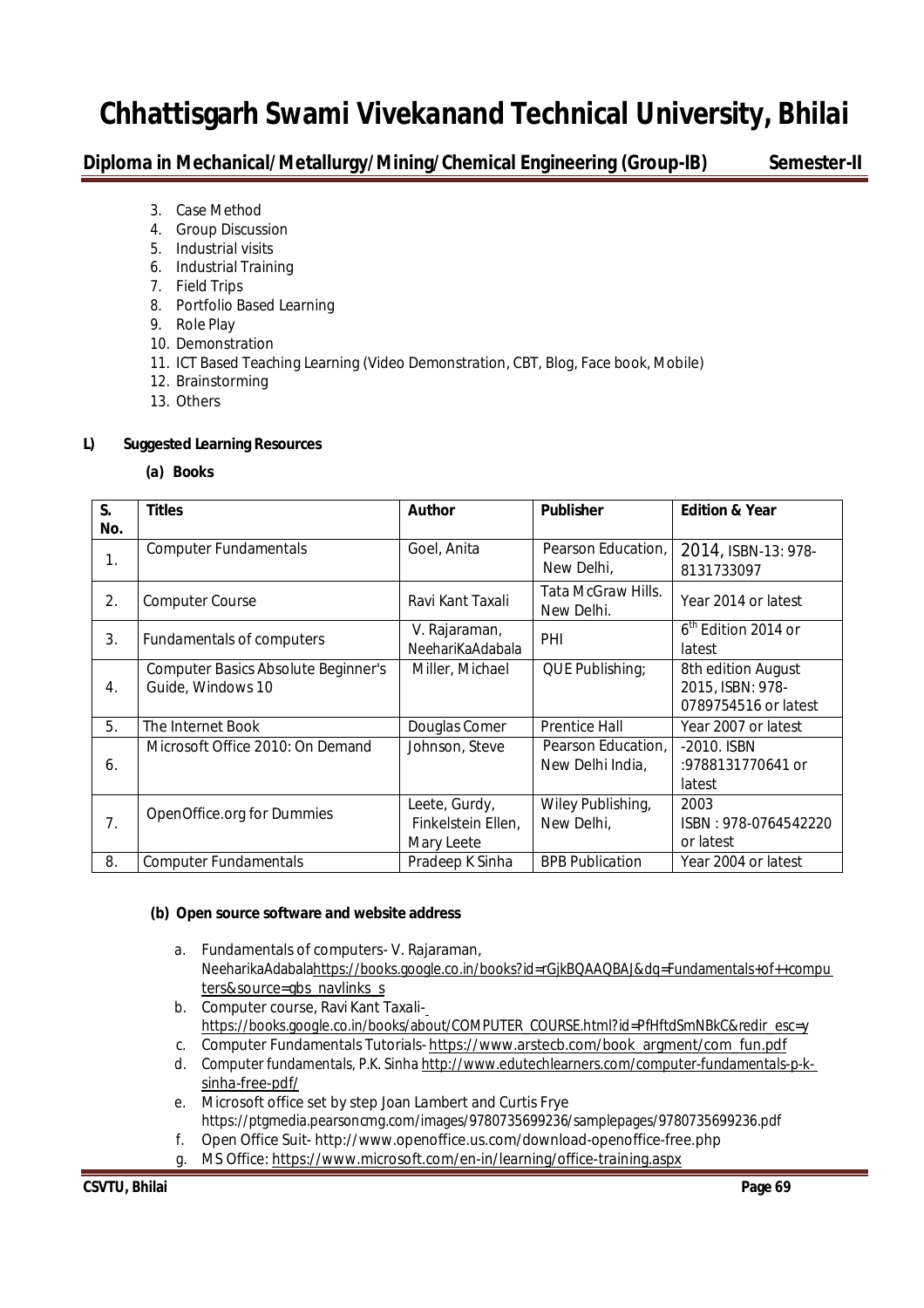3. Case Method
4. Group Discussion
5. Industrial visits
6. Industrial Training
7. Field Trips
8. Portfolio Based Learning
9. Role Play
10. Demonstration
11. ICT Based Teaching Learning (Video Demonstration, CBT, Blog, Face book, Mobile)
12. Brainstorming
13. Others

**L) Suggested Learning Resources**

**(a) Books**

| S. No. | Titles | Author | Publisher | Edition & Year |
|---|---|---|---|---|
| 1. | Computer Fundamentals | Goel, Anita | Pearson Education, New Delhi, | 2014, ISBN-13: 978-8131733097 |
| 2. | Computer Course | Ravi Kant Taxali | Tata McGraw Hills. New Delhi. | Year 2014 or latest |
| 3. | Fundamentals of computers | V. Rajaraman, NeehariKaAdabala | PHI | 6th Edition 2014 or latest |
| 4. | Computer Basics Absolute Beginner's Guide, Windows 10 | Miller, Michael | QUE Publishing; | 8th edition August 2015, ISBN: 978-0789754516 or latest |
| 5. | The Internet Book | Douglas Comer | Prentice Hall | Year 2007 or latest |
| 6. | Microsoft Office 2010: On Demand | Johnson, Steve | Pearson Education, New Delhi India, | -2010. ISBN :9788131770641 or latest |
| 7. | OpenOffice.org for Dummies | Leete, Gurdy, Finkelstein Ellen, Mary Leete | Wiley Publishing, New Delhi, | 2003 ISBN : 978-0764542220 or latest |
| 8. | Computer Fundamentals | Pradeep K Sinha | BPB Publication | Year 2004 or latest |

**(b) Open source software and website address**

a. Fundamentals of computers- V. Rajaraman, NeeharikaAdabalahttps://books.google.co.in/books?id=rGjkBQAAQBAJ&dq=Fundamentals+of++computers&source=gbs_navlinks_s
b. Computer course, Ravi Kant Taxali- https://books.google.co.in/books/about/COMPUTER_COURSE.html?id=PfHftdSmNBkC&redir_esc=y
c. Computer Fundamentals Tutorials- https://www.arstecb.com/book_argment/com_fun.pdf
d. Computer fundamentals, P.K. Sinha http://www.edutechlearners.com/computer-fundamentals-p-k-sinha-free-pdf/
e. Microsoft office set by step Joan Lambert and Curtis Frye https://ptgmedia.pearsoncmg.com/images/9780735699236/samplepages/9780735699236.pdf
f. Open Office Suit- http://www.openoffice.us.com/download-openoffice-free.php
g. MS Office: https://www.microsoft.com/en-in/learning/office-training.aspx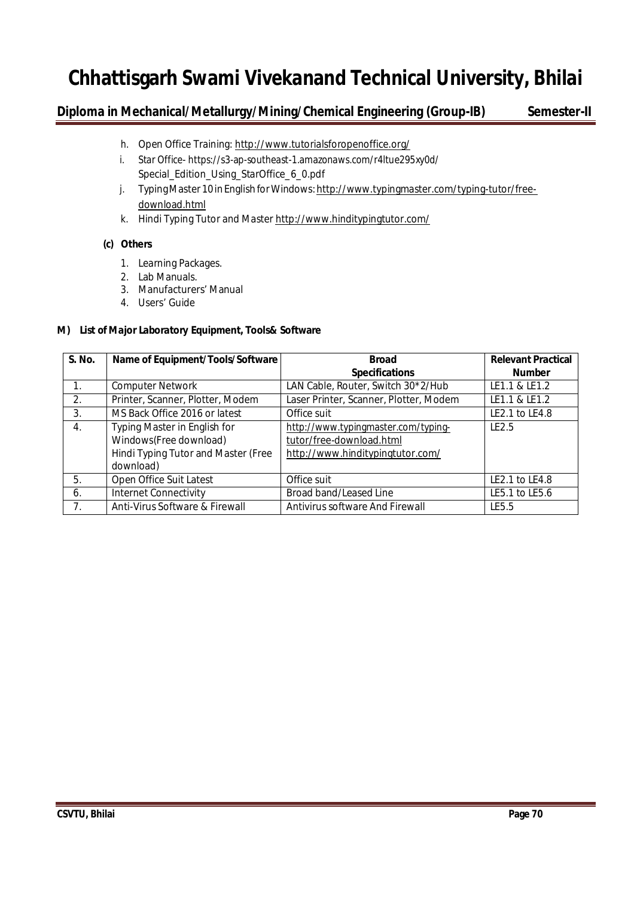h. Open Office Training: http://www.tutorialsforopenoffice.org/
i. Star Office- https://s3-ap-southeast-1.amazonaws.com/r4ltue295xy0d/Special_Edition_Using_StarOffice_6_0.pdf
j. Typing Master 10 in English for Windows: http://www.typingmaster.com/typing-tutor/free-download.html
k. Hindi Typing Tutor and Master http://www.hinditypingtutor.com/

**(c) Others**

1. Learning Packages.
2. Lab Manuals.
3. Manufacturers' Manual
4. Users' Guide

**M) List of Major Laboratory Equipment, Tools& Software**

| S. No. | Name of Equipment/Tools/Software | Broad Specifications | Relevant Practical Number |
|---|---|---|---|
| 1. | Computer Network | LAN Cable, Router, Switch 30*2/Hub | LE1.1 & LE1.2 |
| 2. | Printer, Scanner, Plotter, Modem | Laser Printer, Scanner, Plotter, Modem | LE1.1 & LE1.2 |
| 3. | MS Back Office 2016 or latest | Office suit | LE2.1 to LE4.8 |
| 4. | Typing Master in English for Windows(Free download) Hindi Typing Tutor and Master (Free download) | http://www.typingmaster.com/typing-tutor/free-download.html http://www.hinditypingtutor.com/ | LE2.5 |
| 5. | Open Office Suit Latest | Office suit | LE2.1 to LE4.8 |
| 6. | Internet Connectivity | Broad band/Leased Line | LE5.1 to LE5.6 |
| 7. | Anti-Virus Software & Firewall | Antivirus software And Firewall | LE5.5 |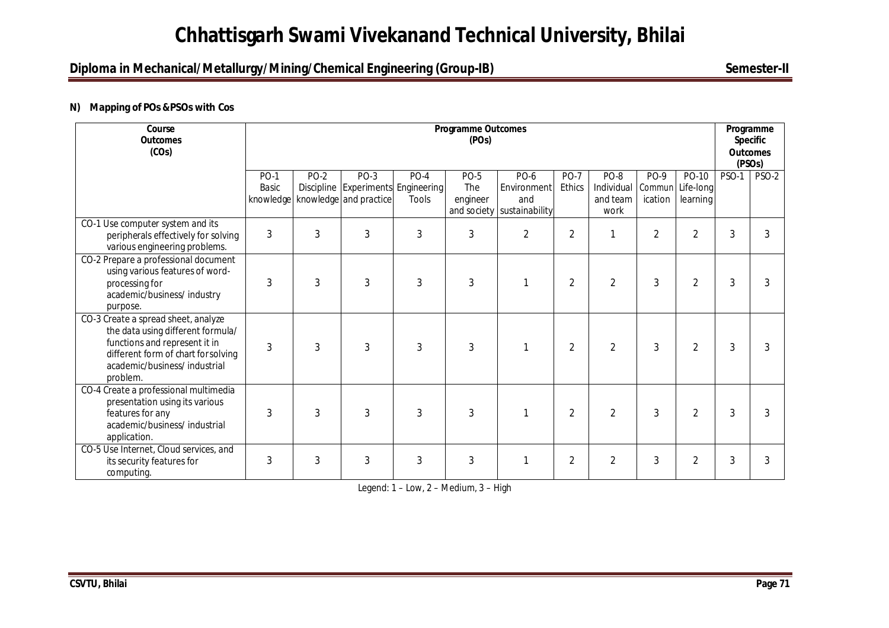# Chhattisgarh Swami Vivekanand Technical University, Bhilai

## Diploma in Mechanical/Metallurgy/Mining/Chemical Engineering (Group-IB) — Semester-II

**N) Mapping of POs &PSOs with Cos**

| Course Outcomes (COs) | Programme Outcomes (POs) | | | | | | | | | | Programme Specific Outcomes (PSOs) | |
|---|---|---|---|---|---|---|---|---|---|---|---|---|
| | PO-1 Basic knowledge | PO-2 Discipline knowledge | PO-3 Experiments and practice | PO-4 Engineering Tools | PO-5 The engineer and society | PO-6 Environment and sustainability | PO-7 Ethics | PO-8 Individual and team work | PO-9 Communication | PO-10 Life-long learning | PSO-1 | PSO-2 |
| CO-1 Use computer system and its peripherals effectively for solving various engineering problems. | 3 | 3 | 3 | 3 | 3 | 2 | 2 | 1 | 2 | 2 | 3 | 3 |
| CO-2 Prepare a professional document using various features of word-processing for academic/business/ industry purpose. | 3 | 3 | 3 | 3 | 3 | 1 | 2 | 2 | 3 | 2 | 3 | 3 |
| CO-3 Create a spread sheet, analyze the data using different formula/ functions and represent it in different form of chart forsolving academic/business/ industrial problem. | 3 | 3 | 3 | 3 | 3 | 1 | 2 | 2 | 3 | 2 | 3 | 3 |
| CO-4 Create a professional multimedia presentation using its various features for any academic/business/ industrial application. | 3 | 3 | 3 | 3 | 3 | 1 | 2 | 2 | 3 | 2 | 3 | 3 |
| CO-5 Use Internet, Cloud services, and its security features for computing. | 3 | 3 | 3 | 3 | 3 | 1 | 2 | 2 | 3 | 2 | 3 | 3 |

Legend: 1 – Low, 2 – Medium, 3 – High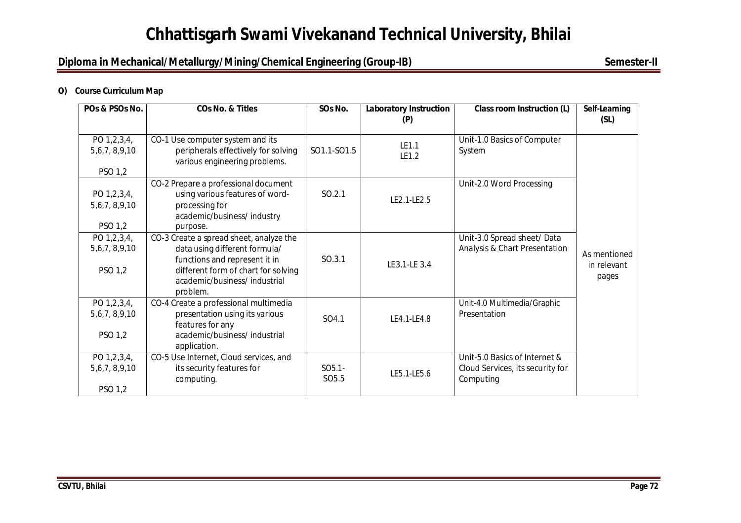**O) Course Curriculum Map**

| POs & PSOs No. | COs No. & Titles | SOs No. | Laboratory Instruction (P) | Class room Instruction (L) | Self-Learning (SL) |
|---|---|---|---|---|---|
| PO 1,2,3,4, 5,6,7, 8,9,10 PSO 1,2 | CO-1 Use computer system and its peripherals effectively for solving various engineering problems. | SO1.1-SO1.5 | LE1.1 LE1.2 | Unit-1.0 Basics of Computer System | As mentioned in relevant pages |
| PO 1,2,3,4, 5,6,7, 8,9,10 PSO 1,2 | CO-2 Prepare a professional document using various features of word-processing for academic/business/ industry purpose. | SO.2.1 | LE2.1-LE2.5 | Unit-2.0 Word Processing | |
| PO 1,2,3,4, 5,6,7, 8,9,10 PSO 1,2 | CO-3 Create a spread sheet, analyze the data using different formula/ functions and represent it in different form of chart for solving academic/business/ industrial problem. | SO.3.1 | LE3.1-LE 3.4 | Unit-3.0 Spread sheet/ Data Analysis & Chart Presentation | |
| PO 1,2,3,4, 5,6,7, 8,9,10 PSO 1,2 | CO-4 Create a professional multimedia presentation using its various features for any academic/business/ industrial application. | SO4.1 | LE4.1-LE4.8 | Unit-4.0 Multimedia/Graphic Presentation | |
| PO 1,2,3,4, 5,6,7, 8,9,10 PSO 1,2 | CO-5 Use Internet, Cloud services, and its security features for computing. | SO5.1-SO5.5 | LE5.1-LE5.6 | Unit-5.0 Basics of Internet & Cloud Services, its security for Computing | |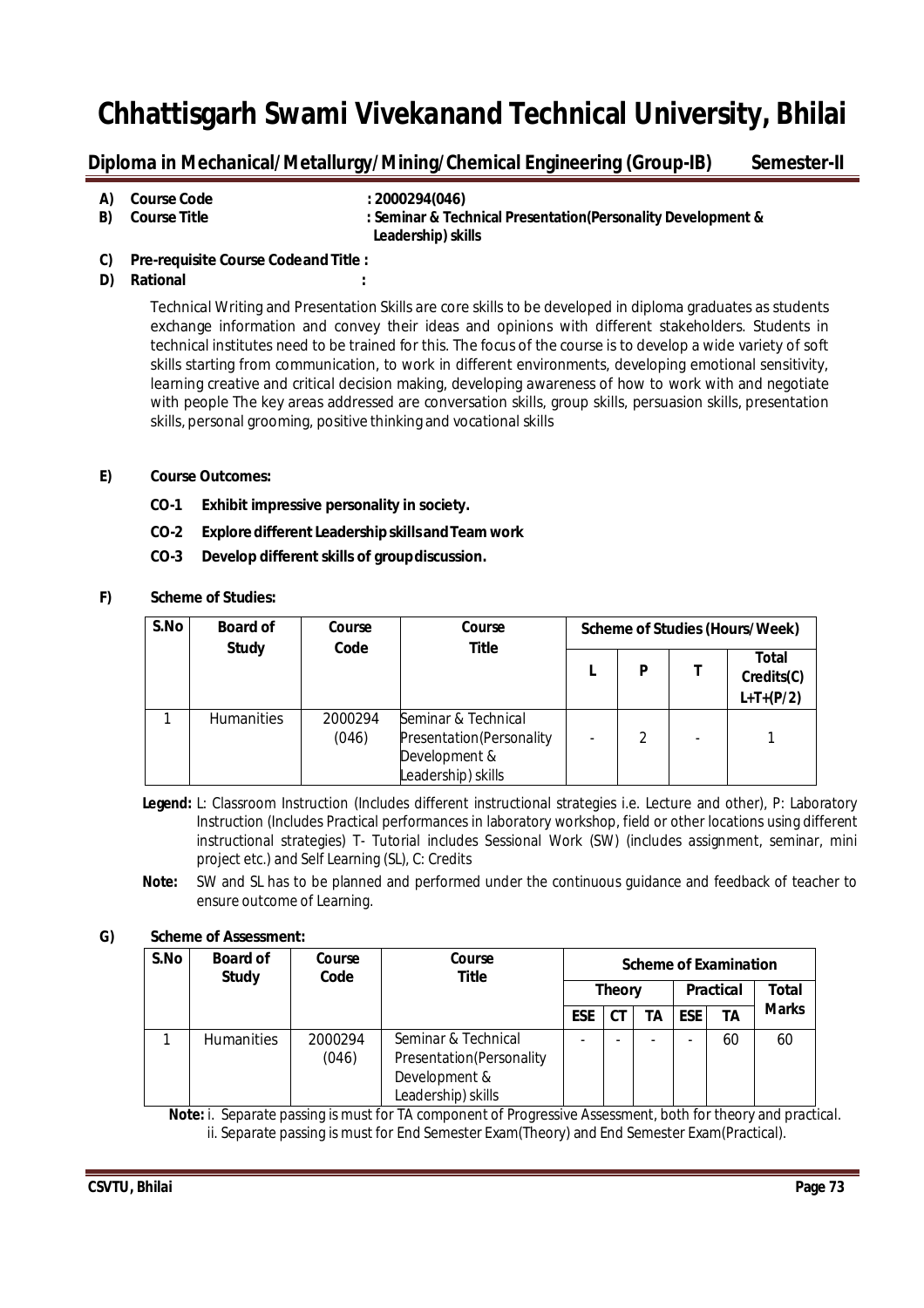# Chhattisgarh Swami Vivekanand Technical University, Bhilai

**Diploma in Mechanical/Metallurgy/Mining/Chemical Engineering (Group-IB) Semester-II**

**A) Course Code** : **2000294(046)**

**B) Course Title** : **Seminar & Technical Presentation(Personality Development & Leadership) skills**

**C) Pre-requisite Course Code and Title :**

**D) Rational :**

Technical Writing and Presentation Skills are core skills to be developed in diploma graduates as students exchange information and convey their ideas and opinions with different stakeholders. Students in technical institutes need to be trained for this. The focus of the course is to develop a wide variety of soft skills starting from communication, to work in different environments, developing emotional sensitivity, learning creative and critical decision making, developing awareness of how to work with and negotiate with people The key areas addressed are conversation skills, group skills, persuasion skills, presentation skills, personal grooming, positive thinking and vocational skills

**E) Course Outcomes:**

- **CO-1 Exhibit impressive personality in society.**
- **CO-2 Explore different Leadership skills and Team work**
- **CO-3 Develop different skills of group discussion.**

**F) Scheme of Studies:**

| S.No | Board of Study | Course Code | Course Title | Scheme of Studies (Hours/Week) | | | |
|---|---|---|---|---|---|---|---|
| | | | | L | P | T | Total Credits(C) L+T+(P/2) |
| 1 | Humanities | 2000294 (046) | Seminar & Technical Presentation(Personality Development & Leadership) skills | - | 2 | - | 1 |

**Legend:** L: Classroom Instruction (Includes different instructional strategies i.e. Lecture and other), P: Laboratory Instruction (Includes Practical performances in laboratory workshop, field or other locations using different instructional strategies) T- Tutorial includes Sessional Work (SW) (includes assignment, seminar, mini project etc.) and Self Learning (SL), C: Credits

**Note:** SW and SL has to be planned and performed under the continuous guidance and feedback of teacher to ensure outcome of Learning.

**G) Scheme of Assessment:**

| S.No | Board of Study | Course Code | Course Title | Scheme of Examination | | | | | |
|---|---|---|---|---|---|---|---|---|---|
| | | | | Theory | | | Practical | | Total Marks |
| | | | | ESE | CT | TA | ESE | TA | |
| 1 | Humanities | 2000294 (046) | Seminar & Technical Presentation(Personality Development & Leadership) skills | - | - | - | - | 60 | 60 |

**Note:** i. Separate passing is must for TA component of Progressive Assessment, both for theory and practical.
ii. Separate passing is must for End Semester Exam(Theory) and End Semester Exam(Practical).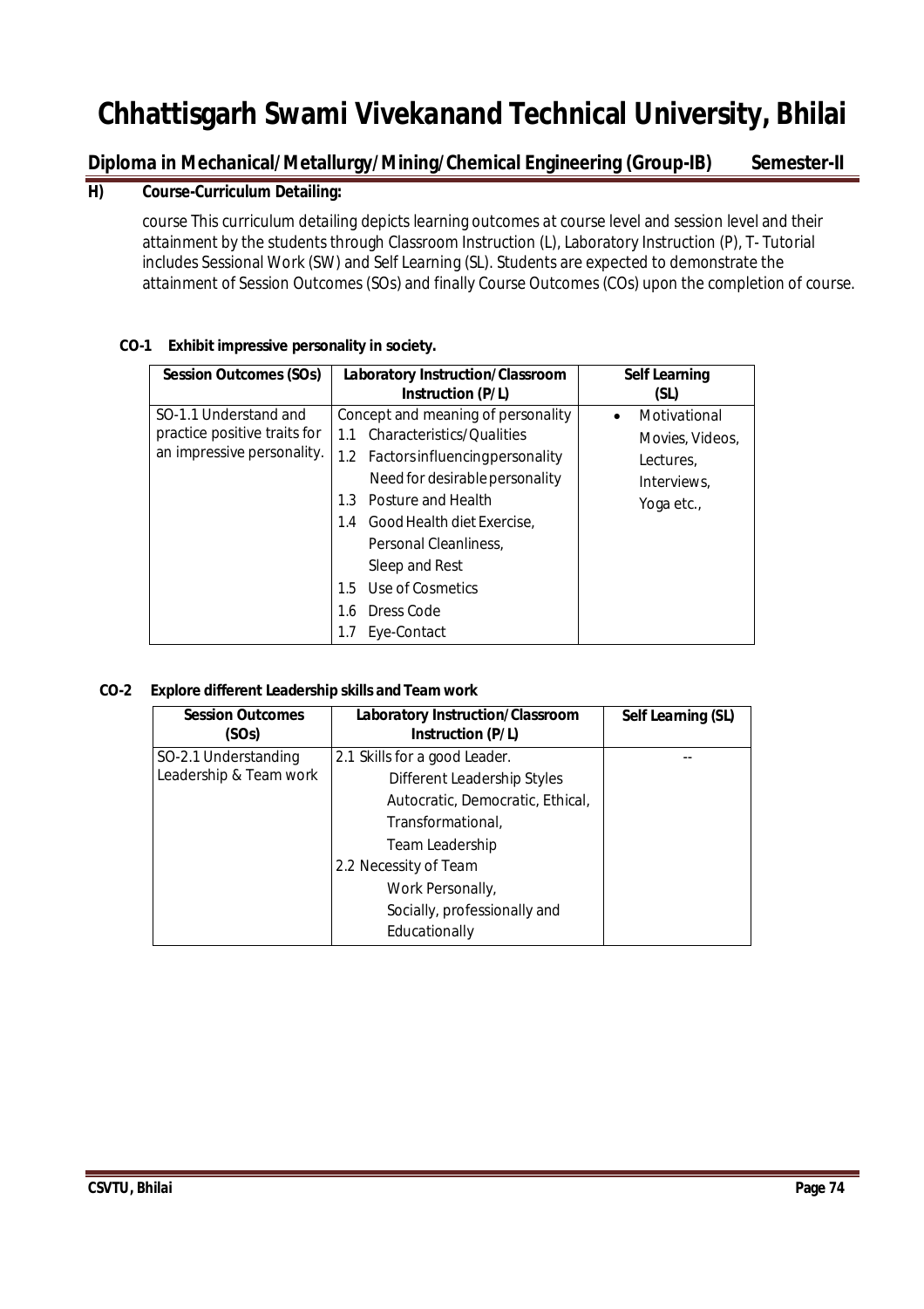# Chhattisgarh Swami Vivekanand Technical University, Bhilai

**Diploma in Mechanical/Metallurgy/Mining/Chemical Engineering (Group-IB) Semester-II**

## H) Course-Curriculum Detailing:

course This curriculum detailing depicts learning outcomes at course level and session level and their attainment by the students through Classroom Instruction (L), Laboratory Instruction (P), T- Tutorial includes Sessional Work (SW) and Self Learning (SL). Students are expected to demonstrate the attainment of Session Outcomes (SOs) and finally Course Outcomes (COs) upon the completion of course.

**CO-1 Exhibit impressive personality in society.**

| Session Outcomes (SOs) | Laboratory Instruction/Classroom Instruction (P/L) | Self Learning (SL) |
| --- | --- | --- |
| SO-1.1 Understand and practice positive traits for an impressive personality. | Concept and meaning of personality<br>1.1 Characteristics/Qualities<br>1.2 Factors influencing personality Need for desirable personality<br>1.3 Posture and Health<br>1.4 Good Health diet Exercise, Personal Cleanliness, Sleep and Rest<br>1.5 Use of Cosmetics<br>1.6 Dress Code<br>1.7 Eye-Contact | • Motivational Movies, Videos, Lectures, Interviews, Yoga etc., |

**CO-2 Explore different Leadership skills and Team work**

| Session Outcomes (SOs) | Laboratory Instruction/Classroom Instruction (P/L) | Self Learning (SL) |
| --- | --- | --- |
| SO-2.1 Understanding Leadership & Team work | 2.1 Skills for a good Leader.<br>Different Leadership Styles<br>Autocratic, Democratic, Ethical, Transformational,<br>Team Leadership<br>2.2 Necessity of Team<br>Work Personally,<br>Socially, professionally and Educationally | -- |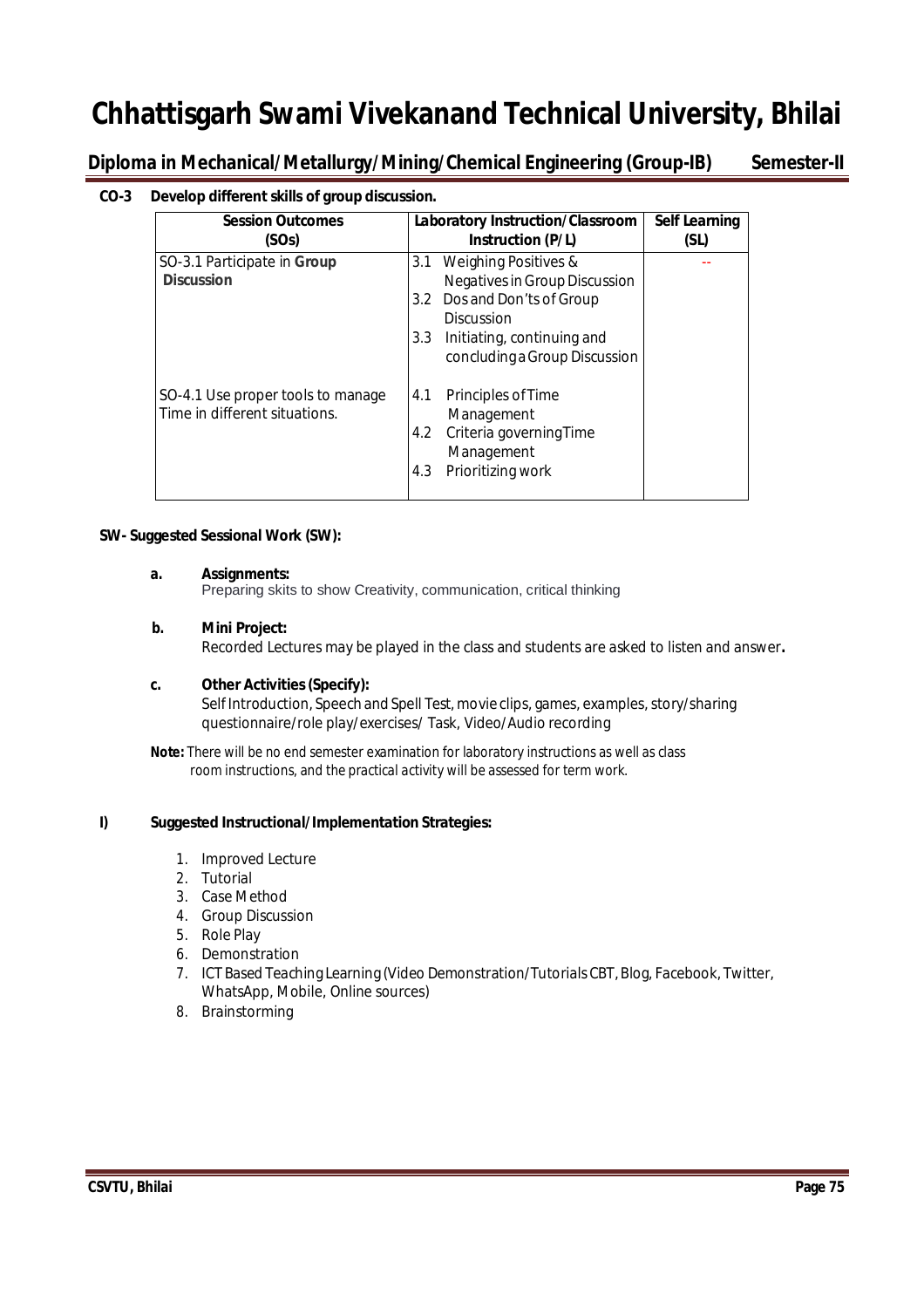**CO-3 Develop different skills of group discussion.**

| Session Outcomes (SOs) | Laboratory Instruction/Classroom Instruction (P/L) | Self Learning (SL) |
|---|---|---|
| SO-3.1 Participate in **Group Discussion** | 3.1 Weighing Positives & Negatives in Group Discussion<br>3.2 Dos and Don'ts of Group Discussion<br>3.3 Initiating, continuing and concluding a Group Discussion | -- |
| SO-4.1 Use proper tools to manage Time in different situations. | 4.1 Principles of Time Management<br>4.2 Criteria governing Time Management<br>4.3 Prioritizing work | |

**SW- Suggested Sessional Work (SW):**

**a. Assignments:**
Preparing skits to show Creativity, communication, critical thinking

**b. Mini Project:**
Recorded Lectures may be played in the class and students are asked to listen and answer**.**

**c. Other Activities (Specify):**
Self Introduction, Speech and Spell Test, movie clips, games, examples, story/sharing questionnaire/role play/exercises/ Task, Video/Audio recording

**Note:** *There will be no end semester examination for laboratory instructions as well as class room instructions, and the practical activity will be assessed for term work.*

**I) Suggested Instructional/Implementation Strategies:**

1. Improved Lecture
2. Tutorial
3. Case Method
4. Group Discussion
5. Role Play
6. Demonstration
7. ICT Based Teaching Learning (Video Demonstration/Tutorials CBT, Blog, Facebook, Twitter, WhatsApp, Mobile, Online sources)
8. Brainstorming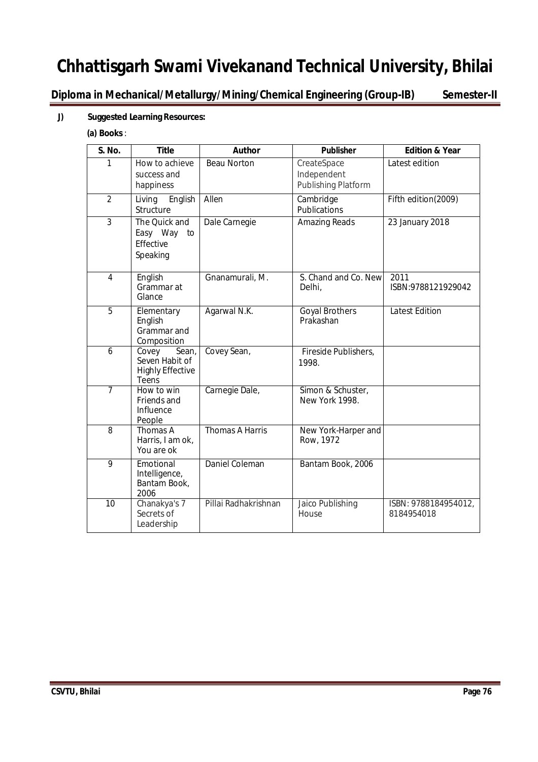# Chhattisgarh Swami Vivekanand Technical University, Bhilai

## Diploma in Mechanical/Metallurgy/Mining/Chemical Engineering (Group-IB) Semester-II

**J) Suggested Learning Resources:**

**(a) Books** :

| S. No. | Title | Author | Publisher | Edition & Year |
|---|---|---|---|---|
| 1 | How to achieve success and happiness | Beau Norton | CreateSpace Independent Publishing Platform | Latest edition |
| 2 | Living English Structure | Allen | Cambridge Publications | Fifth edition(2009) |
| 3 | The Quick and Easy Way to Effective Speaking | Dale Carnegie | Amazing Reads | 23 January 2018 |
| 4 | English Grammar at Glance | Gnanamurali, M. | S. Chand and Co. New Delhi, | 2011 ISBN:9788121929042 |
| 5 | Elementary English Grammar and Composition | Agarwal N.K. | Goyal Brothers Prakashan | Latest Edition |
| 6 | Covey Sean, Seven Habit of Highly Effective Teens | Covey Sean, | Fireside Publishers, 1998. | |
| 7 | How to win Friends and Influence People | Carnegie Dale, | Simon & Schuster, New York 1998. | |
| 8 | Thomas A Harris, I am ok, You are ok | Thomas A Harris | New York-Harper and Row, 1972 | |
| 9 | Emotional Intelligence, Bantam Book, 2006 | Daniel Coleman | Bantam Book, 2006 | |
| 10 | Chanakya's 7 Secrets of Leadership | Pillai Radhakrishnan | Jaico Publishing House | ISBN: 9788184954012, 8184954018 |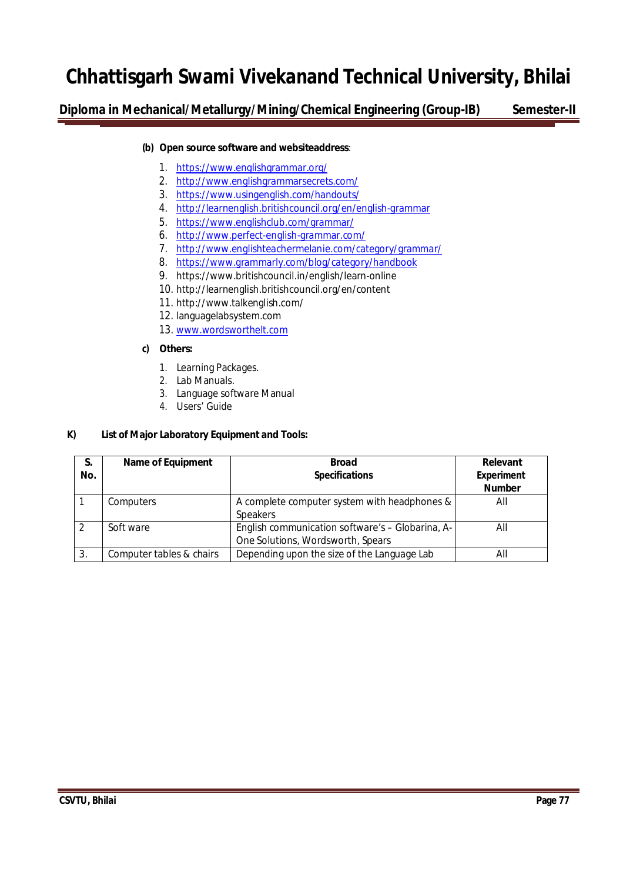**(b) Open source software and websiteaddress**:

1. https://www.englishgrammar.org/
2. http://www.englishgrammarsecrets.com/
3. https://www.usingenglish.com/handouts/
4. http://learnenglish.britishcouncil.org/en/english-grammar
5. https://www.englishclub.com/grammar/
6. http://www.perfect-english-grammar.com/
7. http://www.englishteachermelanie.com/category/grammar/
8. https://www.grammarly.com/blog/category/handbook
9. https://www.britishcouncil.in/english/learn-online
10. http://learnenglish.britishcouncil.org/en/content
11. http://www.talkenglish.com/
12. languagelabsystem.com
13. www.wordsworthelt.com

**c) Others:**

1. Learning Packages.
2. Lab Manuals.
3. Language software Manual
4. Users' Guide

**K) List of Major Laboratory Equipment and Tools:**

| S. No. | Name of Equipment | Broad Specifications | Relevant Experiment Number |
|---|---|---|---|
| 1 | Computers | A complete computer system with headphones & Speakers | All |
| 2 | Soft ware | English communication software's – Globarina, A-One Solutions, Wordsworth, Spears | All |
| 3. | Computer tables & chairs | Depending upon the size of the Language Lab | All |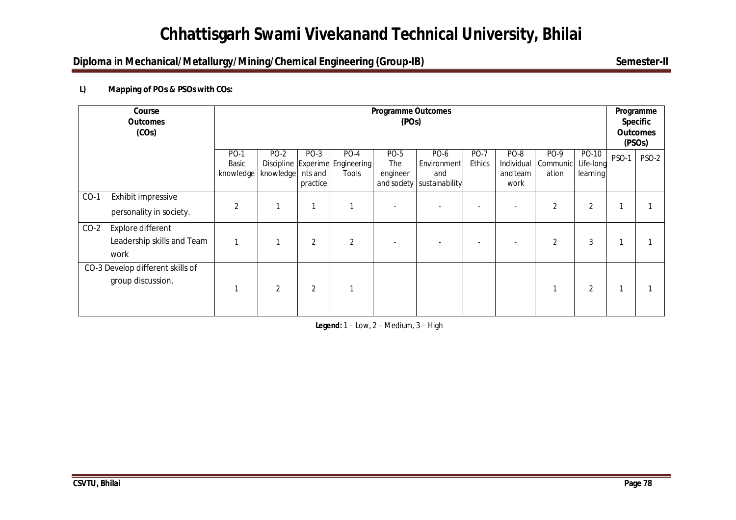**L) Mapping of POs & PSOs with COs:**

| Course Outcomes (COs) | Programme Outcomes (POs) | | | | | | | | | | Programme Specific Outcomes (PSOs) | |
|---|---|---|---|---|---|---|---|---|---|---|---|---|
| | PO-1 Basic knowledge | PO-2 Discipline knowledge | PO-3 Experiments and practice | PO-4 Engineering Tools | PO-5 The engineer and society | PO-6 Environment and sustainability | PO-7 Ethics | PO-8 Individual and team work | PO-9 Communication | PO-10 Life-long learning | PSO-1 | PSO-2 |
| CO-1 Exhibit impressive personality in society. | 2 | 1 | 1 | 1 | - | - | - | - | 2 | 2 | 1 | 1 |
| CO-2 Explore different Leadership skills and Team work | 1 | 1 | 2 | 2 | - | - | - | - | 2 | 3 | 1 | 1 |
| CO-3 Develop different skills of group discussion. | 1 | 2 | 2 | 1 | | | | | 1 | 2 | 1 | 1 |

**Legend:** 1 – Low, 2 – Medium, 3 – High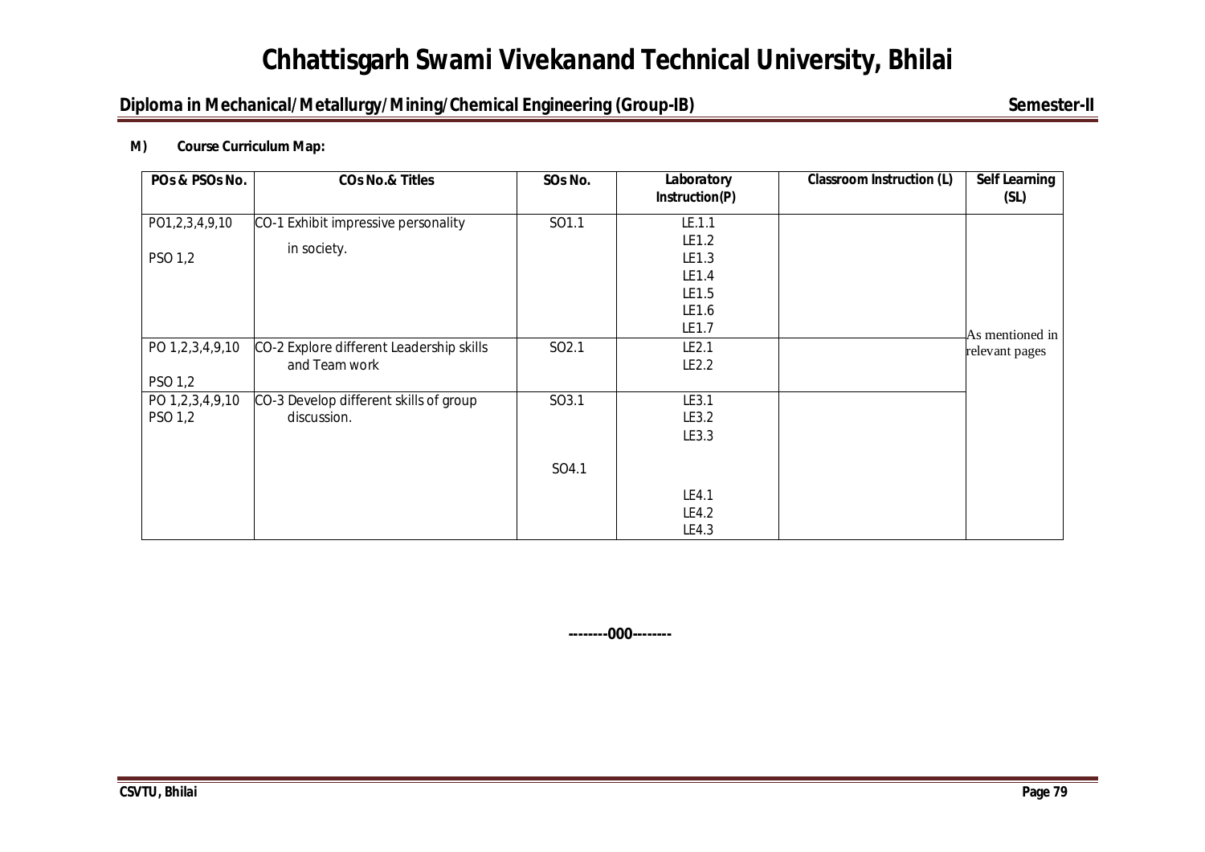**M) Course Curriculum Map:**

| POs & PSOs No. | COs No.& Titles | SOs No. | Laboratory Instruction(P) | Classroom Instruction (L) | Self Learning (SL) |
|---|---|---|---|---|---|
| PO1,2,3,4,9,10<br>PSO 1,2 | CO-1 Exhibit impressive personality in society. | SO1.1 | LE.1.1<br>LE1.2<br>LE1.3<br>LE1.4<br>LE1.5<br>LE1.6<br>LE1.7 | | As mentioned in relevant pages |
| PO 1,2,3,4,9,10<br>PSO 1,2 | CO-2 Explore different Leadership skills and Team work | SO2.1 | LE2.1<br>LE2.2 | | |
| PO 1,2,3,4,9,10<br>PSO 1,2 | CO-3 Develop different skills of group discussion. | SO3.1<br><br>SO4.1 | LE3.1<br>LE3.2<br>LE3.3<br><br>LE4.1<br>LE4.2<br>LE4.3 | | |

--------000--------